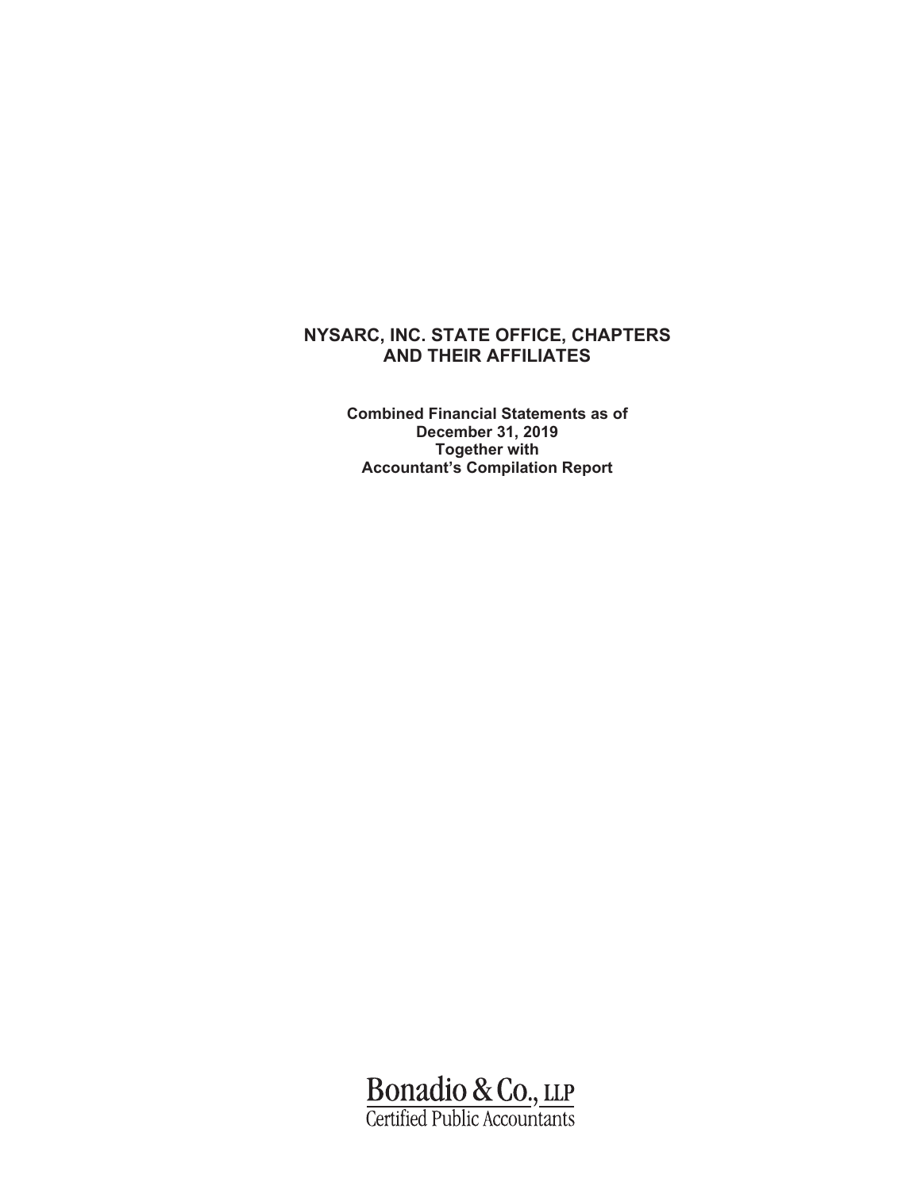# NYSARC, INC. STATE OFFICE, CHAPTERS AND THEIR AFFILIATES

**Combined Financial Statements as of December 31, 2019 Together with Accountant's Compilation Report**

Bonadio & Co., LLP
Certified Public Accountants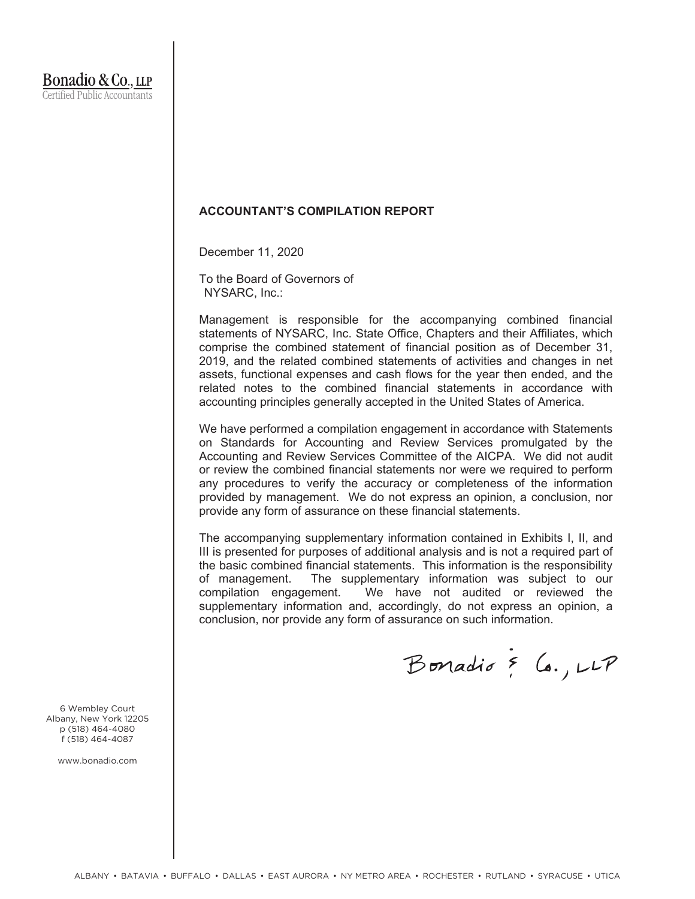Bonadio & Co., LLP
Certified Public Accountants

## ACCOUNTANT'S COMPILATION REPORT

December 11, 2020

To the Board of Governors of
NYSARC, Inc.:

Management is responsible for the accompanying combined financial statements of NYSARC, Inc. State Office, Chapters and their Affiliates, which comprise the combined statement of financial position as of December 31, 2019, and the related combined statements of activities and changes in net assets, functional expenses and cash flows for the year then ended, and the related notes to the combined financial statements in accordance with accounting principles generally accepted in the United States of America.

We have performed a compilation engagement in accordance with Statements on Standards for Accounting and Review Services promulgated by the Accounting and Review Services Committee of the AICPA. We did not audit or review the combined financial statements nor were we required to perform any procedures to verify the accuracy or completeness of the information provided by management. We do not express an opinion, a conclusion, nor provide any form of assurance on these financial statements.

The accompanying supplementary information contained in Exhibits I, II, and III is presented for purposes of additional analysis and is not a required part of the basic combined financial statements. This information is the responsibility of management. The supplementary information was subject to our compilation engagement. We have not audited or reviewed the supplementary information and, accordingly, do not express an opinion, a conclusion, nor provide any form of assurance on such information.

Bonadio & Co., LLP

6 Wembley Court
Albany, New York 12205
p (518) 464-4080
f (518) 464-4087

www.bonadio.com

ALBANY • BATAVIA • BUFFALO • DALLAS • EAST AURORA • NY METRO AREA • ROCHESTER • RUTLAND • SYRACUSE • UTICA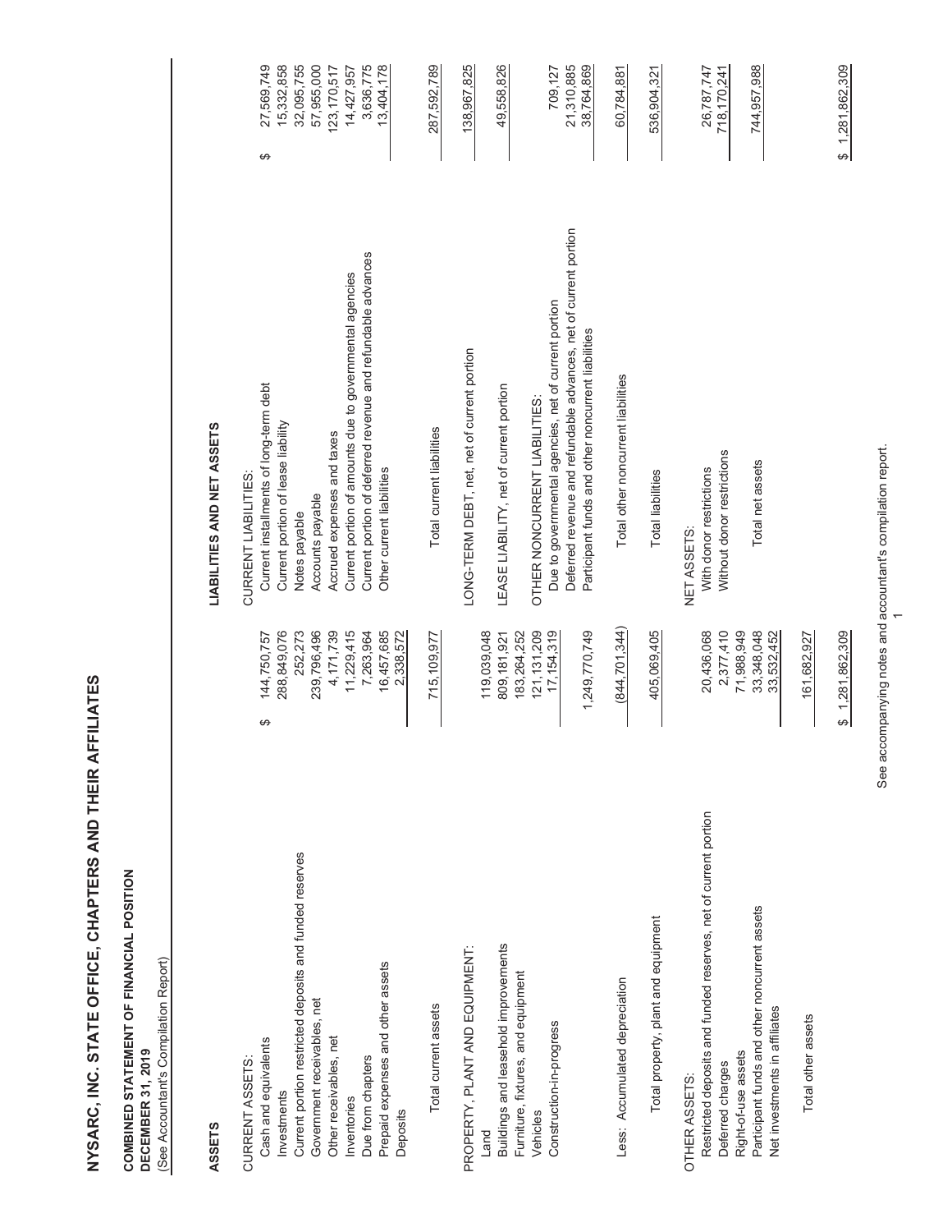# NYSARC, INC. STATE OFFICE, CHAPTERS AND THEIR AFFILIATES

## COMBINED STATEMENT OF FINANCIAL POSITION
**DECEMBER 31, 2019**
(See Accountant's Compilation Report)

| ASSETS | |
|---|---|
| CURRENT ASSETS: | |
| Cash and equivalents | $ 144,750,757 |
| Investments | 288,849,076 |
| Current portion restricted deposits and funded reserves | 252,273 |
| Government receivables, net | 239,796,496 |
| Other receivables, net | 4,171,739 |
| Inventories | 11,229,415 |
| Due from chapters | 7,263,964 |
| Prepaid expenses and other assets | 16,457,685 |
| Deposits | 2,338,572 |
| Total current assets | 715,109,977 |
| PROPERTY, PLANT AND EQUIPMENT: | |
| Land | 119,039,048 |
| Buildings and leasehold improvements | 809,181,921 |
| Furniture, fixtures, and equipment | 183,264,252 |
| Vehicles | 121,131,209 |
| Construction-in-progress | 17,154,319 |
| | 1,249,770,749 |
| Less: Accumulated depreciation | (844,701,344) |
| Total property, plant and equipment | 405,069,405 |
| OTHER ASSETS: | |
| Restricted deposits and funded reserves, net of current portion | 20,436,068 |
| Deferred charges | 2,377,410 |
| Right-of-use assets | 71,988,949 |
| Participant funds and other noncurrent assets | 33,348,048 |
| Net investments in affiliates | 33,532,452 |
| Total other assets | 161,682,927 |
| | $ 1,281,862,309 |

| LIABILITIES AND NET ASSETS | |
|---|---|
| CURRENT LIABILITIES: | |
| Current installments of long-term debt | $ 27,569,749 |
| Current portion of lease liability | 15,332,858 |
| Notes payable | 32,095,755 |
| Accounts payable | 57,955,000 |
| Accrued expenses and taxes | 123,170,517 |
| Current portion of amounts due to governmental agencies | 14,427,957 |
| Current portion of deferred revenue and refundable advances | 3,636,775 |
| Other current liabilities | 13,404,178 |
| Total current liabilities | 287,592,789 |
| LONG-TERM DEBT, net, net of current portion | 138,967,825 |
| LEASE LIABILITY, net of current portion | 49,558,826 |
| OTHER NONCURRENT LIABILITIES: | |
| Due to governmental agencies, net of current portion | 709,127 |
| Deferred revenue and refundable advances, net of current portion | 21,310,885 |
| Participant funds and other noncurrent liabilities | 38,764,869 |
| Total other noncurrent liabilities | 60,784,881 |
| Total liabilities | 536,904,321 |
| NET ASSETS: | |
| With donor restrictions | 26,787,747 |
| Without donor restrictions | 718,170,241 |
| Total net assets | 744,957,988 |
| | $ 1,281,862,309 |

See accompanying notes and accountant's compilation report.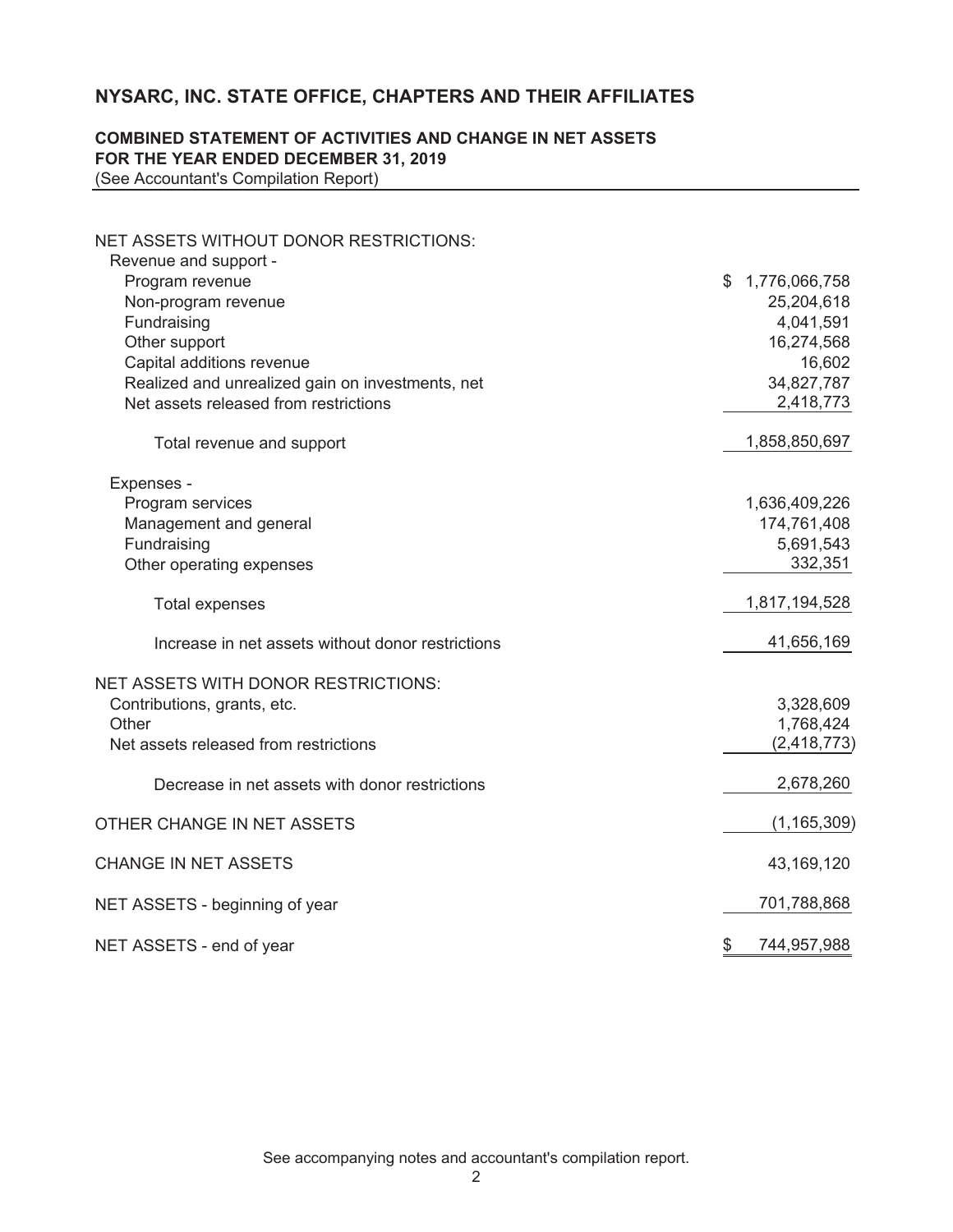# NYSARC, INC. STATE OFFICE, CHAPTERS AND THEIR AFFILIATES

## COMBINED STATEMENT OF ACTIVITIES AND CHANGE IN NET ASSETS
## FOR THE YEAR ENDED DECEMBER 31, 2019

(See Accountant's Compilation Report)

| | |
|---|---|
| NET ASSETS WITHOUT DONOR RESTRICTIONS: | |
| Revenue and support - | |
| Program revenue | $ 1,776,066,758 |
| Non-program revenue | 25,204,618 |
| Fundraising | 4,041,591 |
| Other support | 16,274,568 |
| Capital additions revenue | 16,602 |
| Realized and unrealized gain on investments, net | 34,827,787 |
| Net assets released from restrictions | 2,418,773 |
| Total revenue and support | 1,858,850,697 |
| Expenses - | |
| Program services | 1,636,409,226 |
| Management and general | 174,761,408 |
| Fundraising | 5,691,543 |
| Other operating expenses | 332,351 |
| Total expenses | 1,817,194,528 |
| Increase in net assets without donor restrictions | 41,656,169 |
| NET ASSETS WITH DONOR RESTRICTIONS: | |
| Contributions, grants, etc. | 3,328,609 |
| Other | 1,768,424 |
| Net assets released from restrictions | (2,418,773) |
| Decrease in net assets with donor restrictions | 2,678,260 |
| OTHER CHANGE IN NET ASSETS | (1,165,309) |
| CHANGE IN NET ASSETS | 43,169,120 |
| NET ASSETS - beginning of year | 701,788,868 |
| NET ASSETS - end of year | $ 744,957,988 |

See accompanying notes and accountant's compilation report.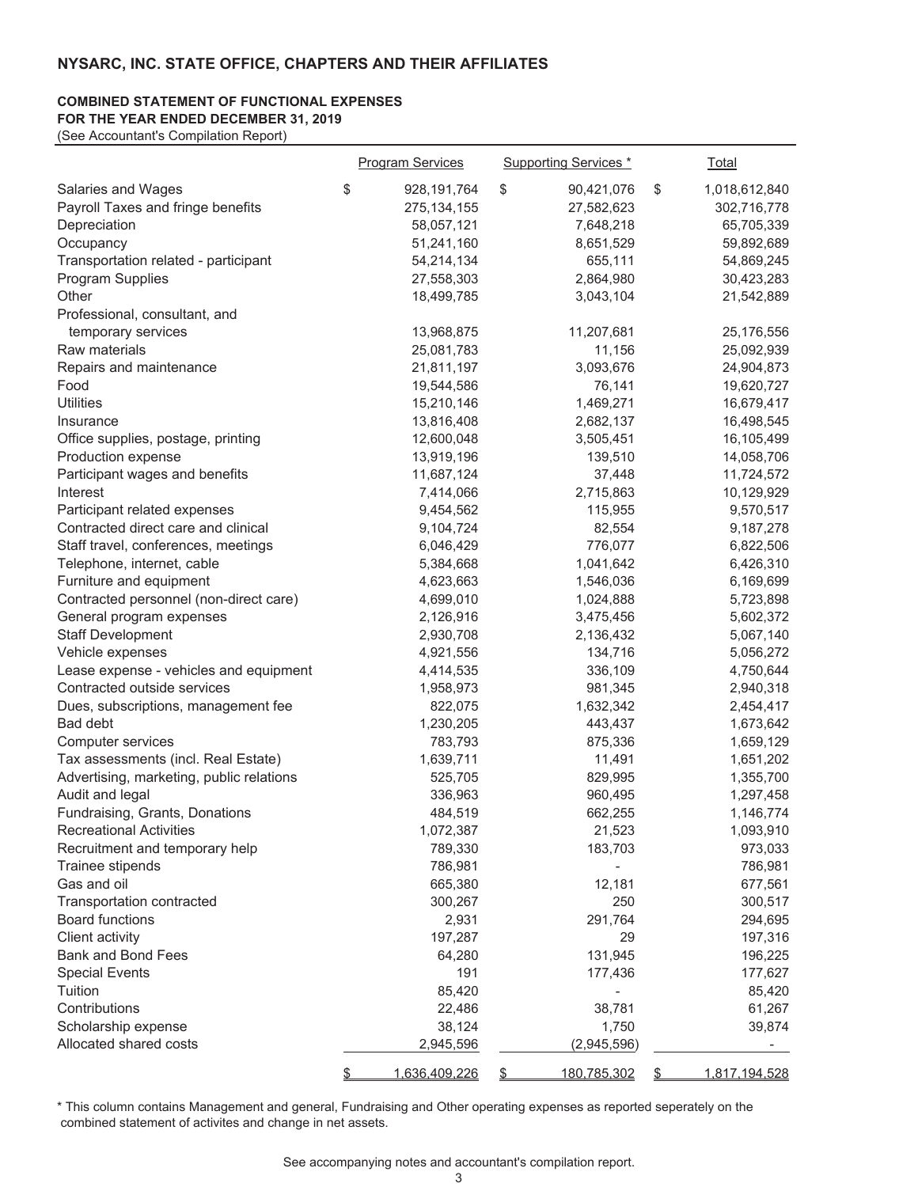## NYSARC, INC. STATE OFFICE, CHAPTERS AND THEIR AFFILIATES

**COMBINED STATEMENT OF FUNCTIONAL EXPENSES**
**FOR THE YEAR ENDED DECEMBER 31, 2019**
(See Accountant's Compilation Report)

| | Program Services | Supporting Services * | Total |
|---|---|---|---|
| Salaries and Wages | $ 928,191,764 | $ 90,421,076 | $ 1,018,612,840 |
| Payroll Taxes and fringe benefits | 275,134,155 | 27,582,623 | 302,716,778 |
| Depreciation | 58,057,121 | 7,648,218 | 65,705,339 |
| Occupancy | 51,241,160 | 8,651,529 | 59,892,689 |
| Transportation related - participant | 54,214,134 | 655,111 | 54,869,245 |
| Program Supplies | 27,558,303 | 2,864,980 | 30,423,283 |
| Other | 18,499,785 | 3,043,104 | 21,542,889 |
| Professional, consultant, and temporary services | 13,968,875 | 11,207,681 | 25,176,556 |
| Raw materials | 25,081,783 | 11,156 | 25,092,939 |
| Repairs and maintenance | 21,811,197 | 3,093,676 | 24,904,873 |
| Food | 19,544,586 | 76,141 | 19,620,727 |
| Utilities | 15,210,146 | 1,469,271 | 16,679,417 |
| Insurance | 13,816,408 | 2,682,137 | 16,498,545 |
| Office supplies, postage, printing | 12,600,048 | 3,505,451 | 16,105,499 |
| Production expense | 13,919,196 | 139,510 | 14,058,706 |
| Participant wages and benefits | 11,687,124 | 37,448 | 11,724,572 |
| Interest | 7,414,066 | 2,715,863 | 10,129,929 |
| Participant related expenses | 9,454,562 | 115,955 | 9,570,517 |
| Contracted direct care and clinical | 9,104,724 | 82,554 | 9,187,278 |
| Staff travel, conferences, meetings | 6,046,429 | 776,077 | 6,822,506 |
| Telephone, internet, cable | 5,384,668 | 1,041,642 | 6,426,310 |
| Furniture and equipment | 4,623,663 | 1,546,036 | 6,169,699 |
| Contracted personnel (non-direct care) | 4,699,010 | 1,024,888 | 5,723,898 |
| General program expenses | 2,126,916 | 3,475,456 | 5,602,372 |
| Staff Development | 2,930,708 | 2,136,432 | 5,067,140 |
| Vehicle expenses | 4,921,556 | 134,716 | 5,056,272 |
| Lease expense - vehicles and equipment | 4,414,535 | 336,109 | 4,750,644 |
| Contracted outside services | 1,958,973 | 981,345 | 2,940,318 |
| Dues, subscriptions, management fee | 822,075 | 1,632,342 | 2,454,417 |
| Bad debt | 1,230,205 | 443,437 | 1,673,642 |
| Computer services | 783,793 | 875,336 | 1,659,129 |
| Tax assessments (incl. Real Estate) | 1,639,711 | 11,491 | 1,651,202 |
| Advertising, marketing, public relations | 525,705 | 829,995 | 1,355,700 |
| Audit and legal | 336,963 | 960,495 | 1,297,458 |
| Fundraising, Grants, Donations | 484,519 | 662,255 | 1,146,774 |
| Recreational Activities | 1,072,387 | 21,523 | 1,093,910 |
| Recruitment and temporary help | 789,330 | 183,703 | 973,033 |
| Trainee stipends | 786,981 | - | 786,981 |
| Gas and oil | 665,380 | 12,181 | 677,561 |
| Transportation contracted | 300,267 | 250 | 300,517 |
| Board functions | 2,931 | 291,764 | 294,695 |
| Client activity | 197,287 | 29 | 197,316 |
| Bank and Bond Fees | 64,280 | 131,945 | 196,225 |
| Special Events | 191 | 177,436 | 177,627 |
| Tuition | 85,420 | - | 85,420 |
| Contributions | 22,486 | 38,781 | 61,267 |
| Scholarship expense | 38,124 | 1,750 | 39,874 |
| Allocated shared costs | 2,945,596 | (2,945,596) | - |
| | $ 1,636,409,226 | $ 180,785,302 | $ 1,817,194,528 |

\* This column contains Management and general, Fundraising and Other operating expenses as reported seperately on the combined statement of activites and change in net assets.

See accompanying notes and accountant's compilation report.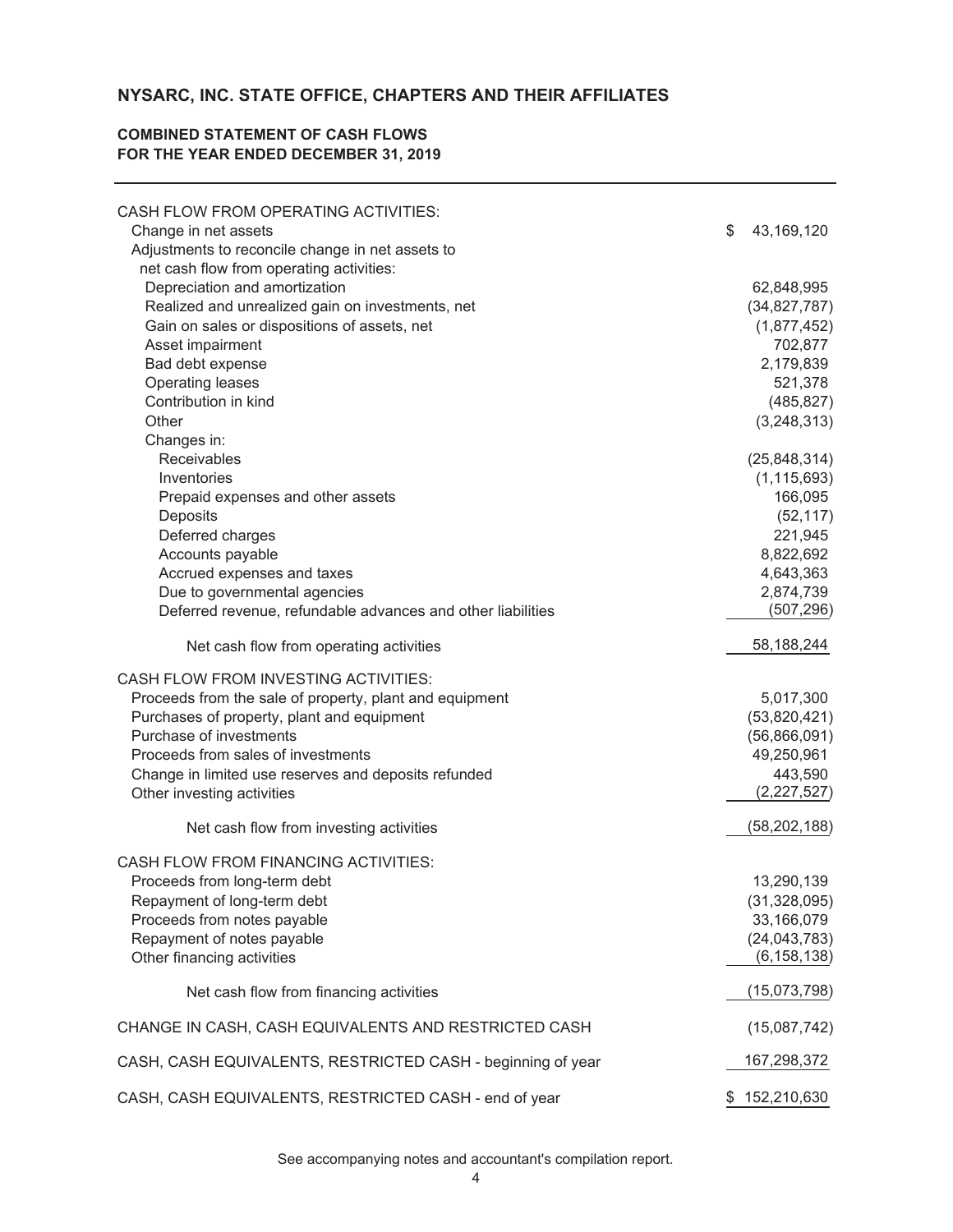# NYSARC, INC. STATE OFFICE, CHAPTERS AND THEIR AFFILIATES

## COMBINED STATEMENT OF CASH FLOWS
## FOR THE YEAR ENDED DECEMBER 31, 2019

| | |
|---|---|
| CASH FLOW FROM OPERATING ACTIVITIES: | |
| Change in net assets | $ 43,169,120 |
| Adjustments to reconcile change in net assets to net cash flow from operating activities: | |
| Depreciation and amortization | 62,848,995 |
| Realized and unrealized gain on investments, net | (34,827,787) |
| Gain on sales or dispositions of assets, net | (1,877,452) |
| Asset impairment | 702,877 |
| Bad debt expense | 2,179,839 |
| Operating leases | 521,378 |
| Contribution in kind | (485,827) |
| Other | (3,248,313) |
| Changes in: | |
| Receivables | (25,848,314) |
| Inventories | (1,115,693) |
| Prepaid expenses and other assets | 166,095 |
| Deposits | (52,117) |
| Deferred charges | 221,945 |
| Accounts payable | 8,822,692 |
| Accrued expenses and taxes | 4,643,363 |
| Due to governmental agencies | 2,874,739 |
| Deferred revenue, refundable advances and other liabilities | (507,296) |
| Net cash flow from operating activities | 58,188,244 |
| CASH FLOW FROM INVESTING ACTIVITIES: | |
| Proceeds from the sale of property, plant and equipment | 5,017,300 |
| Purchases of property, plant and equipment | (53,820,421) |
| Purchase of investments | (56,866,091) |
| Proceeds from sales of investments | 49,250,961 |
| Change in limited use reserves and deposits refunded | 443,590 |
| Other investing activities | (2,227,527) |
| Net cash flow from investing activities | (58,202,188) |
| CASH FLOW FROM FINANCING ACTIVITIES: | |
| Proceeds from long-term debt | 13,290,139 |
| Repayment of long-term debt | (31,328,095) |
| Proceeds from notes payable | 33,166,079 |
| Repayment of notes payable | (24,043,783) |
| Other financing activities | (6,158,138) |
| Net cash flow from financing activities | (15,073,798) |
| CHANGE IN CASH, CASH EQUIVALENTS AND RESTRICTED CASH | (15,087,742) |
| CASH, CASH EQUIVALENTS, RESTRICTED CASH - beginning of year | 167,298,372 |
| CASH, CASH EQUIVALENTS, RESTRICTED CASH - end of year | $ 152,210,630 |

See accompanying notes and accountant's compilation report.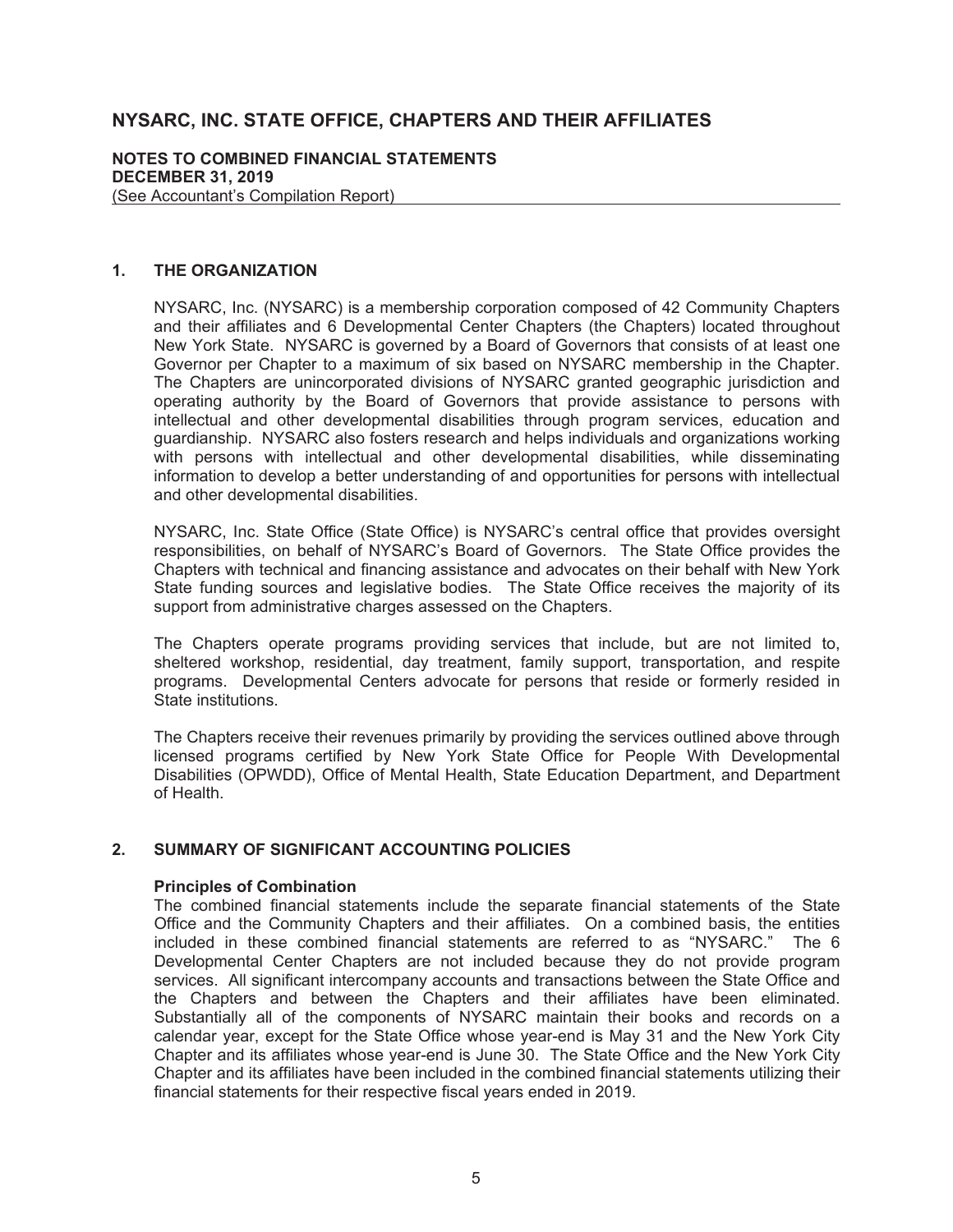**NYSARC, INC. STATE OFFICE, CHAPTERS AND THEIR AFFILIATES**

**NOTES TO COMBINED FINANCIAL STATEMENTS**
**DECEMBER 31, 2019**
(See Accountant's Compilation Report)

## 1. THE ORGANIZATION

NYSARC, Inc. (NYSARC) is a membership corporation composed of 42 Community Chapters and their affiliates and 6 Developmental Center Chapters (the Chapters) located throughout New York State. NYSARC is governed by a Board of Governors that consists of at least one Governor per Chapter to a maximum of six based on NYSARC membership in the Chapter. The Chapters are unincorporated divisions of NYSARC granted geographic jurisdiction and operating authority by the Board of Governors that provide assistance to persons with intellectual and other developmental disabilities through program services, education and guardianship. NYSARC also fosters research and helps individuals and organizations working with persons with intellectual and other developmental disabilities, while disseminating information to develop a better understanding of and opportunities for persons with intellectual and other developmental disabilities.

NYSARC, Inc. State Office (State Office) is NYSARC's central office that provides oversight responsibilities, on behalf of NYSARC's Board of Governors. The State Office provides the Chapters with technical and financing assistance and advocates on their behalf with New York State funding sources and legislative bodies. The State Office receives the majority of its support from administrative charges assessed on the Chapters.

The Chapters operate programs providing services that include, but are not limited to, sheltered workshop, residential, day treatment, family support, transportation, and respite programs. Developmental Centers advocate for persons that reside or formerly resided in State institutions.

The Chapters receive their revenues primarily by providing the services outlined above through licensed programs certified by New York State Office for People With Developmental Disabilities (OPWDD), Office of Mental Health, State Education Department, and Department of Health.

## 2. SUMMARY OF SIGNIFICANT ACCOUNTING POLICIES

**Principles of Combination**
The combined financial statements include the separate financial statements of the State Office and the Community Chapters and their affiliates. On a combined basis, the entities included in these combined financial statements are referred to as "NYSARC." The 6 Developmental Center Chapters are not included because they do not provide program services. All significant intercompany accounts and transactions between the State Office and the Chapters and between the Chapters and their affiliates have been eliminated. Substantially all of the components of NYSARC maintain their books and records on a calendar year, except for the State Office whose year-end is May 31 and the New York City Chapter and its affiliates whose year-end is June 30. The State Office and the New York City Chapter and its affiliates have been included in the combined financial statements utilizing their financial statements for their respective fiscal years ended in 2019.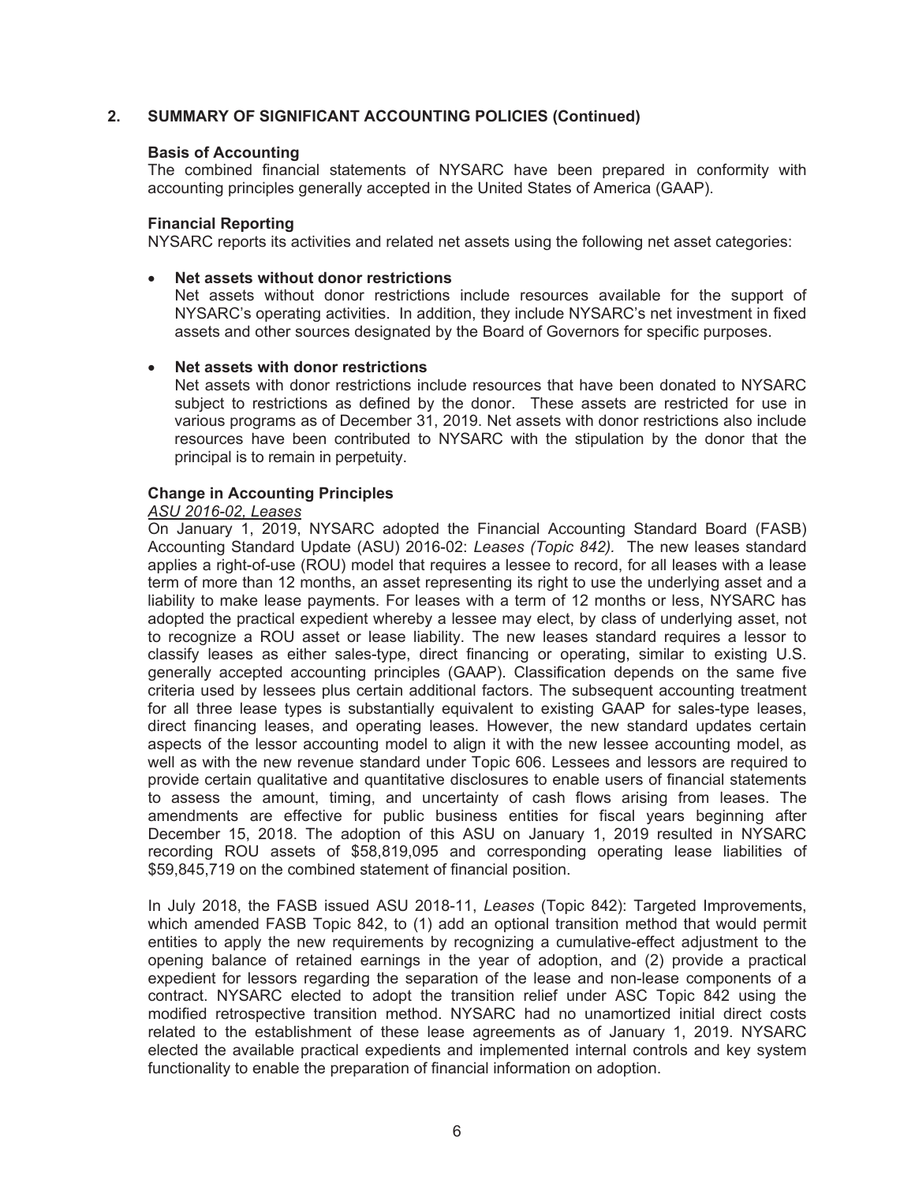## 2. SUMMARY OF SIGNIFICANT ACCOUNTING POLICIES (Continued)

### Basis of Accounting

The combined financial statements of NYSARC have been prepared in conformity with accounting principles generally accepted in the United States of America (GAAP).

### Financial Reporting

NYSARC reports its activities and related net assets using the following net asset categories:

- **Net assets without donor restrictions**
  Net assets without donor restrictions include resources available for the support of NYSARC's operating activities. In addition, they include NYSARC's net investment in fixed assets and other sources designated by the Board of Governors for specific purposes.

- **Net assets with donor restrictions**
  Net assets with donor restrictions include resources that have been donated to NYSARC subject to restrictions as defined by the donor. These assets are restricted for use in various programs as of December 31, 2019. Net assets with donor restrictions also include resources have been contributed to NYSARC with the stipulation by the donor that the principal is to remain in perpetuity.

### Change in Accounting Principles

*ASU 2016-02, Leases*

On January 1, 2019, NYSARC adopted the Financial Accounting Standard Board (FASB) Accounting Standard Update (ASU) 2016-02: *Leases (Topic 842).* The new leases standard applies a right-of-use (ROU) model that requires a lessee to record, for all leases with a lease term of more than 12 months, an asset representing its right to use the underlying asset and a liability to make lease payments. For leases with a term of 12 months or less, NYSARC has adopted the practical expedient whereby a lessee may elect, by class of underlying asset, not to recognize a ROU asset or lease liability. The new leases standard requires a lessor to classify leases as either sales-type, direct financing or operating, similar to existing U.S. generally accepted accounting principles (GAAP). Classification depends on the same five criteria used by lessees plus certain additional factors. The subsequent accounting treatment for all three lease types is substantially equivalent to existing GAAP for sales-type leases, direct financing leases, and operating leases. However, the new standard updates certain aspects of the lessor accounting model to align it with the new lessee accounting model, as well as with the new revenue standard under Topic 606. Lessees and lessors are required to provide certain qualitative and quantitative disclosures to enable users of financial statements to assess the amount, timing, and uncertainty of cash flows arising from leases. The amendments are effective for public business entities for fiscal years beginning after December 15, 2018. The adoption of this ASU on January 1, 2019 resulted in NYSARC recording ROU assets of $58,819,095 and corresponding operating lease liabilities of $59,845,719 on the combined statement of financial position.

In July 2018, the FASB issued ASU 2018-11, *Leases* (Topic 842): Targeted Improvements, which amended FASB Topic 842, to (1) add an optional transition method that would permit entities to apply the new requirements by recognizing a cumulative-effect adjustment to the opening balance of retained earnings in the year of adoption, and (2) provide a practical expedient for lessors regarding the separation of the lease and non-lease components of a contract. NYSARC elected to adopt the transition relief under ASC Topic 842 using the modified retrospective transition method. NYSARC had no unamortized initial direct costs related to the establishment of these lease agreements as of January 1, 2019. NYSARC elected the available practical expedients and implemented internal controls and key system functionality to enable the preparation of financial information on adoption.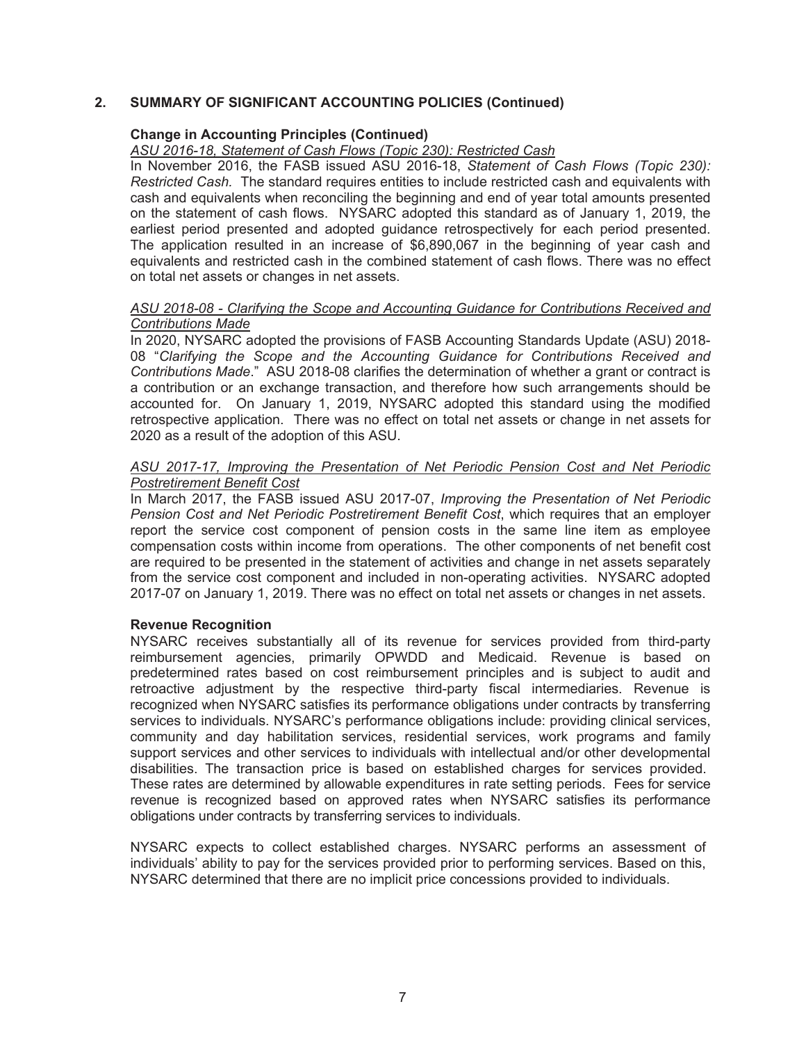## 2. SUMMARY OF SIGNIFICANT ACCOUNTING POLICIES (Continued)

### Change in Accounting Principles (Continued)

*ASU 2016-18, Statement of Cash Flows (Topic 230): Restricted Cash*

In November 2016, the FASB issued ASU 2016-18, *Statement of Cash Flows (Topic 230): Restricted Cash.* The standard requires entities to include restricted cash and equivalents with cash and equivalents when reconciling the beginning and end of year total amounts presented on the statement of cash flows. NYSARC adopted this standard as of January 1, 2019, the earliest period presented and adopted guidance retrospectively for each period presented. The application resulted in an increase of $6,890,067 in the beginning of year cash and equivalents and restricted cash in the combined statement of cash flows. There was no effect on total net assets or changes in net assets.

*ASU 2018-08 - Clarifying the Scope and Accounting Guidance for Contributions Received and Contributions Made*

In 2020, NYSARC adopted the provisions of FASB Accounting Standards Update (ASU) 2018-08 "*Clarifying the Scope and the Accounting Guidance for Contributions Received and Contributions Made*." ASU 2018-08 clarifies the determination of whether a grant or contract is a contribution or an exchange transaction, and therefore how such arrangements should be accounted for. On January 1, 2019, NYSARC adopted this standard using the modified retrospective application. There was no effect on total net assets or change in net assets for 2020 as a result of the adoption of this ASU.

*ASU 2017-17, Improving the Presentation of Net Periodic Pension Cost and Net Periodic Postretirement Benefit Cost*

In March 2017, the FASB issued ASU 2017-07, *Improving the Presentation of Net Periodic Pension Cost and Net Periodic Postretirement Benefit Cost*, which requires that an employer report the service cost component of pension costs in the same line item as employee compensation costs within income from operations. The other components of net benefit cost are required to be presented in the statement of activities and change in net assets separately from the service cost component and included in non-operating activities. NYSARC adopted 2017-07 on January 1, 2019. There was no effect on total net assets or changes in net assets.

### Revenue Recognition

NYSARC receives substantially all of its revenue for services provided from third-party reimbursement agencies, primarily OPWDD and Medicaid. Revenue is based on predetermined rates based on cost reimbursement principles and is subject to audit and retroactive adjustment by the respective third-party fiscal intermediaries. Revenue is recognized when NYSARC satisfies its performance obligations under contracts by transferring services to individuals. NYSARC's performance obligations include: providing clinical services, community and day habilitation services, residential services, work programs and family support services and other services to individuals with intellectual and/or other developmental disabilities. The transaction price is based on established charges for services provided. These rates are determined by allowable expenditures in rate setting periods. Fees for service revenue is recognized based on approved rates when NYSARC satisfies its performance obligations under contracts by transferring services to individuals.

NYSARC expects to collect established charges. NYSARC performs an assessment of individuals' ability to pay for the services provided prior to performing services. Based on this, NYSARC determined that there are no implicit price concessions provided to individuals.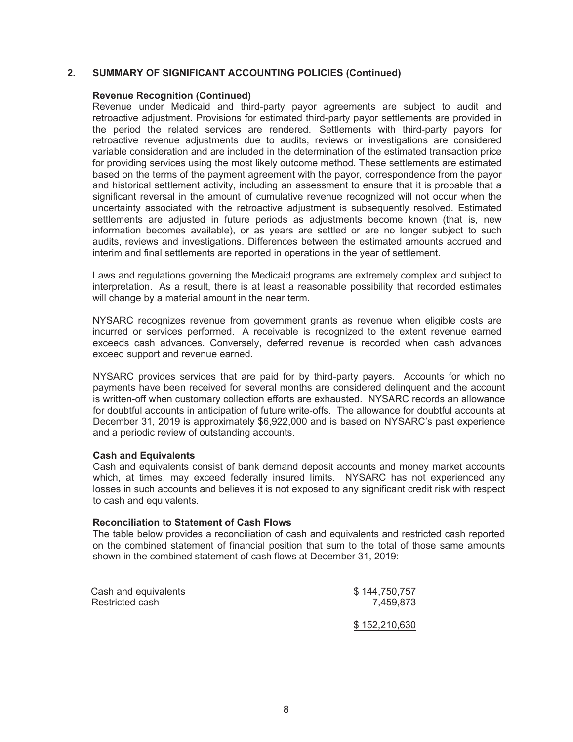## 2. SUMMARY OF SIGNIFICANT ACCOUNTING POLICIES (Continued)

### Revenue Recognition (Continued)

Revenue under Medicaid and third-party payor agreements are subject to audit and retroactive adjustment. Provisions for estimated third-party payor settlements are provided in the period the related services are rendered. Settlements with third-party payors for retroactive revenue adjustments due to audits, reviews or investigations are considered variable consideration and are included in the determination of the estimated transaction price for providing services using the most likely outcome method. These settlements are estimated based on the terms of the payment agreement with the payor, correspondence from the payor and historical settlement activity, including an assessment to ensure that it is probable that a significant reversal in the amount of cumulative revenue recognized will not occur when the uncertainty associated with the retroactive adjustment is subsequently resolved. Estimated settlements are adjusted in future periods as adjustments become known (that is, new information becomes available), or as years are settled or are no longer subject to such audits, reviews and investigations. Differences between the estimated amounts accrued and interim and final settlements are reported in operations in the year of settlement.

Laws and regulations governing the Medicaid programs are extremely complex and subject to interpretation. As a result, there is at least a reasonable possibility that recorded estimates will change by a material amount in the near term.

NYSARC recognizes revenue from government grants as revenue when eligible costs are incurred or services performed. A receivable is recognized to the extent revenue earned exceeds cash advances. Conversely, deferred revenue is recorded when cash advances exceed support and revenue earned.

NYSARC provides services that are paid for by third-party payers. Accounts for which no payments have been received for several months are considered delinquent and the account is written-off when customary collection efforts are exhausted. NYSARC records an allowance for doubtful accounts in anticipation of future write-offs. The allowance for doubtful accounts at December 31, 2019 is approximately $6,922,000 and is based on NYSARC's past experience and a periodic review of outstanding accounts.

### Cash and Equivalents

Cash and equivalents consist of bank demand deposit accounts and money market accounts which, at times, may exceed federally insured limits. NYSARC has not experienced any losses in such accounts and believes it is not exposed to any significant credit risk with respect to cash and equivalents.

### Reconciliation to Statement of Cash Flows

The table below provides a reconciliation of cash and equivalents and restricted cash reported on the combined statement of financial position that sum to the total of those same amounts shown in the combined statement of cash flows at December 31, 2019:

| | |
|---|---|
| Cash and equivalents | $ 144,750,757 |
| Restricted cash | 7,459,873 |
| | $ 152,210,630 |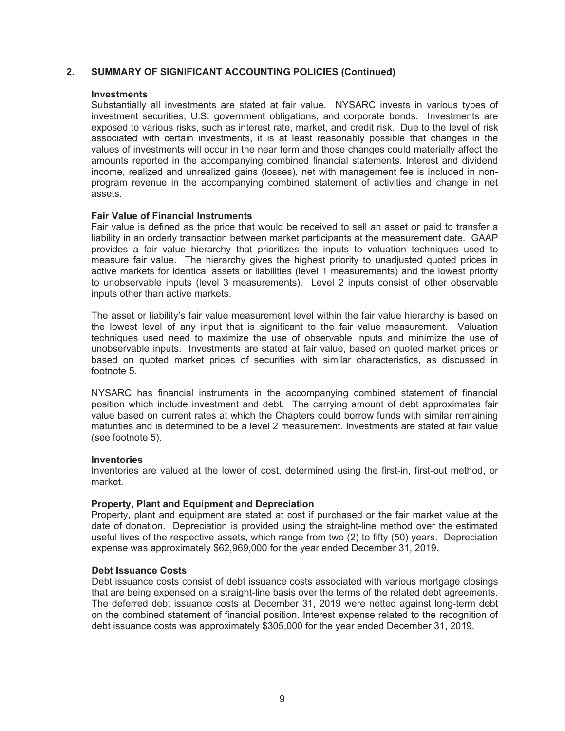## 2. SUMMARY OF SIGNIFICANT ACCOUNTING POLICIES (Continued)

### Investments

Substantially all investments are stated at fair value. NYSARC invests in various types of investment securities, U.S. government obligations, and corporate bonds. Investments are exposed to various risks, such as interest rate, market, and credit risk. Due to the level of risk associated with certain investments, it is at least reasonably possible that changes in the values of investments will occur in the near term and those changes could materially affect the amounts reported in the accompanying combined financial statements. Interest and dividend income, realized and unrealized gains (losses), net with management fee is included in non-program revenue in the accompanying combined statement of activities and change in net assets.

### Fair Value of Financial Instruments

Fair value is defined as the price that would be received to sell an asset or paid to transfer a liability in an orderly transaction between market participants at the measurement date. GAAP provides a fair value hierarchy that prioritizes the inputs to valuation techniques used to measure fair value. The hierarchy gives the highest priority to unadjusted quoted prices in active markets for identical assets or liabilities (level 1 measurements) and the lowest priority to unobservable inputs (level 3 measurements). Level 2 inputs consist of other observable inputs other than active markets.

The asset or liability's fair value measurement level within the fair value hierarchy is based on the lowest level of any input that is significant to the fair value measurement. Valuation techniques used need to maximize the use of observable inputs and minimize the use of unobservable inputs. Investments are stated at fair value, based on quoted market prices or based on quoted market prices of securities with similar characteristics, as discussed in footnote 5.

NYSARC has financial instruments in the accompanying combined statement of financial position which include investment and debt. The carrying amount of debt approximates fair value based on current rates at which the Chapters could borrow funds with similar remaining maturities and is determined to be a level 2 measurement. Investments are stated at fair value (see footnote 5).

### Inventories

Inventories are valued at the lower of cost, determined using the first-in, first-out method, or market.

### Property, Plant and Equipment and Depreciation

Property, plant and equipment are stated at cost if purchased or the fair market value at the date of donation. Depreciation is provided using the straight-line method over the estimated useful lives of the respective assets, which range from two (2) to fifty (50) years. Depreciation expense was approximately $62,969,000 for the year ended December 31, 2019.

### Debt Issuance Costs

Debt issuance costs consist of debt issuance costs associated with various mortgage closings that are being expensed on a straight-line basis over the terms of the related debt agreements. The deferred debt issuance costs at December 31, 2019 were netted against long-term debt on the combined statement of financial position. Interest expense related to the recognition of debt issuance costs was approximately $305,000 for the year ended December 31, 2019.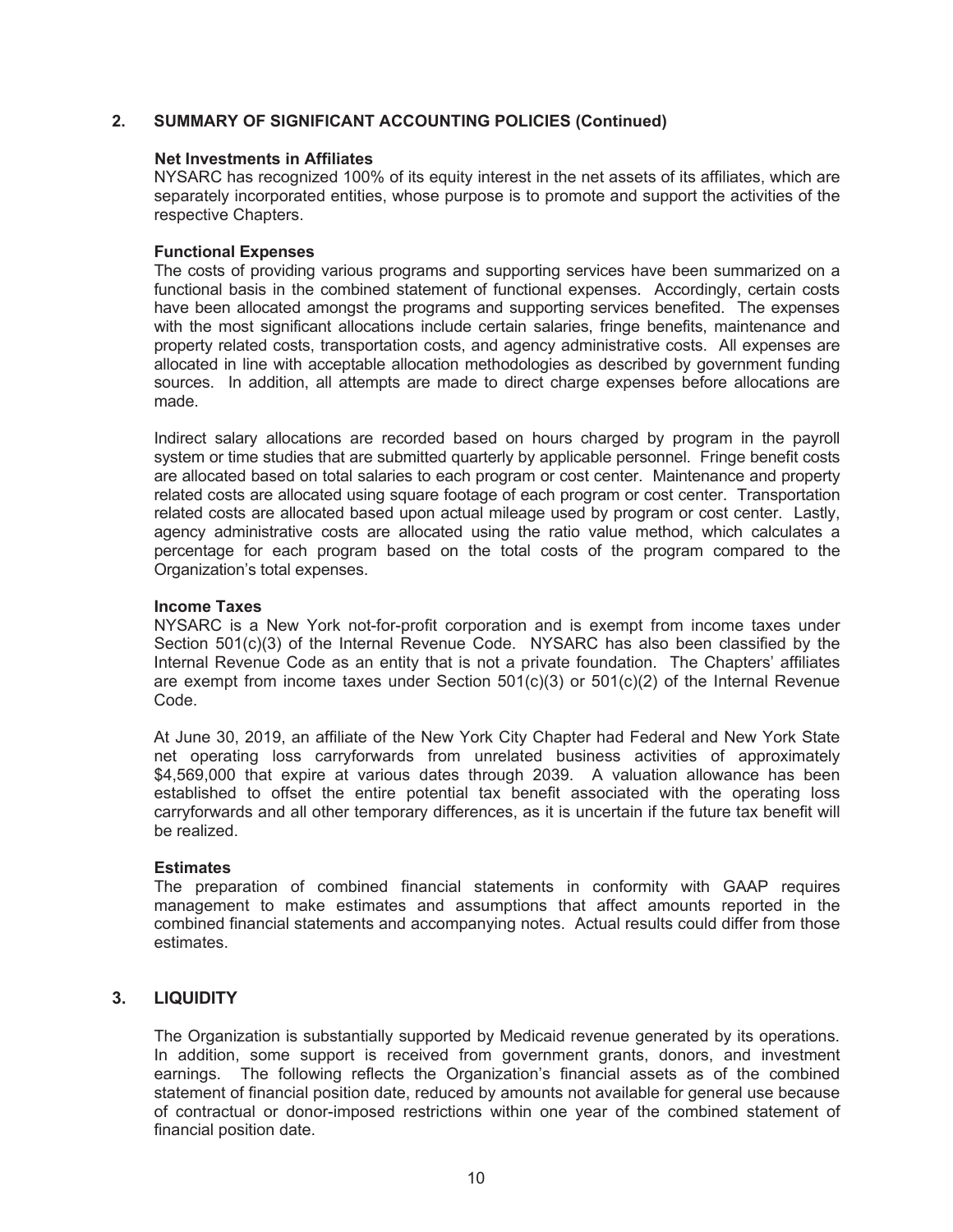## 2. SUMMARY OF SIGNIFICANT ACCOUNTING POLICIES (Continued)

**Net Investments in Affiliates**

NYSARC has recognized 100% of its equity interest in the net assets of its affiliates, which are separately incorporated entities, whose purpose is to promote and support the activities of the respective Chapters.

**Functional Expenses**

The costs of providing various programs and supporting services have been summarized on a functional basis in the combined statement of functional expenses. Accordingly, certain costs have been allocated amongst the programs and supporting services benefited. The expenses with the most significant allocations include certain salaries, fringe benefits, maintenance and property related costs, transportation costs, and agency administrative costs. All expenses are allocated in line with acceptable allocation methodologies as described by government funding sources. In addition, all attempts are made to direct charge expenses before allocations are made.

Indirect salary allocations are recorded based on hours charged by program in the payroll system or time studies that are submitted quarterly by applicable personnel. Fringe benefit costs are allocated based on total salaries to each program or cost center. Maintenance and property related costs are allocated using square footage of each program or cost center. Transportation related costs are allocated based upon actual mileage used by program or cost center. Lastly, agency administrative costs are allocated using the ratio value method, which calculates a percentage for each program based on the total costs of the program compared to the Organization's total expenses.

**Income Taxes**

NYSARC is a New York not-for-profit corporation and is exempt from income taxes under Section 501(c)(3) of the Internal Revenue Code. NYSARC has also been classified by the Internal Revenue Code as an entity that is not a private foundation. The Chapters' affiliates are exempt from income taxes under Section 501(c)(3) or 501(c)(2) of the Internal Revenue Code.

At June 30, 2019, an affiliate of the New York City Chapter had Federal and New York State net operating loss carryforwards from unrelated business activities of approximately $4,569,000 that expire at various dates through 2039. A valuation allowance has been established to offset the entire potential tax benefit associated with the operating loss carryforwards and all other temporary differences, as it is uncertain if the future tax benefit will be realized.

**Estimates**

The preparation of combined financial statements in conformity with GAAP requires management to make estimates and assumptions that affect amounts reported in the combined financial statements and accompanying notes. Actual results could differ from those estimates.

## 3. LIQUIDITY

The Organization is substantially supported by Medicaid revenue generated by its operations. In addition, some support is received from government grants, donors, and investment earnings. The following reflects the Organization's financial assets as of the combined statement of financial position date, reduced by amounts not available for general use because of contractual or donor-imposed restrictions within one year of the combined statement of financial position date.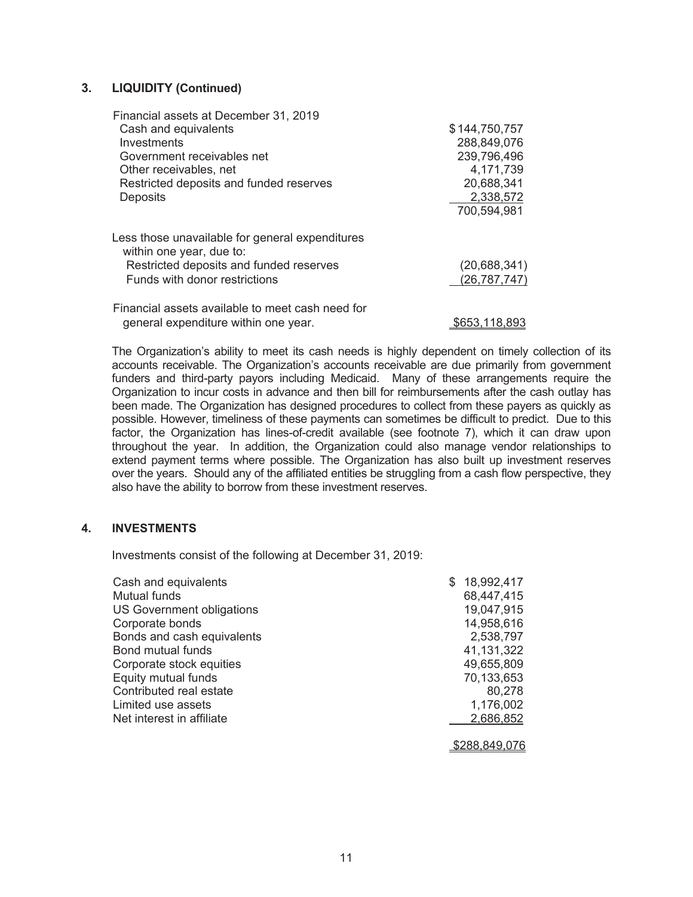## 3. LIQUIDITY (Continued)

| | |
|---|---|
| Financial assets at December 31, 2019 | |
| Cash and equivalents | $144,750,757 |
| Investments | 288,849,076 |
| Government receivables net | 239,796,496 |
| Other receivables, net | 4,171,739 |
| Restricted deposits and funded reserves | 20,688,341 |
| Deposits | 2,338,572 |
| | 700,594,981 |
| Less those unavailable for general expenditures within one year, due to: | |
| Restricted deposits and funded reserves | (20,688,341) |
| Funds with donor restrictions | (26,787,747) |
| Financial assets available to meet cash need for general expenditure within one year. | $653,118,893 |

The Organization's ability to meet its cash needs is highly dependent on timely collection of its accounts receivable. The Organization's accounts receivable are due primarily from government funders and third-party payors including Medicaid. Many of these arrangements require the Organization to incur costs in advance and then bill for reimbursements after the cash outlay has been made. The Organization has designed procedures to collect from these payers as quickly as possible. However, timeliness of these payments can sometimes be difficult to predict. Due to this factor, the Organization has lines-of-credit available (see footnote 7), which it can draw upon throughout the year. In addition, the Organization could also manage vendor relationships to extend payment terms where possible. The Organization has also built up investment reserves over the years. Should any of the affiliated entities be struggling from a cash flow perspective, they also have the ability to borrow from these investment reserves.

## 4. INVESTMENTS

Investments consist of the following at December 31, 2019:

| | |
|---|---|
| Cash and equivalents | $ 18,992,417 |
| Mutual funds | 68,447,415 |
| US Government obligations | 19,047,915 |
| Corporate bonds | 14,958,616 |
| Bonds and cash equivalents | 2,538,797 |
| Bond mutual funds | 41,131,322 |
| Corporate stock equities | 49,655,809 |
| Equity mutual funds | 70,133,653 |
| Contributed real estate | 80,278 |
| Limited use assets | 1,176,002 |
| Net interest in affiliate | 2,686,852 |
| | $288,849,076 |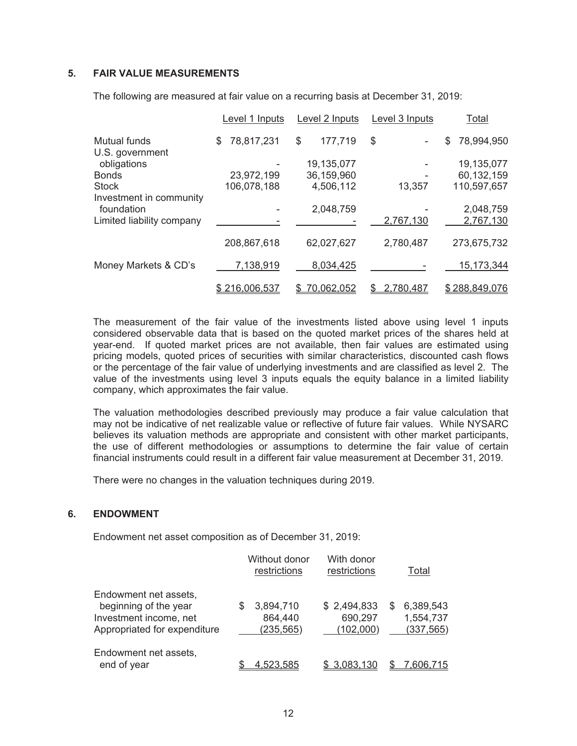## 5. FAIR VALUE MEASUREMENTS

The following are measured at fair value on a recurring basis at December 31, 2019:

| | Level 1 Inputs | Level 2 Inputs | Level 3 Inputs | Total |
|---|---|---|---|---|
| Mutual funds | $ 78,817,231 | $ 177,719 | $ - | $ 78,994,950 |
| U.S. government obligations | - | 19,135,077 | - | 19,135,077 |
| Bonds | 23,972,199 | 36,159,960 | - | 60,132,159 |
| Stock | 106,078,188 | 4,506,112 | 13,357 | 110,597,657 |
| Investment in community foundation | - | 2,048,759 | - | 2,048,759 |
| Limited liability company | - | - | 2,767,130 | 2,767,130 |
| | 208,867,618 | 62,027,627 | 2,780,487 | 273,675,732 |
| Money Markets & CD's | 7,138,919 | 8,034,425 | - | 15,173,344 |
| | $ 216,006,537 | $ 70,062,052 | $ 2,780,487 | $ 288,849,076 |

The measurement of the fair value of the investments listed above using level 1 inputs considered observable data that is based on the quoted market prices of the shares held at year-end. If quoted market prices are not available, then fair values are estimated using pricing models, quoted prices of securities with similar characteristics, discounted cash flows or the percentage of the fair value of underlying investments and are classified as level 2. The value of the investments using level 3 inputs equals the equity balance in a limited liability company, which approximates the fair value.

The valuation methodologies described previously may produce a fair value calculation that may not be indicative of net realizable value or reflective of future fair values. While NYSARC believes its valuation methods are appropriate and consistent with other market participants, the use of different methodologies or assumptions to determine the fair value of certain financial instruments could result in a different fair value measurement at December 31, 2019.

There were no changes in the valuation techniques during 2019.

## 6. ENDOWMENT

Endowment net asset composition as of December 31, 2019:

| | Without donor restrictions | With donor restrictions | Total |
|---|---|---|---|
| Endowment net assets, beginning of the year | $ 3,894,710 | $ 2,494,833 | $ 6,389,543 |
| Investment income, net | 864,440 | 690,297 | 1,554,737 |
| Appropriated for expenditure | (235,565) | (102,000) | (337,565) |
| Endowment net assets, end of year | $ 4,523,585 | $ 3,083,130 | $ 7,606,715 |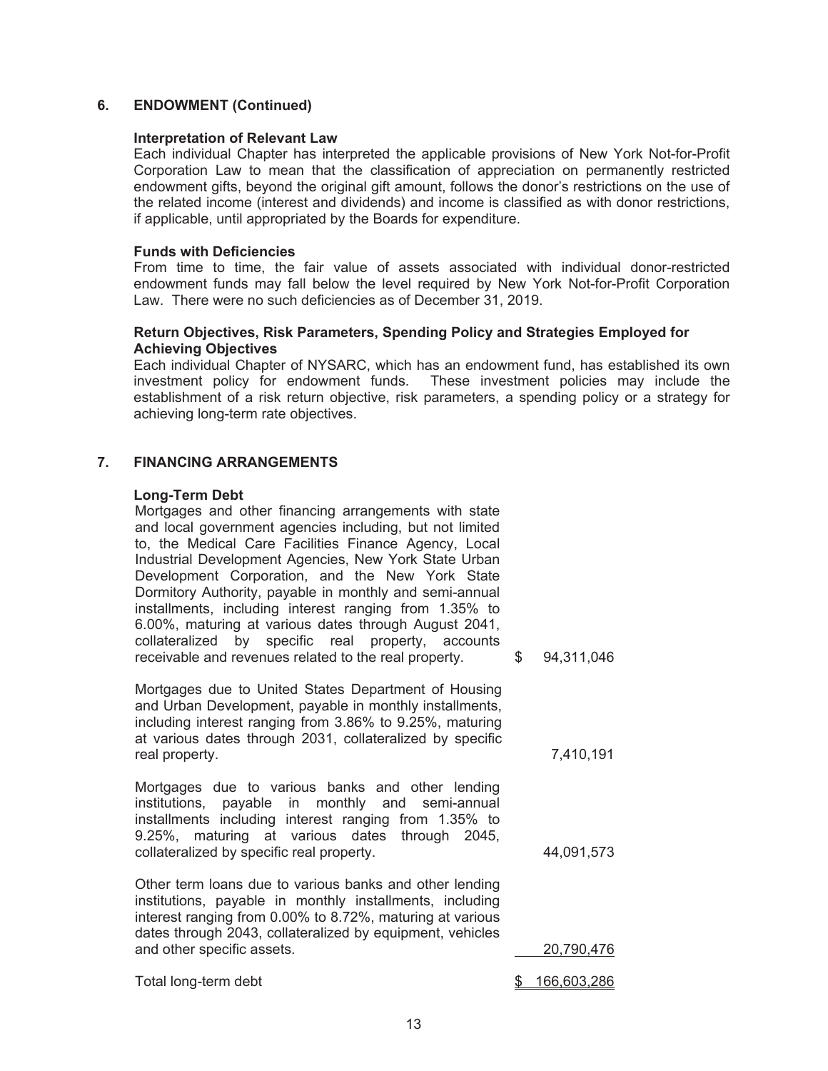## 6. ENDOWMENT (Continued)

**Interpretation of Relevant Law**

Each individual Chapter has interpreted the applicable provisions of New York Not-for-Profit Corporation Law to mean that the classification of appreciation on permanently restricted endowment gifts, beyond the original gift amount, follows the donor's restrictions on the use of the related income (interest and dividends) and income is classified as with donor restrictions, if applicable, until appropriated by the Boards for expenditure.

**Funds with Deficiencies**

From time to time, the fair value of assets associated with individual donor-restricted endowment funds may fall below the level required by New York Not-for-Profit Corporation Law. There were no such deficiencies as of December 31, 2019.

**Return Objectives, Risk Parameters, Spending Policy and Strategies Employed for Achieving Objectives**

Each individual Chapter of NYSARC, which has an endowment fund, has established its own investment policy for endowment funds. These investment policies may include the establishment of a risk return objective, risk parameters, a spending policy or a strategy for achieving long-term rate objectives.

## 7. FINANCING ARRANGEMENTS

**Long-Term Debt**

| | |
|---|---|
| Mortgages and other financing arrangements with state and local government agencies including, but not limited to, the Medical Care Facilities Finance Agency, Local Industrial Development Agencies, New York State Urban Development Corporation, and the New York State Dormitory Authority, payable in monthly and semi-annual installments, including interest ranging from 1.35% to 6.00%, maturing at various dates through August 2041, collateralized by specific real property, accounts receivable and revenues related to the real property. | $ 94,311,046 |
| Mortgages due to United States Department of Housing and Urban Development, payable in monthly installments, including interest ranging from 3.86% to 9.25%, maturing at various dates through 2031, collateralized by specific real property. | 7,410,191 |
| Mortgages due to various banks and other lending institutions, payable in monthly and semi-annual installments including interest ranging from 1.35% to 9.25%, maturing at various dates through 2045, collateralized by specific real property. | 44,091,573 |
| Other term loans due to various banks and other lending institutions, payable in monthly installments, including interest ranging from 0.00% to 8.72%, maturing at various dates through 2043, collateralized by equipment, vehicles and other specific assets. | 20,790,476 |
| Total long-term debt | $ 166,603,286 |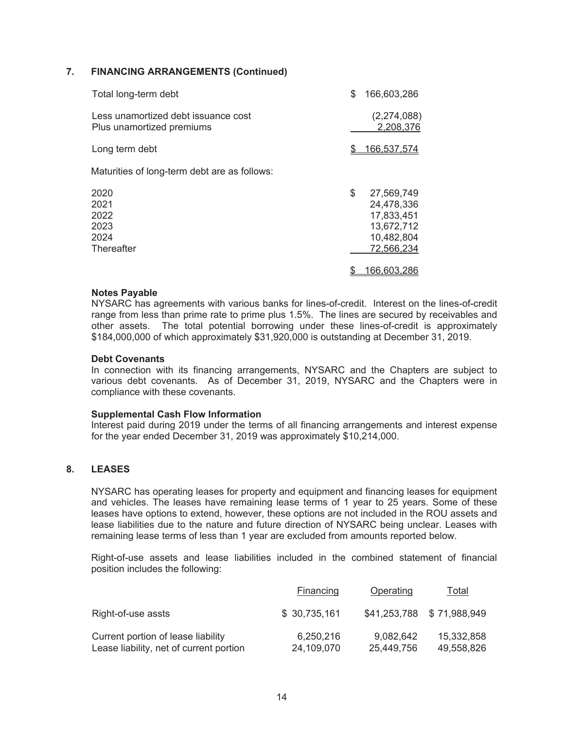## 7. FINANCING ARRANGEMENTS (Continued)

| | |
|---|---|
| Total long-term debt | $ 166,603,286 |
| Less unamortized debt issuance cost | (2,274,088) |
| Plus unamortized premiums | 2,208,376 |
| Long term debt | $ 166,537,574 |

Maturities of long-term debt are as follows:

| | |
|---|---|
| 2020 | $ 27,569,749 |
| 2021 | 24,478,336 |
| 2022 | 17,833,451 |
| 2023 | 13,672,712 |
| 2024 | 10,482,804 |
| Thereafter | 72,566,234 |
| | $ 166,603,286 |

**Notes Payable**

NYSARC has agreements with various banks for lines-of-credit. Interest on the lines-of-credit range from less than prime rate to prime plus 1.5%. The lines are secured by receivables and other assets. The total potential borrowing under these lines-of-credit is approximately $184,000,000 of which approximately $31,920,000 is outstanding at December 31, 2019.

**Debt Covenants**

In connection with its financing arrangements, NYSARC and the Chapters are subject to various debt covenants. As of December 31, 2019, NYSARC and the Chapters were in compliance with these covenants.

**Supplemental Cash Flow Information**

Interest paid during 2019 under the terms of all financing arrangements and interest expense for the year ended December 31, 2019 was approximately $10,214,000.

## 8. LEASES

NYSARC has operating leases for property and equipment and financing leases for equipment and vehicles. The leases have remaining lease terms of 1 year to 25 years. Some of these leases have options to extend, however, these options are not included in the ROU assets and lease liabilities due to the nature and future direction of NYSARC being unclear. Leases with remaining lease terms of less than 1 year are excluded from amounts reported below.

Right-of-use assets and lease liabilities included in the combined statement of financial position includes the following:

| | Financing | Operating | Total |
|---|---|---|---|
| Right-of-use assts | $ 30,735,161 | $41,253,788 | $ 71,988,949 |
| Current portion of lease liability | 6,250,216 | 9,082,642 | 15,332,858 |
| Lease liability, net of current portion | 24,109,070 | 25,449,756 | 49,558,826 |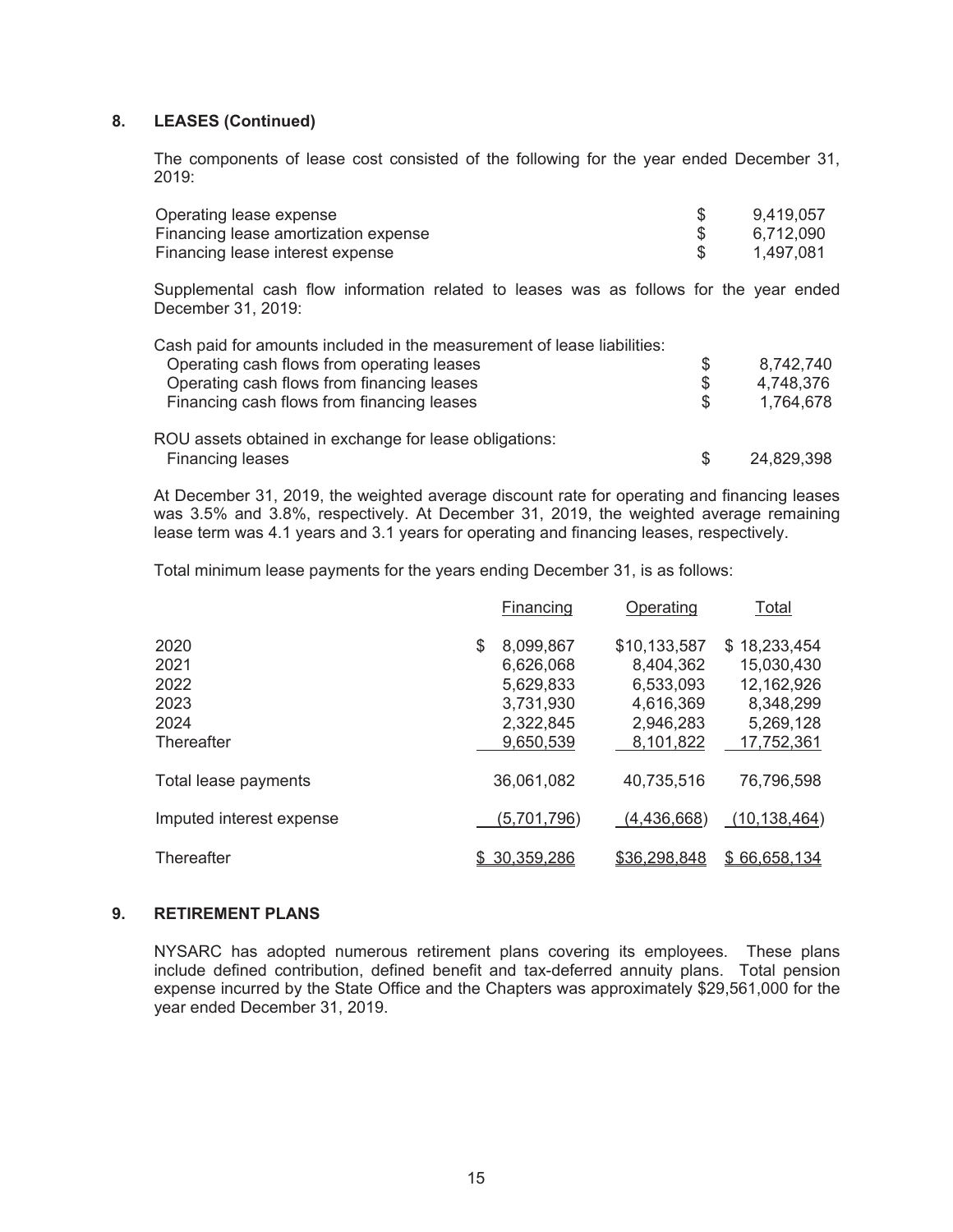## 8. LEASES (Continued)

The components of lease cost consisted of the following for the year ended December 31, 2019:

| | |
|---|---|
| Operating lease expense | $ 9,419,057 |
| Financing lease amortization expense | $ 6,712,090 |
| Financing lease interest expense | $ 1,497,081 |

Supplemental cash flow information related to leases was as follows for the year ended December 31, 2019:

| | |
|---|---|
| Cash paid for amounts included in the measurement of lease liabilities: | |
| Operating cash flows from operating leases | $ 8,742,740 |
| Operating cash flows from financing leases | $ 4,748,376 |
| Financing cash flows from financing leases | $ 1,764,678 |
| ROU assets obtained in exchange for lease obligations: | |
| Financing leases | $ 24,829,398 |

At December 31, 2019, the weighted average discount rate for operating and financing leases was 3.5% and 3.8%, respectively. At December 31, 2019, the weighted average remaining lease term was 4.1 years and 3.1 years for operating and financing leases, respectively.

Total minimum lease payments for the years ending December 31, is as follows:

| | Financing | Operating | Total |
|---|---|---|---|
| 2020 | $ 8,099,867 | $10,133,587 | $ 18,233,454 |
| 2021 | 6,626,068 | 8,404,362 | 15,030,430 |
| 2022 | 5,629,833 | 6,533,093 | 12,162,926 |
| 2023 | 3,731,930 | 4,616,369 | 8,348,299 |
| 2024 | 2,322,845 | 2,946,283 | 5,269,128 |
| Thereafter | 9,650,539 | 8,101,822 | 17,752,361 |
| Total lease payments | 36,061,082 | 40,735,516 | 76,796,598 |
| Imputed interest expense | (5,701,796) | (4,436,668) | (10,138,464) |
| Thereafter | $ 30,359,286 | $36,298,848 | $ 66,658,134 |

## 9. RETIREMENT PLANS

NYSARC has adopted numerous retirement plans covering its employees. These plans include defined contribution, defined benefit and tax-deferred annuity plans. Total pension expense incurred by the State Office and the Chapters was approximately $29,561,000 for the year ended December 31, 2019.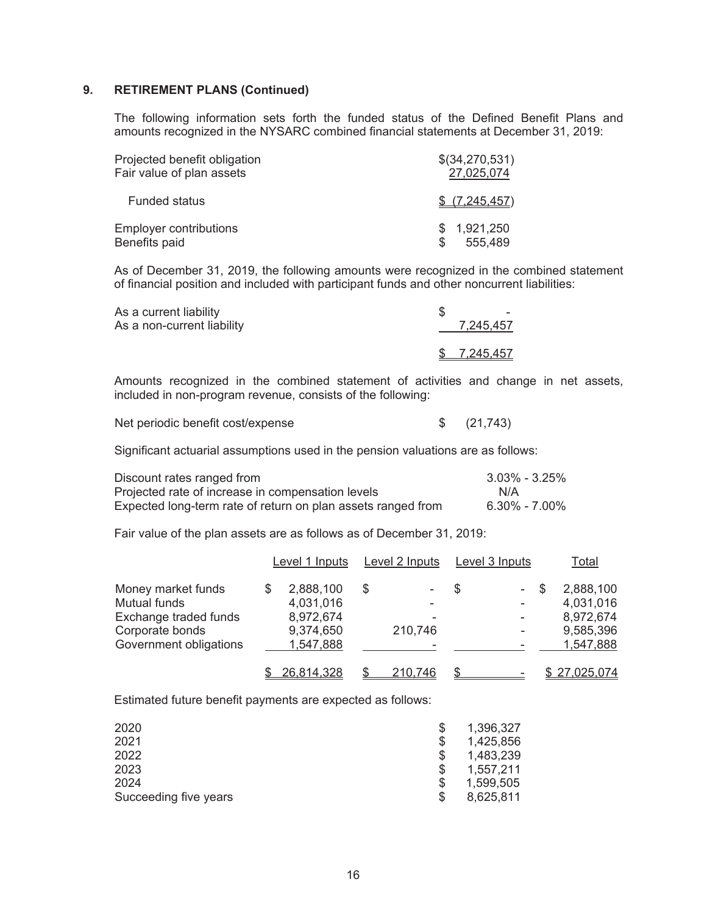## 9. RETIREMENT PLANS (Continued)

The following information sets forth the funded status of the Defined Benefit Plans and amounts recognized in the NYSARC combined financial statements at December 31, 2019:

| | |
|---|---|
| Projected benefit obligation | $(34,270,531) |
| Fair value of plan assets | 27,025,074 |
| Funded status | $ (7,245,457) |
| Employer contributions | $ 1,921,250 |
| Benefits paid | $ 555,489 |

As of December 31, 2019, the following amounts were recognized in the combined statement of financial position and included with participant funds and other noncurrent liabilities:

| | |
|---|---|
| As a current liability | $ - |
| As a non-current liability | 7,245,457 |
| | $ 7,245,457 |

Amounts recognized in the combined statement of activities and change in net assets, included in non-program revenue, consists of the following:

| | |
|---|---|
| Net periodic benefit cost/expense | $ (21,743) |

Significant actuarial assumptions used in the pension valuations are as follows:

| | |
|---|---|
| Discount rates ranged from | 3.03% - 3.25% |
| Projected rate of increase in compensation levels | N/A |
| Expected long-term rate of return on plan assets ranged from | 6.30% - 7.00% |

Fair value of the plan assets are as follows as of December 31, 2019:

| | Level 1 Inputs | Level 2 Inputs | Level 3 Inputs | Total |
|---|---|---|---|---|
| Money market funds | $ 2,888,100 | $ - | $ - | $ 2,888,100 |
| Mutual funds | 4,031,016 | - | - | 4,031,016 |
| Exchange traded funds | 8,972,674 | - | - | 8,972,674 |
| Corporate bonds | 9,374,650 | 210,746 | - | 9,585,396 |
| Government obligations | 1,547,888 | - | - | 1,547,888 |
| | $ 26,814,328 | $ 210,746 | $ - | $ 27,025,074 |

Estimated future benefit payments are expected as follows:

| | |
|---|---|
| 2020 | $ 1,396,327 |
| 2021 | $ 1,425,856 |
| 2022 | $ 1,483,239 |
| 2023 | $ 1,557,211 |
| 2024 | $ 1,599,505 |
| Succeeding five years | $ 8,625,811 |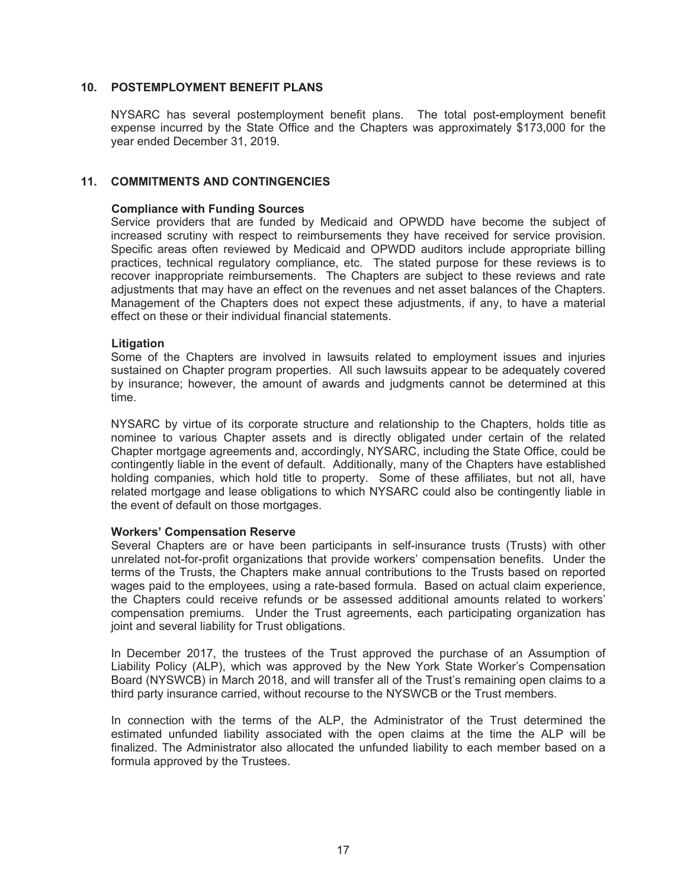## 10. POSTEMPLOYMENT BENEFIT PLANS

NYSARC has several postemployment benefit plans. The total post-employment benefit expense incurred by the State Office and the Chapters was approximately $173,000 for the year ended December 31, 2019.

## 11. COMMITMENTS AND CONTINGENCIES

**Compliance with Funding Sources**

Service providers that are funded by Medicaid and OPWDD have become the subject of increased scrutiny with respect to reimbursements they have received for service provision. Specific areas often reviewed by Medicaid and OPWDD auditors include appropriate billing practices, technical regulatory compliance, etc. The stated purpose for these reviews is to recover inappropriate reimbursements. The Chapters are subject to these reviews and rate adjustments that may have an effect on the revenues and net asset balances of the Chapters. Management of the Chapters does not expect these adjustments, if any, to have a material effect on these or their individual financial statements.

**Litigation**

Some of the Chapters are involved in lawsuits related to employment issues and injuries sustained on Chapter program properties. All such lawsuits appear to be adequately covered by insurance; however, the amount of awards and judgments cannot be determined at this time.

NYSARC by virtue of its corporate structure and relationship to the Chapters, holds title as nominee to various Chapter assets and is directly obligated under certain of the related Chapter mortgage agreements and, accordingly, NYSARC, including the State Office, could be contingently liable in the event of default. Additionally, many of the Chapters have established holding companies, which hold title to property. Some of these affiliates, but not all, have related mortgage and lease obligations to which NYSARC could also be contingently liable in the event of default on those mortgages.

**Workers' Compensation Reserve**

Several Chapters are or have been participants in self-insurance trusts (Trusts) with other unrelated not-for-profit organizations that provide workers' compensation benefits. Under the terms of the Trusts, the Chapters make annual contributions to the Trusts based on reported wages paid to the employees, using a rate-based formula. Based on actual claim experience, the Chapters could receive refunds or be assessed additional amounts related to workers' compensation premiums. Under the Trust agreements, each participating organization has joint and several liability for Trust obligations.

In December 2017, the trustees of the Trust approved the purchase of an Assumption of Liability Policy (ALP), which was approved by the New York State Worker's Compensation Board (NYSWCB) in March 2018, and will transfer all of the Trust's remaining open claims to a third party insurance carried, without recourse to the NYSWCB or the Trust members.

In connection with the terms of the ALP, the Administrator of the Trust determined the estimated unfunded liability associated with the open claims at the time the ALP will be finalized. The Administrator also allocated the unfunded liability to each member based on a formula approved by the Trustees.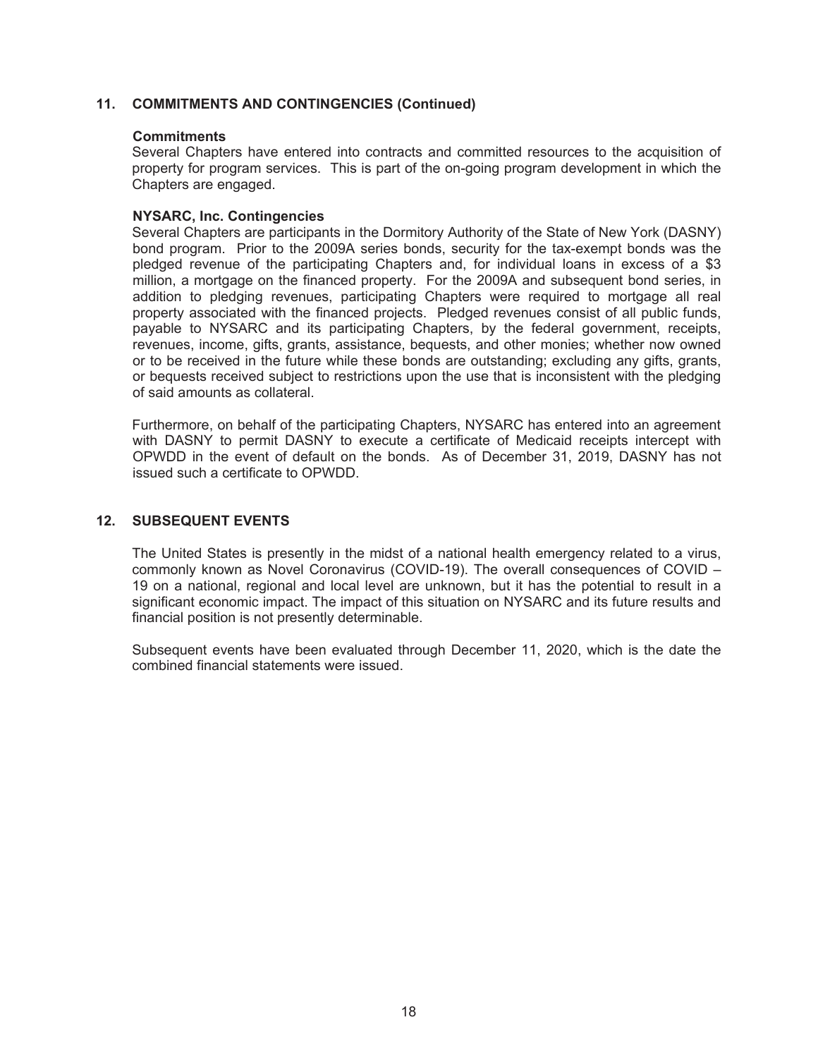## 11. COMMITMENTS AND CONTINGENCIES (Continued)

### Commitments

Several Chapters have entered into contracts and committed resources to the acquisition of property for program services. This is part of the on-going program development in which the Chapters are engaged.

### NYSARC, Inc. Contingencies

Several Chapters are participants in the Dormitory Authority of the State of New York (DASNY) bond program. Prior to the 2009A series bonds, security for the tax-exempt bonds was the pledged revenue of the participating Chapters and, for individual loans in excess of a $3 million, a mortgage on the financed property. For the 2009A and subsequent bond series, in addition to pledging revenues, participating Chapters were required to mortgage all real property associated with the financed projects. Pledged revenues consist of all public funds, payable to NYSARC and its participating Chapters, by the federal government, receipts, revenues, income, gifts, grants, assistance, bequests, and other monies; whether now owned or to be received in the future while these bonds are outstanding; excluding any gifts, grants, or bequests received subject to restrictions upon the use that is inconsistent with the pledging of said amounts as collateral.

Furthermore, on behalf of the participating Chapters, NYSARC has entered into an agreement with DASNY to permit DASNY to execute a certificate of Medicaid receipts intercept with OPWDD in the event of default on the bonds. As of December 31, 2019, DASNY has not issued such a certificate to OPWDD.

## 12. SUBSEQUENT EVENTS

The United States is presently in the midst of a national health emergency related to a virus, commonly known as Novel Coronavirus (COVID-19). The overall consequences of COVID – 19 on a national, regional and local level are unknown, but it has the potential to result in a significant economic impact. The impact of this situation on NYSARC and its future results and financial position is not presently determinable.

Subsequent events have been evaluated through December 11, 2020, which is the date the combined financial statements were issued.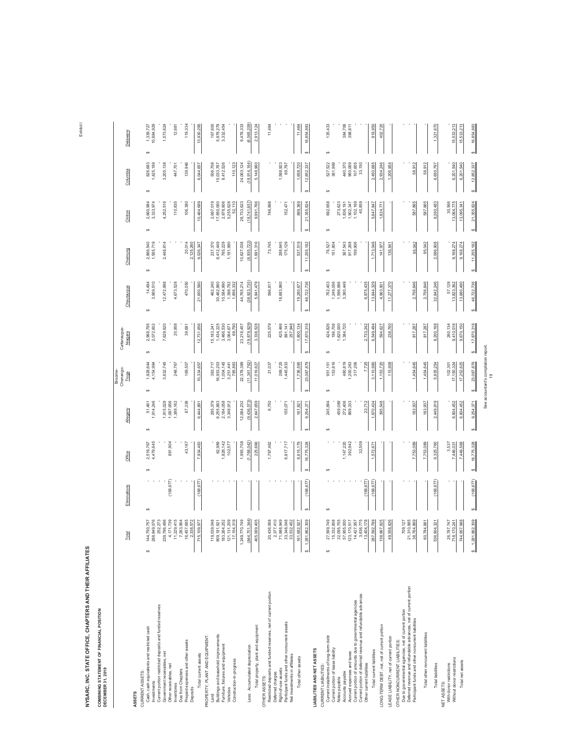Exhibit I

# NYSARC, INC. STATE OFFICE, CHAPTERS AND THEIR AFFILIATES

## COMBINING STATEMENT OF FINANCIAL POSITION
## DECEMBER 31, 2019

| | Total | Eliminations | Office | Allegany | Broome-Chenango-Tioga | Cattaraugus-Niagara | Chautauqua | Chemung | Clinton | Columbia | Delaware |
|---|---|---|---|---|---|---|---|---|---|---|---|
| **ASSETS** | | | | | | | | | | | |
| CURRENT ASSETS: | | | | | | | | | | | |
| Cash, cash equivalents and restricted cash | $ 144,750,757 | $ - | $ 2,519,767 | $ 51,461 | $ 1,928,644 | $ 2,968,795 | $ 14,494 | $ 2,866,540 | $ 2,660,984 | $ 826,683 | $ 1,339,727 |
| Investments | 288,849,076 | - | 4,479,645 | 1,914,246 | 4,154,994 | 2,072,602 | 3,969,510 | 1,565,719 | 3,333,974 | 1,425,189 | 10,884,929 |
| Current portion restricted deposits and funded reserves | 252,273 | - | - | - | - | - | - | - | - | - | - |
| Government receivables, net | 239,796,486 | - | 891,904 | 1,915,028 | 3,832,745 | 7,629,620 | 12,472,998 | 2,448,814 | 4,252,516 | 3,205,138 | 1,573,624 |
| Other receivables, net | 4,171,719 | (168,677) | - | 1,097,656 | - | - | - | - | - | - | - |
| Inventories | 11,229,415 | - | - | 1,389,162 | 248,767 | 20,958 | 4,673,528 | - | 110,835 | 447,701 | 12,681 |
| Due from Chapters | 7,263,964 | - | - | - | - | - | - | - | - | - | - |
| Prepaid expenses and other assets | 16,457,685 | - | 43,167 | 87,338 | 169,507 | 39,681 | 470,050 | 20,014 | 106,380 | 139,946 | 119,334 |
| Deposits | 2,338,572 | - | - | - | - | - | - | 2,125,260 | - | - | - |
| Total current assets | 715,109,977 | (168,677) | 7,934,483 | 6,444,891 | 10,334,657 | 12,731,656 | 21,600,580 | 9,026,347 | 10,464,689 | 6,044,657 | 13,930,295 |
| PROPERTY, PLANT AND EQUIPMENT: | | | | | | | | | | | |
| Land | 119,039,048 | - | - | 295,379 | 383,717 | 15,183,241 | 462,240 | 237,370 | 2,697,019 | 506,708 | 167,600 |
| Buildings and leasehold improvements | 809,191,921 | - | 62,989 | 6,255,883 | 16,953,209 | 1,434,225 | 30,462,860 | 8,412,649 | 17,850,060 | 15,033,767 | 5,978,279 |
| Furniture, fixtures and equipment | 183,264,252 | - | 1,828,142 | 2,184,058 | 1,004,145 | 3,466,530 | 10,584,990 | 785,229 | 2,878,806 | 8,412,526 | 3,332,454 |
| Vehicles | 121,131,209 | - | 102,577 | 3,348,912 | 3,251,441 | 3,064,671 | 1,398,792 | 1,191,990 | 5,255,628 | - | - |
| Construction-in-progress | 17,154,319 | - | - | - | 785,883 | 69,790 | 1,856,332 | - | 52,110 | 110,123 | - |
| | 1,249,770,749 | - | 1,993,708 | 12,084,232 | 22,378,389 | 23,218,457 | 44,765,214 | 10,627,038 | 28,733,623 | 24,063,124 | 9,478,333 |
| Less: Accumulated depreciation | (844,701,344) | - | (1,768,042) | (9,436,573) | (11,361,762) | (19,879,929) | (38,923,735) | (8,935,722) | (18,741,857) | (18,914,164) | (6,565,209) |
| Total property, plant and equipment | 405,069,405 | - | 225,666 | 2,647,659 | 11,016,627 | 3,338,528 | 5,841,479 | 1,691,316 | 9,991,766 | 5,148,960 | 2,913,124 |
| OTHER ASSETS: | | | | | | | | | | | |
| Restricted deposits and funded reserves, net of current portion | 20,436,068 | - | 1,797,462 | 6,750 | 21,037 | 225,579 | 596,817 | 73,745 | 746,898 | - | 11,464 |
| Deferred charges | 2,377,410 | - | - | - | - | - | - | - | - | - | - |
| Right-of-use assets | 71,988,949 | - | - | - | 269,725 | 425,466 | 18,683,860 | 288,645 | - | 1,588,923 | - |
| Participant funds and other noncurrent assets | 34,348,048 | - | 6,817,717 | 155,071 | 1,445,833 | 891,141 | - | 175,129 | 152,471 | 69,797 | - |
| Net investments in affiliates | 33,532,452 | - | - | - | - | 257,948 | - | - | - | - | - |
| Total other assets | 161,682,927 | - | 8,615,179 | 161,821 | 1,736,595 | 1,800,134 | 19,280,677 | 537,519 | 899,369 | 1,658,720 | 11,464 |
| | $ 1,281,862,309 | $ (168,677) | $ 16,775,328 | $ 9,254,371 | $ 23,087,879 | $ 17,870,318 | $ 46,722,736 | $ 11,255,182 | $ 21,355,824 | $ 12,852,337 | $ 16,854,883 |
| **LIABILITIES AND NET ASSETS** | | | | | | | | | | | |
| CURRENT LIABILITIES: | | | | | | | | | | | |
| Current installments of long-term debt | $ 27,569,749 | $ - | $ - | $ 245,894 | $ 951,151 | $ 424,926 | $ 762,403 | $ 76,527 | $ 692,658 | $ 527,522 | $ 135,433 |
| Current portion of lease liability | 15,332,958 | - | - | - | 153,816 | 186,706 | 1,240,056 | 151,804 | - | 381,989 | - |
| Notes payable | 32,095,755 | - | - | 459,089 | - | 1,820,000 | 1,566,986 | - | 273,623 | - | - |
| Accounts payable | 57,955,000 | - | 1,147,220 | 272,406 | 480,819 | 1,384,720 | 3,360,449 | 367,543 | 1,836,191 | 440,370 | 384,706 |
| Accrued expenses and taxes | 123,170,517 | - | 392,942 | 869,333 | 1,200,263 | - | - | 917,268 | 1,902,347 | 960,069 | 398,811 |
| Current portion of amounts due to governmental agencies | 14,427,957 | - | - | - | 37,206 | - | - | 199,906 | 1,102,169 | 107,605 | - |
| Current portion of deferred revenue and refundable advances | 3,636,775 | - | - | - | - | - | - | - | - | - | - |
| Other current liabilities | 13,404,178 | (168,677) | 32,509 | 23,712 | 7,725 | 2,733,242 | 6,875,435 | - | 40,859 | 33,150 | - |
| Total current liabilities | 287,592,789 | (168,677) | 1,572,671 | 1,870,434 | 3,110,980 | 6,549,494 | 13,844,329 | 1,713,048 | 5,847,847 | 2,450,685 | 918,950 |
| LONG-TERM DEBT, net of current portion | 138,967,825 | - | - | 395,548 | 1,153,720 | 594,627 | 4,963,901 | 141,977 | 1,824,771 | 2,934,246 | 402,720 |
| LEASE LIABILITY, net of current portion | 49,558,826 | - | - | - | 115,909 | 238,760 | 11,277,370 | 136,841 | - | 1,208,954 | - |
| OTHER NONCURRENT LIABILITIES: | | | | | | | | | | | |
| Due to governmental agencies, net of current portion | 709,127 | - | - | - | - | - | - | - | - | - | - |
| Deferred revenue and refundable advances, net of current portion | 21,310,685 | - | - | - | - | - | - | - | - | - | - |
| Participant funds and other noncurrent liabilities | 38,764,869 | - | 7,753,089 | 183,937 | 1,454,645 | 817,287 | 2,756,646 | 95,042 | 587,865 | 58,912 | - |
| Total other noncurrent liabilities | 60,784,681 | - | 7,753,089 | 183,937 | 1,454,645 | 817,287 | 2,756,646 | 95,042 | 587,865 | 58,912 | - |
| Total liabilities | 536,904,321 | (168,677) | 9,325,760 | 2,449,919 | 5,835,254 | 8,200,168 | 32,842,246 | 2,086,908 | 8,260,483 | 6,650,797 | 1,321,670 |
| NET ASSETS: | | | | | | | | | | | |
| With donor restrictions | 26,787,747 | - | 3,537 | - | 102,301 | 260,134 | 57,128 | - | 30,566 | - | - |
| Without donor restrictions | 718,170,241 | - | 7,446,031 | 6,804,452 | 17,150,324 | 9,410,016 | 13,823,362 | 9,168,274 | 13,064,775 | 6,201,540 | 15,533,213 |
| Total net assets | 744,957,988 | - | 7,449,568 | 6,804,452 | 17,252,625 | 9,670,150 | 13,880,490 | 9,168,274 | 13,095,341 | 6,201,540 | 15,533,213 |
| | $ 1,281,862,309 | $ (168,677) | $ 16,775,328 | $ 9,254,371 | $ 23,087,879 | $ 17,870,318 | $ 46,722,736 | $ 11,255,182 | $ 21,355,824 | $ 12,852,337 | $ 16,854,883 |

See accountant's compilation report.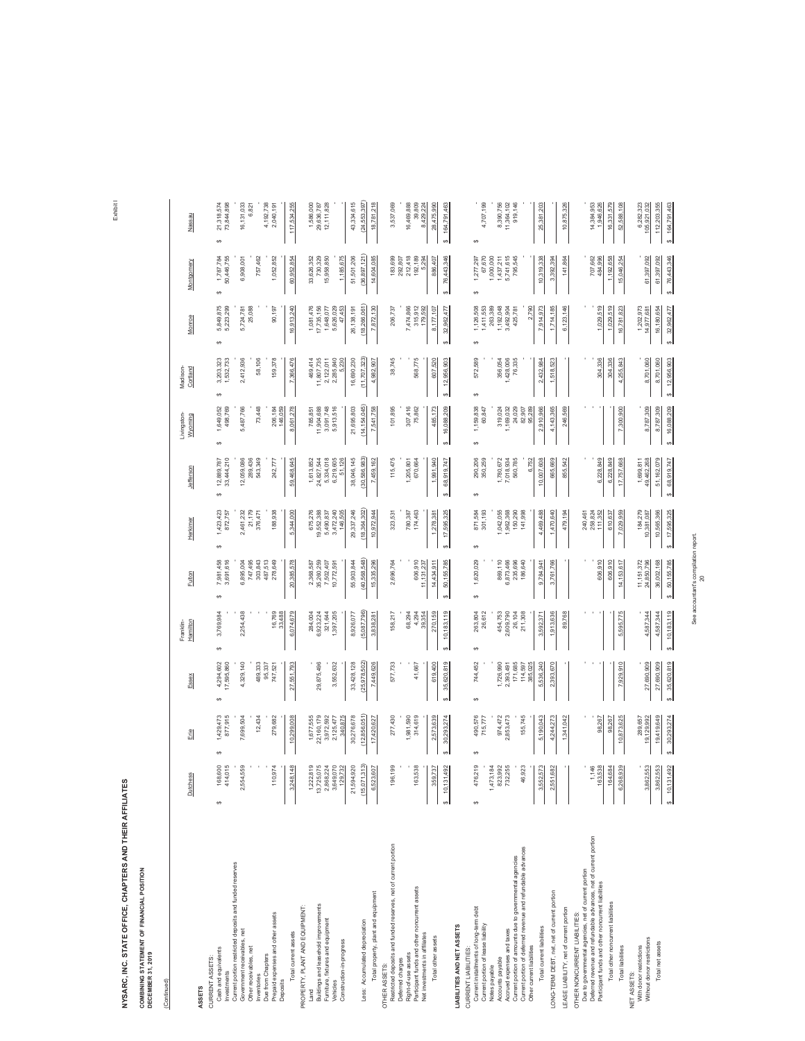Exhibit I

**NYSARC, INC. STATE OFFICE, CHAPTERS AND THEIR AFFILIATES**

**COMBINING STATEMENT OF FINANCIAL POSITION**
**DECEMBER 31, 2019**

(Continued)

| | Dutchess | Erie | Essex | Franklin-Hamilton | Fulton | Herkimer | Jefferson | Livingston-Wyoming | Madison-Cortland | Monroe | Montgomery | Nassau |
|---|---|---|---|---|---|---|---|---|---|---|---|---|
| **ASSETS** | | | | | | | | | | | | |
| CURRENT ASSETS: | | | | | | | | | | | | |
| Cash and equivalents | $ 168,600 | $ 1,429,473 | $ 4,294,602 | $ 3,769,984 | $ 7,981,458 | $ 1,423,423 | $ 12,889,787 | $ 1,649,052 | $ 3,203,323 | $ 5,849,875 | $ 1,787,784 | $ 21,318,574 |
| Investments | 414,015 | 877,915 | 17,595,860 | - | 3,691,616 | 872,757 | 33,444,210 | 498,769 | 1,532,733 | 5,223,299 | 50,446,755 | 73,844,898 |
| Current portion restricted deposits and funded reserves | - | - | - | - | - | - | - | - | - | - | - | - |
| Government receivables, net | 2,554,559 | 7,699,504 | 4,329,140 | 2,254,438 | 6,895,004 | 2,461,232 | 12,059,086 | 5,487,766 | 2,412,936 | 5,724,781 | 6,908,001 | 16,131,033 |
| Other receivables, net | - | - | - | - | 747,495 | 21,179 | 289,436 | - | - | 25,088 | - | 6,821 |
| Inventories | - | 12,434 | 489,333 | - | 303,843 | 376,471 | 543,349 | 73,448 | 58,106 | - | 757,462 | 4,192,738 |
| Due from Chapters | - | - | 95,337 | - | 487,513 | - | - | - | - | - | - | - |
| Prepaid expenses and other assets | 110,974 | 279,682 | 747,521 | 16,769 | 278,649 | 188,938 | 242,777 | 206,184 | 159,378 | 90,197 | 1,052,852 | 2,040,191 |
| Deposits | - | - | - | 33,488 | - | - | - | 146,059 | - | - | - | - |
| Total current assets | 3,248,148 | 10,299,008 | 27,551,793 | 6,074,679 | 20,385,578 | 5,344,000 | 59,468,645 | 8,061,278 | 7,366,476 | 16,913,240 | 60,952,854 | 117,534,255 |
| PROPERTY, PLANT AND EQUIPMENT: | | | | | | | | | | | | |
| Land | 1,222,819 | 1,677,555 | - | 284,004 | 2,368,587 | 675,276 | 1,613,852 | 785,851 | 469,414 | 1,081,476 | 33,626,352 | 1,586,000 |
| Buildings and leasehold improvements | 13,725,075 | 22,160,179 | 29,875,496 | 6,923,224 | 35,260,259 | 19,552,388 | 24,827,544 | 11,904,688 | 11,807,735 | 17,735,156 | 730,329 | 29,636,787 |
| Furniture, fixtures and equipment | 2,868,224 | 3,972,592 | - | 321,644 | 7,502,407 | 5,490,837 | 5,334,018 | 3,091,748 | 2,122,011 | 1,648,077 | 15,958,850 | 12,111,828 |
| Vehicles | 3,649,070 | 2,125,477 | 3,552,632 | 1,397,205 | 10,772,591 | 3,472,240 | 6,219,605 | 5,913,516 | 2,285,840 | 5,626,029 | - | - |
| Construction-in-progress | 129,732 | 340,875 | - | - | - | 146,505 | 51,126 | - | 5,230 | 47,453 | 1,185,675 | - |
| | 21,594,920 | 30,276,678 | 33,428,128 | 8,926,077 | 55,903,844 | 29,337,246 | 38,046,145 | 21,695,803 | 16,690,230 | 26,138,191 | 51,501,206 | 43,334,615 |
| Less: Accumulated depreciation | (15,071,313) | (12,856,051) | (25,978,502) | (5,087,796) | (40,568,548) | (18,364,302) | (30,586,963) | (14,154,045) | (11,707,323) | (18,266,061) | (36,897,121) | (24,553,397) |
| Total property, plant and equipment | 6,523,607 | 17,420,627 | 7,449,626 | 3,838,281 | 15,335,296 | 10,972,944 | 7,459,182 | 7,541,758 | 4,982,907 | 7,872,130 | 14,604,085 | 18,781,218 |
| OTHER ASSETS: | | | | | | | | | | | | |
| Restricted deposits and funded reserves, net of current portion | 196,199 | 277,430 | 577,733 | 158,217 | 2,696,764 | 323,531 | 115,475 | 101,895 | 38,745 | 206,737 | 183,699 | 3,537,069 |
| Deferred charges | - | - | - | - | - | - | - | - | - | - | 292,807 | - |
| Right-of-use assets | - | 1,981,590 | - | 68,294 | - | 780,387 | 1,205,801 | 307,416 | - | 7,474,866 | 212,418 | 16,469,888 |
| Participant funds and other noncurrent assets | 163,538 | 314,619 | 41,667 | 4,294 | 606,910 | 174,463 | 670,664 | 75,862 | 568,775 | 315,912 | 192,189 | 39,809 |
| Net investments in affiliates | - | - | - | 39,354 | 11,131,237 | - | - | - | - | 179,592 | 5,294 | 8,429,224 |
| Total other assets | 359,737 | 2,573,639 | 619,400 | 270,159 | 14,434,911 | 1,278,381 | 1,991,940 | 485,173 | 607,520 | 8,177,107 | 886,407 | 28,475,990 |
| | $ 10,131,492 | $ 30,293,274 | $ 35,620,819 | $ 10,183,119 | $ 50,155,785 | $ 17,595,325 | $ 68,919,747 | $ 16,088,209 | $ 12,956,903 | $ 32,962,477 | $ 76,443,346 | $ 164,791,463 |
| **LIABILITIES AND NET ASSETS** | | | | | | | | | | | | |
| CURRENT LIABILITIES: | | | | | | | | | | | | |
| Current installments of long-term debt | $ 476,219 | $ 490,576 | $ 744,452 | $ 263,804 | $ 1,620,029 | $ 871,584 | $ 290,206 | $ 1,159,838 | $ 572,589 | $ 1,126,508 | $ 1,277,297 | $ - |
| Current portion of lease liability | - | 715,777 | - | 26,612 | - | 301,193 | 350,259 | 60,847 | - | 1,411,553 | 67,670 | 4,707,199 |
| Notes payable | 1,473,184 | - | - | - | - | - | - | - | - | 263,389 | 1,000,000 | - |
| Accounts payable | 823,992 | 974,472 | 1,726,990 | 454,753 | 869,110 | 1,042,055 | 1,780,672 | 319,024 | 356,054 | 1,192,048 | 1,437,211 | 8,390,756 |
| Accrued expenses and taxes | 732,255 | 2,853,473 | 2,393,491 | 2,609,790 | 6,873,466 | 1,962,368 | 7,018,934 | 1,169,032 | 1,428,006 | 3,492,904 | 5,741,615 | 11,364,102 |
| Current portion of amounts due to governmental agencies | - | - | 171,685 | 26,104 | 235,696 | 150,290 | 560,785 | 24,029 | 76,335 | 425,781 | 795,545 | 919,146 |
| Current portion of deferred revenue and refundable advances | 46,923 | 155,745 | 114,597 | 211,308 | 186,640 | 141,998 | - | 82,907 | - | - | - | - |
| Other current liabilities | - | - | 385,025 | - | - | - | 6,752 | 95,289 | - | 2,790 | - | - |
| Total current liabilities | 3,552,573 | 5,190,043 | 5,536,240 | 3,592,371 | 9,784,941 | 4,469,488 | 10,007,608 | 2,910,966 | 2,432,984 | 7,914,973 | 10,319,338 | 25,381,203 |
| LONG-TERM DEBT, net, net of current portion | 2,551,682 | 4,244,273 | 2,393,670 | 1,913,636 | 3,761,766 | 1,470,640 | 665,659 | 4,143,365 | 1,518,523 | 1,714,185 | 3,392,394 | - |
| LEASE LIABILITY, net of current portion | - | 1,341,042 | - | 89,768 | - | 479,194 | 855,542 | 246,569 | - | 6,123,146 | 141,864 | 10,875,326 |
| OTHER NONCURRENT LIABILITIES: | | | | | | | | | | | | |
| Due to governmental agencies, net of current portion | - | - | - | - | - | 240,461 | - | - | - | - | - | - |
| Deferred revenue and refundable advances, net of current portion | 1,146 | - | - | - | - | 258,824 | - | - | - | - | 707,662 | 14,384,953 |
| Participant funds and other noncurrent liabilities | 163,538 | 98,267 | - | - | 606,910 | 111,352 | 6,228,849 | - | 304,336 | 1,029,519 | 484,996 | 1,946,626 |
| Total other noncurrent liabilities | 164,684 | 98,267 | - | - | 606,910 | 610,637 | 6,228,849 | - | 304,336 | 1,029,519 | 1,192,658 | 16,331,579 |
| Total liabilities | 6,268,939 | 10,873,625 | 7,929,910 | 5,595,775 | 14,153,617 | 7,029,959 | 17,757,658 | 7,300,900 | 4,255,843 | 16,781,823 | 15,046,254 | 52,588,108 |
| NET ASSETS: | | | | | | | | | | | | |
| With donor restrictions | - | 289,657 | - | - | 11,151,372 | 184,279 | 1,699,811 | - | - | 1,202,973 | - | 6,282,323 |
| Without donor restrictions | 3,862,553 | 19,129,992 | 27,690,909 | 4,587,344 | 24,850,796 | 10,381,087 | 49,462,268 | 8,787,309 | 8,701,060 | 14,977,681 | 61,397,092 | 105,921,032 |
| Total net assets | 3,862,553 | 19,419,649 | 27,690,909 | 4,587,344 | 36,002,168 | 10,565,366 | 51,162,079 | 8,787,309 | 8,701,060 | 16,180,654 | 61,397,092 | 112,203,355 |
| | $ 10,131,492 | $ 30,293,274 | $ 35,620,819 | $ 10,183,119 | $ 50,155,785 | $ 17,595,325 | $ 68,919,747 | $ 16,088,209 | $ 12,956,903 | $ 32,962,477 | $ 76,443,346 | $ 164,791,463 |

See accountant's compilation report.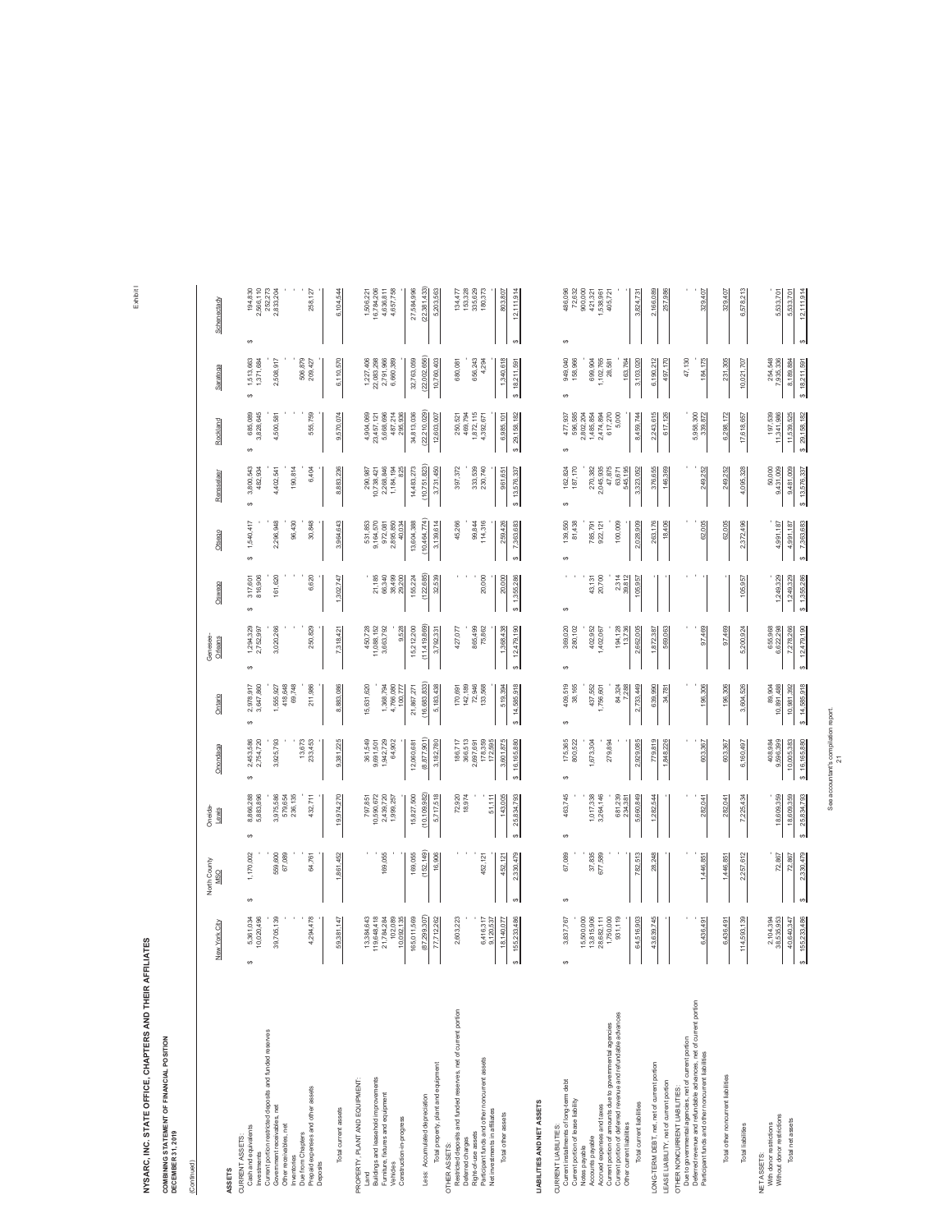Exhibit I

# NYSARC, INC. STATE OFFICE, CHAPTERS AND THEIR AFFILIATES

**COMBINING STATEMENT OF FINANCIAL POSITION**
**DECEMBER 31, 2019**

(Continued)

| | New York City | North County NISO | Oneida-Lewis | Onondaga | Ontario | Genesee-Orleans | Oswego | Otsego | Rensselaer | Rockland | Saratoga | Schenectady |
|---|---|---|---|---|---|---|---|---|---|---|---|---|
| **ASSETS** | | | | | | | | | | | | |
| CURRENT ASSETS: | | | | | | | | | | | | |
| Cash and equivalents | $ 5,361,034 | $ 1,170,002 | $ 8,866,288 | $ 2,453,586 | $ 2,978,917 | $ 1,294,329 | $ 317,601 | $ 1,540,417 | $ 3,800,543 | $ 685,089 | $ 1,513,663 | $ 194,830 |
| Investments | 10,020,496 | - | 5,883,896 | 2,754,720 | 3,647,860 | 2,752,997 | 816,906 | - | 482,934 | 3,828,645 | 1,371,684 | 2,566,110 |
| Current portion restricted deposits and funded reserves | - | - | - | - | - | - | - | - | - | - | - | 252,273 |
| Government receivables, net | 39,705,139 | 559,600 | 3,975,586 | 3,925,793 | 1,555,927 | 3,020,266 | 161,620 | 2,296,948 | 4,402,541 | 4,500,581 | 2,508,917 | 2,833,204 |
| Other receivables, net | - | 67,089 | 579,654 | - | 418,648 | - | - | - | - | - | - | - |
| Inventories | - | - | 236,135 | - | 69,748 | - | - | 96,430 | 190,814 | - | - | - |
| Due from Chapters | - | - | - | 13,673 | - | - | - | - | - | - | 506,879 | - |
| Prepaid expenses and other assets | 4,294,478 | 64,761 | 432,711 | 233,453 | 211,986 | 250,829 | 6,620 | 30,848 | 6,404 | 555,759 | 209,427 | 258,127 |
| Deposits | - | - | - | - | - | - | - | - | - | - | - | - |
| Total current assets | 59,381,147 | 1,861,452 | 19,974,270 | 9,381,225 | 8,883,086 | 7,318,421 | 1,302,747 | 3,964,643 | 8,883,236 | 9,570,074 | 6,110,570 | 6,104,544 |
| PROPERTY, PLANT AND EQUIPMENT: | | | | | | | | | | | | |
| Land | 13,384,643 | - | 797,851 | 361,549 | 15,631,620 | 450,728 | - | 531,853 | 290,987 | 4,904,069 | 1,227,406 | 1,506,221 |
| Buildings and leasehold improvements | 119,648,418 | - | 10,590,672 | 9,691,501 | - | 11,088,152 | 21,185 | 9,164,570 | 10,738,421 | 23,457,121 | 22,083,298 | 16,784,206 |
| Furniture, fixtures and equipment | 21,784,284 | 169,055 | 2,439,720 | 1,942,729 | 1,368,794 | 3,663,792 | 66,340 | 972,081 | 2,268,846 | 5,668,696 | 2,791,966 | 4,636,811 |
| Vehicles | 102,089 | - | 1,999,257 | 64,902 | 4,766,080 | - | 38,499 | 2,895,650 | 1,184,194 | 487,214 | 6,660,389 | 4,657,758 |
| Construction-in-progress | 10,092,135 | - | - | - | 100,777 | 9,528 | 29,200 | 40,234 | 8,825 | 295,936 | - | - |
| | 165,011,569 | 169,055 | 15,827,500 | 12,060,681 | 21,867,271 | 15,212,200 | 155,224 | 13,604,388 | 14,483,273 | 34,813,036 | 32,763,059 | 27,584,996 |
| Less: Accumulated depreciation | (87,299,307) | (152,149) | (10,109,982) | (8,877,901) | (16,683,833) | (11,419,869) | (122,685) | (10,464,774) | (10,751,823) | (22,210,029) | (22,002,656) | (22,381,433) |
| Total property, plant and equipment | 77,712,262 | 16,906 | 5,717,518 | 3,182,780 | 5,183,438 | 3,792,331 | 32,539 | 3,139,614 | 3,731,450 | 12,603,007 | 10,760,403 | 5,203,563 |
| OTHER ASSETS: | | | | | | | | | | | | |
| Restricted deposits and funded reserves, net of current portion | 2,603,223 | - | 72,920 | 186,717 | 170,691 | 427,077 | - | 45,266 | 397,372 | 250,521 | 680,081 | 134,477 |
| Deferred charges | - | - | 18,974 | 366,513 | 142,189 | - | - | - | - | 469,794 | - | 153,328 |
| Right-of-use assets | 6,416,317 | - | - | 2,697,691 | 72,946 | 865,499 | - | 99,844 | 333,539 | 1,872,115 | 656,243 | 335,629 |
| Participant funds and other noncurrent assets | 9,120,537 | 452,121 | - | 178,359 | 133,568 | 75,862 | 20,000 | 114,316 | 230,740 | 4,392,671 | 4,294 | 180,373 |
| Net investments in affiliates | - | - | 51,111 | 172,595 | - | - | - | - | - | - | - | - |
| Total other assets | 18,140,077 | 452,121 | 143,005 | 3,601,875 | 519,394 | 1,368,438 | 20,000 | 259,426 | 961,651 | 6,985,101 | 1,340,618 | 803,807 |
| | $ 155,233,486 | $ 2,330,479 | $ 25,834,793 | $ 16,165,880 | $ 14,585,918 | $ 12,479,190 | $ 1,355,286 | $ 7,363,683 | $ 13,576,337 | $ 29,158,182 | $ 18,211,591 | $ 12,111,914 |
| **LIABILITIES AND NET ASSETS** | | | | | | | | | | | | |
| CURRENT LIABILITIES: | | | | | | | | | | | | |
| Current installments of long-term debt | $ 3,837,767 | $ 67,089 | $ 463,745 | $ 175,365 | $ 409,519 | $ 369,020 | $ - | $ 139,550 | $ 162,824 | $ 477,937 | $ 949,040 | $ 486,096 |
| Current portion of lease liability | - | - | - | 800,522 | 36,165 | 280,102 | - | 81,438 | 187,170 | 966,585 | 158,966 | 72,632 |
| Notes payable | 15,500,000 | - | - | - | - | - | - | - | - | 2,802,204 | - | 900,000 |
| Accounts payable | 13,815,906 | 37,835 | 1,017,338 | 1,673,304 | 437,552 | 402,952 | 43,131 | 785,791 | 270,382 | 1,485,854 | 699,904 | 421,321 |
| Accrued expenses and taxes | 28,682,111 | 677,589 | 3,264,146 | - | 1,756,601 | 1,402,067 | 20,700 | 922,121 | 2,045,935 | 2,474,894 | 1,102,765 | 1,538,961 |
| Current portion of amounts due to governmental agencies | 1,750,000 | - | - | 279,894 | - | - | - | - | 47,876 | 617,270 | 28,561 | 405,721 |
| Current portion of deferred revenue and refundable advances | 931,119 | - | 681,239 | - | 84,324 | 194,128 | 2,314 | 100,009 | 63,671 | 5,000 | - | - |
| Other current liabilities | - | - | 234,381 | - | 7,288 | 13,736 | 39,812 | - | 545,195 | - | 163,764 | - |
| Total current liabilities | 64,516,903 | 782,513 | 5,660,849 | 2,929,085 | 2,733,449 | 2,662,005 | 105,957 | 2,028,909 | 3,323,052 | 8,459,744 | 3,103,020 | 3,824,731 |
| LONG-TERM DEBT, net of current portion | 43,639,745 | 28,248 | 1,282,544 | 779,819 | 639,990 | 1,872,387 | - | 263,176 | 376,655 | 2,243,615 | 6,190,212 | 2,166,089 |
| LEASE LIABILITY, net of current portion | - | - | - | 1,848,226 | 34,781 | 569,063 | - | 18,405 | 146,369 | 617,126 | 497,170 | 257,986 |
| OTHER NONCURRENT LIABILITIES: | | | | | | | | | | | | |
| Due to governmental agencies, net of current portion | - | - | - | - | - | - | - | - | - | - | 47,130 | - |
| Deferred revenue and refundable advances, net of current portion | - | - | - | - | - | - | - | - | - | 5,958,300 | - | - |
| Participant funds and other noncurrent liabilities | 6,436,491 | 1,446,851 | 282,041 | 603,367 | 196,306 | 97,469 | - | 62,005 | 249,252 | 339,872 | 184,175 | 329,407 |
| Total other noncurrent liabilities | 6,436,491 | 1,446,851 | 282,041 | 603,367 | 196,306 | 97,469 | - | 62,005 | 249,252 | 6,298,172 | 231,305 | 329,407 |
| Total liabilities | 114,593,139 | 2,257,612 | 7,225,434 | 6,160,497 | 3,604,526 | 5,200,924 | 105,957 | 2,372,496 | 4,095,328 | 17,618,657 | 10,021,707 | 6,578,213 |
| NET ASSETS: | | | | | | | | | | | | |
| With donor restrictions | 2,104,394 | - | - | 408,994 | 89,904 | 655,968 | - | - | 50,000 | 197,539 | 254,548 | - |
| Without donor restrictions | 38,535,953 | 72,867 | 18,609,359 | 9,596,389 | 10,891,488 | 6,622,298 | 1,249,329 | 4,991,187 | 9,431,009 | 11,341,986 | 7,935,336 | 5,533,701 |
| Total net assets | 40,640,347 | 72,867 | 18,609,359 | 10,005,383 | 10,981,392 | 7,278,266 | 1,249,329 | 4,991,187 | 9,481,009 | 11,539,525 | 8,189,884 | 5,533,701 |
| | $ 155,233,486 | $ 2,330,479 | $ 25,834,793 | $ 16,165,880 | $ 14,585,918 | $ 12,479,190 | $ 1,355,286 | $ 7,363,683 | $ 13,576,337 | $ 29,158,182 | $ 18,211,591 | $ 12,111,914 |

See accountant's compilation report.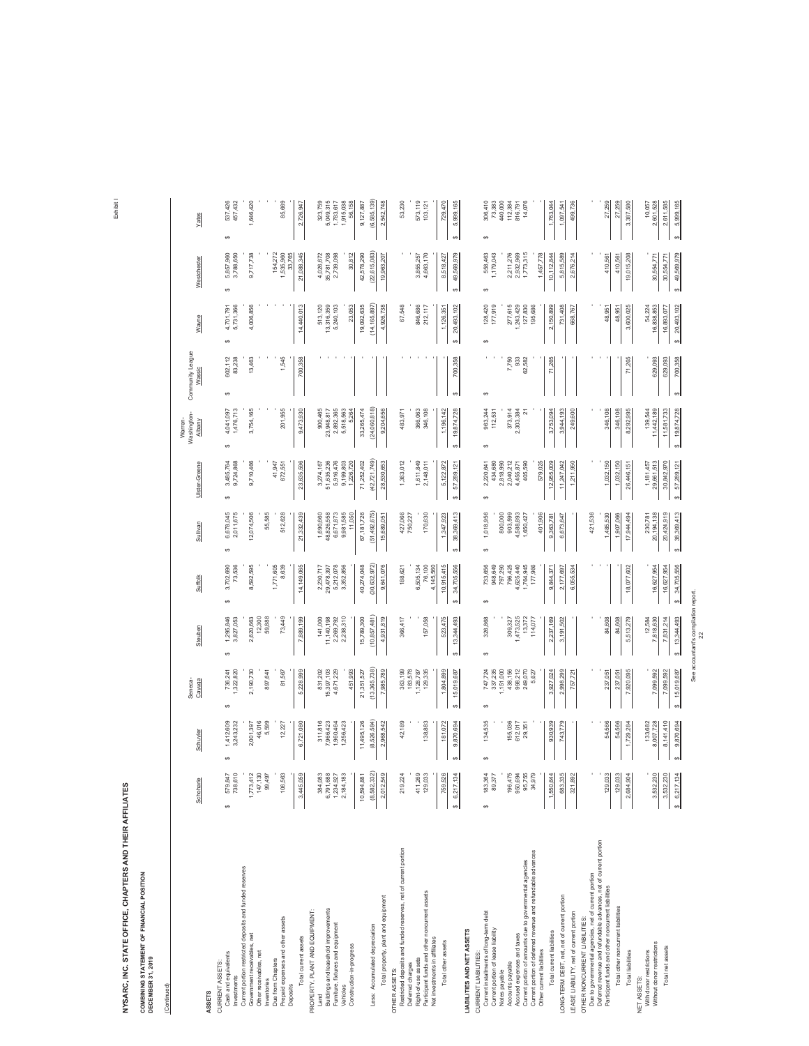# NYSARC, INC. STATE OFFICE, CHAPTERS AND THEIR AFFILIATES

**COMBINING STATEMENT OF FINANCIAL POSITION**
**DECEMBER 31, 2019**

(Continued)

Exhibit I

| | Schoharie | Schuyler | Seneca-Cayuga | Steuben | Suffolk | Sullivan | Ulster-Greene | Warren-Washington-Albany | Community League Wassic | Wayne | Westchester | Yates |
|---|---|---|---|---|---|---|---|---|---|---|---|---|
| **ASSETS** | | | | | | | | | | | | |
| CURRENT ASSETS: | | | | | | | | | | | | |
| Cash and equivalents | $ 579,847 | $ 1,412,609 | $ 736,241 | $ 1,295,846 | $ 3,702,690 | $ 6,678,045 | $ 3,485,764 | $ 4,041,097 | $ 602,112 | $ 4,701,791 | $ 5,857,990 | $ 537,426 |
| Investments | 738,610 | 3,243,232 | 1,322,820 | 3,827,053 | 73,536 | 2,011,675 | 9,724,868 | 1,476,713 | 83,238 | 5,731,366 | 3,788,650 | 457,432 |
| Current portion restricted deposits and funded reserves | - | - | - | - | - | - | - | - | - | - | - | - |
| Government receivables, net | 1,773,412 | 2,001,397 | 2,190,730 | 2,620,663 | 8,592,595 | 12,074,506 | 9,710,466 | 3,754,165 | 13,463 | 4,006,856 | 9,717,738 | 1,646,420 |
| Other receivables, net | 147,130 | 46,016 | - | 12,300 | - | - | - | - | - | - | - | - |
| Inventories | 99,497 | 5,599 | 897,641 | 59,888 | - | 55,585 | - | - | - | - | - | - |
| Due from Chapters | - | - | - | - | 1,771,605 | - | 41,947 | - | - | - | 154,272 | - |
| Prepaid expenses and other assets | 106,563 | 12,227 | 81,567 | 73,449 | 8,639 | 512,628 | 672,551 | 201,955 | 1,545 | - | 1,535,990 | 85,669 |
| Deposits | - | - | - | - | - | - | - | - | - | - | 33,765 | - |
| Total current assets | 3,445,059 | 6,721,080 | 5,228,999 | 7,889,199 | 14,149,065 | 21,332,439 | 23,635,596 | 9,473,930 | 700,358 | 14,440,013 | 21,088,345 | 2,726,947 |
| PROPERTY, PLANT AND EQUIPMENT: | | | | | | | | | | | | |
| Land | 384,083 | 311,816 | 831,202 | 141,000 | 2,230,717 | 1,690,660 | 3,274,167 | 900,465 | - | 513,120 | 4,026,672 | 323,759 |
| Buildings and leasehold improvements | 6,791,688 | 7,966,423 | 15,397,103 | 11,140,198 | 29,478,397 | 48,826,558 | 51,635,236 | 23,948,817 | - | 13,316,359 | 35,781,708 | 5,049,315 |
| Furniture, fixtures and equipment | 1,234,927 | 1,960,464 | 4,671,229 | 2,269,792 | 5,212,078 | 6,671,873 | 5,916,476 | 2,892,365 | - | 5,240,103 | 2,739,098 | 1,783,617 |
| Vehicles | 2,184,183 | 1,256,423 | - | 2,238,310 | 3,352,856 | 9,981,585 | 9,199,803 | 5,518,563 | - | - | - | 1,915,038 |
| Construction-in-progress | - | - | 451,993 | - | - | 11,050 | 1,226,720 | 5,264 | - | 23,053 | 30,812 | 56,138 |
| | 10,594,881 | 11,495,126 | 21,351,527 | 15,789,300 | 40,274,048 | 67,181,726 | 71,252,402 | 33,265,474 | - | 19,092,635 | 42,578,290 | 9,127,867 |
| Less: Accumulated depreciation | (8,582,332) | (8,526,584) | (13,365,738) | (10,857,481) | (30,632,972) | (51,492,675) | (42,721,749) | (24,060,818) | - | (14,165,897) | (22,615,083) | (6,585,139) |
| Total property, plant and equipment | 2,012,549 | 2,968,542 | 7,985,789 | 4,931,819 | 9,641,076 | 15,689,051 | 28,530,653 | 9,204,656 | - | 4,926,738 | 19,963,207 | 2,542,748 |
| OTHER ASSETS: | | | | | | | | | | | | |
| Restricted deposits and funded reserves, net of current portion | 219,224 | 42,189 | 363,199 | 366,417 | 188,621 | 427,066 | 1,363,012 | 493,971 | - | 67,548 | - | 53,230 |
| Deferred charges | - | - | 183,578 | - | - | 750,227 | - | - | - | - | - | - |
| Right-of-use assets | 411,269 | - | 1,128,787 | - | 6,505,134 | - | 1,611,849 | 366,063 | - | 846,686 | 3,855,257 | 573,119 |
| Participant funds and other noncurrent assets | 129,033 | 138,883 | 129,335 | 157,058 | 76,100 | 170,630 | 2,148,011 | 346,108 | - | 212,117 | 4,663,170 | 103,121 |
| Net investments in affiliates | - | - | - | - | 4,145,560 | - | - | - | - | - | - | - |
| Total other assets | 759,526 | 181,072 | 1,804,899 | 523,475 | 10,915,415 | 1,347,923 | 5,122,872 | 1,196,142 | - | 1,126,351 | 8,518,427 | 729,470 |
| | $ 6,217,134 | $ 9,870,694 | $ 15,019,687 | $ 13,344,493 | $ 34,705,556 | $ 38,369,413 | $ 57,289,121 | $ 19,874,728 | $ 700,358 | $ 20,493,102 | $ 49,569,979 | $ 5,999,165 |
| **LIABILITIES AND NET ASSETS** | | | | | | | | | | | | |
| CURRENT LIABILITIES: | | | | | | | | | | | | |
| Current installments of long-term debt | $ 183,364 | $ 134,535 | $ 747,724 | $ 326,868 | $ 733,656 | $ 1,018,956 | $ 2,220,641 | $ 963,244 | $ - | $ 128,420 | $ 558,463 | $ 306,410 |
| Current portion of lease liability | 89,377 | - | 337,235 | - | 948,649 | - | 434,680 | 112,531 | - | 177,919 | 1,179,043 | 73,383 |
| Notes payable | - | - | 1,151,000 | - | 797,290 | 800,000 | 2,818,890 | - | - | - | - | 440,000 |
| Accounts payable | 196,475 | 155,036 | 438,156 | 309,327 | 796,425 | 903,599 | 2,040,212 | 373,914 | 7,750 | 277,815 | 2,211,276 | 112,384 |
| Accrued expenses and taxes | 950,694 | 612,017 | 996,212 | 1,473,825 | 4,625,440 | 4,588,893 | 4,455,871 | 2,303,384 | 933 | 1,243,429 | 2,932,968 | 816,791 |
| Current portion of amounts due to governmental agencies | 95,755 | 29,351 | 249,070 | 13,372 | 1,764,945 | 1,650,427 | 405,590 | 21 | 62,582 | 127,830 | 1,773,315 | 14,076 |
| Current portion of deferred revenue and refundable advances | 34,979 | - | 5,627 | 114,077 | 177,966 | - | - | - | - | 195,686 | - | - |
| Other current liabilities | - | - | - | - | - | 401,906 | 579,025 | - | - | - | 1,457,778 | - |
| Total current liabilities | 1,550,644 | 930,939 | 3,927,024 | 2,237,169 | 9,844,371 | 9,363,781 | 12,955,009 | 3,753,094 | 71,265 | 2,150,899 | 10,112,844 | 1,763,044 |
| LONG-TERM DEBT, net of current portion | 683,335 | 743,779 | 2,998,299 | 3,191,502 | 2,177,697 | 6,673,647 | 11,247,042 | 3,944,193 | - | 731,408 | 5,815,589 | 1,097,541 |
| LEASE LIABILITY, net of current portion | 321,892 | - | 757,721 | - | 6,055,534 | - | 1,211,950 | 249,600 | - | 668,767 | 2,676,214 | 499,736 |
| OTHER NONCURRENT LIABILITIES: | | | | | | | | | | | | |
| Due to governmental agencies, net of current portion | - | - | - | - | - | 421,536 | - | - | - | - | - | - |
| Deferred revenue and refundable advances, net of current portion | - | - | - | - | - | - | - | - | - | - | - | - |
| Participant funds and other noncurrent liabilities | 129,033 | 54,566 | 237,051 | 84,608 | - | 1,485,530 | 1,032,150 | 346,108 | - | 48,951 | 410,561 | 27,259 |
| Total other noncurrent liabilities | 129,033 | 54,566 | 237,051 | 84,608 | - | 1,907,066 | 1,032,150 | 346,108 | - | 48,951 | 410,561 | 27,259 |
| Total liabilities | 2,684,904 | 1,729,284 | 7,920,095 | 5,513,279 | 18,077,602 | 17,944,494 | 26,446,151 | 8,292,995 | 71,265 | 3,600,025 | 19,015,208 | 3,387,580 |
| NET ASSETS: | | | | | | | | | | | | |
| With donor restrictions | - | 133,682 | - | 12,594 | - | 230,781 | 1,181,457 | 139,544 | - | 54,224 | - | 10,057 |
| Without donor restrictions | 3,532,230 | 8,007,728 | 7,099,592 | 7,818,630 | 16,627,954 | 20,194,138 | 29,661,513 | 11,442,189 | 629,093 | 16,838,853 | 30,554,771 | 2,601,528 |
| Total net assets | 3,532,230 | 8,141,410 | 7,099,592 | 7,831,214 | 16,627,954 | 20,424,919 | 30,842,970 | 11,581,733 | 629,093 | 16,893,077 | 30,554,771 | 2,611,585 |
| | $ 6,217,134 | $ 9,870,694 | $ 15,019,687 | $ 13,344,493 | $ 34,705,556 | $ 38,369,413 | $ 57,289,121 | $ 19,874,728 | $ 700,358 | $ 20,493,102 | $ 49,569,979 | $ 5,999,165 |

See accountant's compilation report.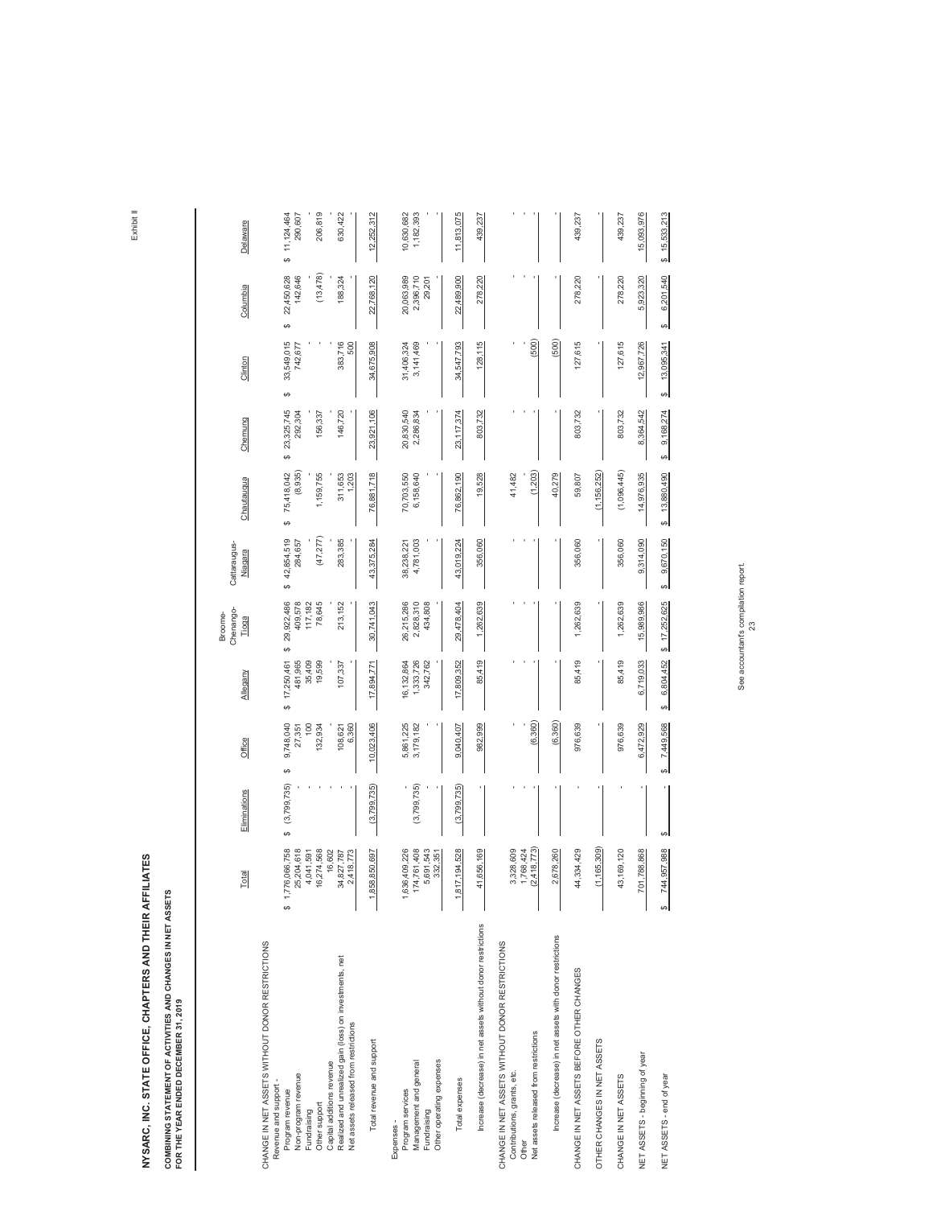Exhibit II

# NYSARC, INC. STATE OFFICE, CHAPTERS AND THEIR AFFILIATES

## COMBINING STATEMENT OF ACTIVITIES AND CHANGES IN NET ASSETS
## FOR THE YEAR ENDED DECEMBER 31, 2019

| | Total | Eliminations | Office | Allegany | Broome-Chenango-Tioga | Cattaraugus-Niagara | Chautauqua | Chemung | Clinton | Columbia | Delaware |
|---|---|---|---|---|---|---|---|---|---|---|---|
| CHANGE IN NET ASSETS WITHOUT DONOR RESTRICTIONS | | | | | | | | | | | |
| Revenue and support - | | | | | | | | | | | |
| Program revenue | $ 1,776,066,758 | $ (3,799,735) | $ 9,748,040 | $ 17,250,461 | $ 29,922,486 | $ 42,854,519 | $ 75,418,042 | $ 23,325,745 | $ 33,549,015 | $ 22,450,628 | $ 11,124,464 |
| Non-program revenue | 25,204,618 | - | 27,351 | 481,965 | 409,578 | 284,657 | (8,935) | 292,304 | 742,677 | 142,646 | 290,607 |
| Fundraising | 4,041,591 | - | 100 | 35,409 | 117,182 | - | - | - | - | - | - |
| Other support | 16,274,568 | - | 132,934 | 19,599 | 78,645 | (47,277) | 1,159,755 | 156,337 | - | (13,478) | 206,819 |
| Capital additions revenue | 16,602 | - | - | - | - | - | - | - | - | - | - |
| Realized and unrealized gain (loss) on investments, net | 34,827,787 | - | 108,621 | 107,337 | 213,152 | 283,385 | 311,653 | 146,720 | 383,716 | 188,324 | 630,422 |
| Net assets released from restrictions | 2,418,773 | - | 6,360 | - | - | - | 1,203 | - | 500 | - | - |
| Total revenue and support | 1,858,850,697 | (3,799,735) | 10,023,406 | 17,894,771 | 30,741,043 | 43,375,284 | 76,881,718 | 23,921,106 | 34,675,908 | 22,768,120 | 12,252,312 |
| Expenses - | | | | | | | | | | | |
| Program services | 1,636,409,226 | - | 5,861,225 | 16,132,864 | 26,215,286 | 38,238,221 | 70,703,550 | 20,830,540 | 31,406,324 | 20,063,989 | 10,630,682 |
| Management and general | 174,761,408 | (3,799,735) | 3,179,182 | 1,333,726 | 2,828,310 | 4,781,003 | 6,158,640 | 2,286,834 | 3,141,469 | 2,396,710 | 1,182,393 |
| Fundraising | 5,691,543 | - | - | 342,762 | 434,808 | - | - | - | - | 29,201 | - |
| Other operating expenses | 332,351 | - | - | - | - | - | - | - | - | - | - |
| Total expenses | 1,817,194,528 | (3,799,735) | 9,040,407 | 17,809,352 | 29,478,404 | 43,019,224 | 76,862,190 | 23,117,374 | 34,547,793 | 22,489,900 | 11,813,075 |
| Increase (decrease) in net assets without donor restrictions | 41,656,169 | - | 982,999 | 85,419 | 1,262,639 | 356,060 | 19,528 | 803,732 | 128,115 | 278,220 | 439,237 |
| CHANGE IN NET ASSETS WITHOUT DONOR RESTRICTIONS | | | | | | | | | | | |
| Contributions, grants, etc. | 3,328,609 | - | - | - | - | - | 41,482 | - | - | - | - |
| Other | 1,768,424 | - | - | - | - | - | - | - | - | - | - |
| Net assets released from restrictions | (2,418,773) | - | (6,360) | - | - | - | (1,203) | - | (500) | - | - |
| Increase (decrease) in net assets with donor restrictions | 2,678,260 | - | (6,360) | - | - | - | 40,279 | - | (500) | - | - |
| CHANGE IN NET ASSETS BEFORE OTHER CHANGES | 44,334,429 | - | 976,639 | 85,419 | 1,262,639 | 356,060 | 59,807 | 803,732 | 127,615 | 278,220 | 439,237 |
| OTHER CHANGES IN NET ASSETS | (1,165,309) | - | - | - | - | - | (1,156,252) | - | - | - | - |
| CHANGE IN NET ASSETS | 43,169,120 | - | 976,639 | 85,419 | 1,262,639 | 356,060 | (1,096,445) | 803,732 | 127,615 | 278,220 | 439,237 |
| NET ASSETS - beginning of year | 701,788,868 | - | 6,472,929 | 6,719,033 | 15,989,986 | 9,314,090 | 14,976,935 | 8,364,542 | 12,967,726 | 5,923,320 | 15,093,976 |
| NET ASSETS - end of year | $ 744,957,988 | $ - | $ 7,449,568 | $ 6,804,452 | $ 17,252,625 | $ 9,670,150 | $ 13,880,490 | $ 9,168,274 | $ 13,095,341 | $ 6,201,540 | $ 15,533,213 |

See accountant's compilation report.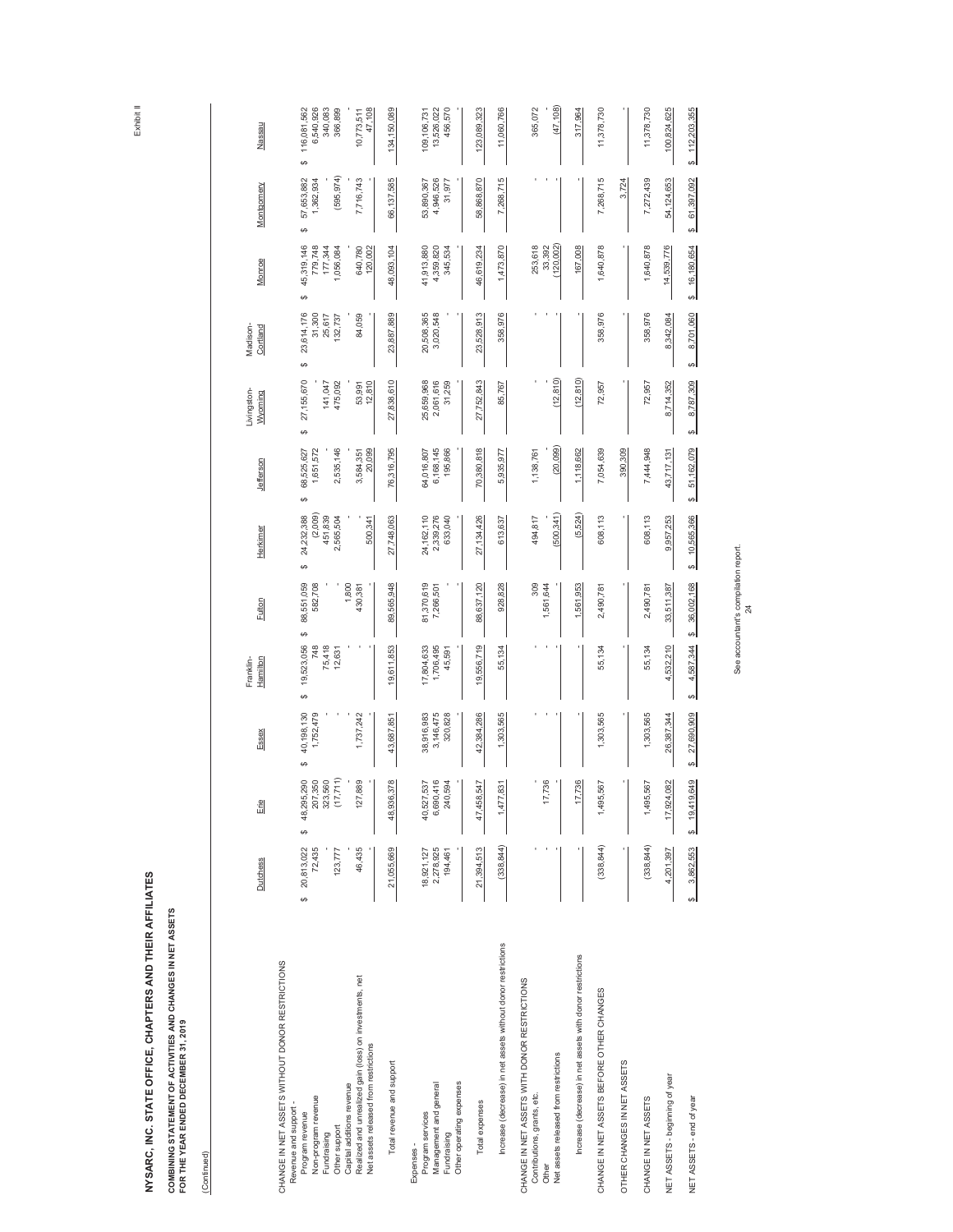Exhibit II

# NYSARC, INC. STATE OFFICE, CHAPTERS AND THEIR AFFILIATES

## COMBINING STATEMENT OF ACTIVITIES AND CHANGES IN NET ASSETS
## FOR THE YEAR ENDED DECEMBER 31, 2019

(Continued)

| | Dutchess | Erie | Essex | Franklin-Hamilton | Fulton | Herkimer | Jefferson | Livingston-Wyoming | Madison-Cortland | Monroe | Montgomery | Nassau |
|---|---|---|---|---|---|---|---|---|---|---|---|---|
| CHANGE IN NET ASSETS WITHOUT DONOR RESTRICTIONS | | | | | | | | | | | | |
| Revenue and support - | | | | | | | | | | | | |
| Program revenue | $ 20,813,022 | $ 48,295,290 | $ 40,198,130 | $ 19,523,056 | $ 88,551,059 | $ 24,232,388 | $ 68,525,627 | $ 27,155,670 | $ 23,614,176 | $ 45,319,146 | $ 57,653,882 | $ 116,081,562 |
| Non-program revenue | 72,435 | 207,350 | 1,752,479 | 748 | 582,708 | (2,009) | 1,651,572 | - | 31,300 | 779,748 | 1,362,934 | 6,540,926 |
| Fundraising | - | 323,560 | - | 75,418 | - | 451,839 | - | 141,047 | 25,617 | 177,344 | - | 340,083 |
| Other support | 123,777 | (17,711) | - | 12,631 | - | 2,565,504 | 2,535,146 | 475,092 | 132,737 | 1,056,084 | (595,974) | 366,899 |
| Capital additions revenue | - | - | - | - | 1,800 | - | - | - | - | - | - | - |
| Realized and unrealized gain (loss) on investments, net | 46,435 | 127,889 | 1,737,242 | - | 430,381 | - | 3,584,351 | 53,991 | 84,059 | 640,780 | 7,716,743 | 10,773,511 |
| Net assets released from restrictions | - | - | - | - | - | 500,341 | 20,099 | 12,810 | - | 120,002 | - | 47,108 |
| Total revenue and support | 21,055,669 | 48,936,378 | 43,687,851 | 19,611,853 | 89,565,948 | 27,748,063 | 76,316,795 | 27,838,610 | 23,887,889 | 48,093,104 | 66,137,585 | 134,150,089 |
| Expenses - | | | | | | | | | | | | |
| Program services | 18,921,127 | 40,527,537 | 38,916,983 | 17,804,633 | 81,370,619 | 24,162,110 | 64,016,807 | 25,659,968 | 20,508,365 | 41,913,880 | 53,890,367 | 109,106,731 |
| Management and general | 2,278,925 | 6,690,416 | 3,146,475 | 1,706,495 | 7,266,501 | 2,339,276 | 6,168,145 | 2,061,616 | 3,020,548 | 4,359,820 | 4,946,526 | 13,526,022 |
| Fundraising | 194,461 | 240,594 | 320,828 | 45,591 | - | 633,040 | 195,866 | 31,259 | - | 345,534 | 31,977 | 456,570 |
| Other operating expenses | - | - | - | - | - | - | - | - | - | - | - | - |
| Total expenses | 21,394,513 | 47,458,547 | 42,384,286 | 19,556,719 | 88,637,120 | 27,134,426 | 70,380,818 | 27,752,843 | 23,528,913 | 46,619,234 | 58,868,870 | 123,089,323 |
| Increase (decrease) in net assets without donor restrictions | (338,844) | 1,477,831 | 1,303,565 | 55,134 | 928,828 | 613,637 | 5,935,977 | 85,767 | 358,976 | 1,473,870 | 7,268,715 | 11,060,766 |
| CHANGE IN NET ASSETS WITH DONOR RESTRICTIONS | | | | | | | | | | | | |
| Contributions, grants, etc. | - | - | - | - | 309 | 494,817 | 1,138,761 | - | - | 253,618 | - | 365,072 |
| Other | - | 17,736 | - | - | 1,561,644 | - | - | - | - | 33,392 | - | - |
| Net assets released from restrictions | - | - | - | - | - | (500,341) | (20,099) | (12,810) | - | (120,002) | - | (47,108) |
| Increase (decrease) in net assets with donor restrictions | - | 17,736 | - | - | 1,561,953 | (5,524) | 1,118,662 | (12,810) | - | 167,008 | - | 317,964 |
| CHANGE IN NET ASSETS BEFORE OTHER CHANGES | (338,844) | 1,495,567 | 1,303,565 | 55,134 | 2,490,781 | 608,113 | 7,054,639 | 72,957 | 358,976 | 1,640,878 | 7,268,715 | 11,378,730 |
| OTHER CHANGES IN NET ASSETS | - | - | - | - | - | - | 390,309 | - | - | - | 3,724 | - |
| CHANGE IN NET ASSETS | (338,844) | 1,495,567 | 1,303,565 | 55,134 | 2,490,781 | 608,113 | 7,444,948 | 72,957 | 358,976 | 1,640,878 | 7,272,439 | 11,378,730 |
| NET ASSETS - beginning of year | 4,201,397 | 17,924,082 | 26,387,344 | 4,532,210 | 33,511,387 | 9,957,253 | 43,717,131 | 8,714,352 | 8,342,084 | 14,539,776 | 54,124,653 | 100,824,625 |
| NET ASSETS - end of year | $ 3,862,553 | $ 19,419,649 | $ 27,690,909 | $ 4,587,344 | $ 36,002,168 | $ 10,565,366 | $ 51,162,079 | $ 8,787,309 | $ 8,701,060 | $ 16,180,654 | $ 61,397,092 | $ 112,203,355 |

See accountant's compilation report.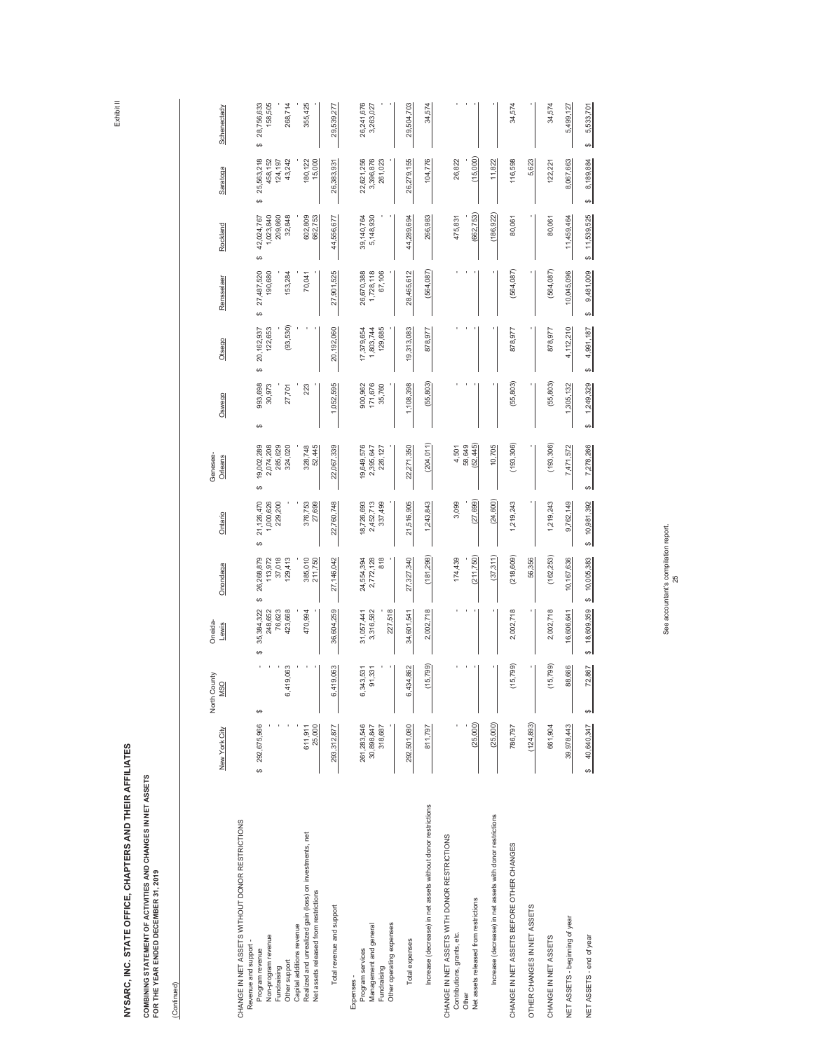Exhibit II

# NYSARC, INC. STATE OFFICE, CHAPTERS AND THEIR AFFILIATES

## COMBINING STATEMENT OF ACTIVITIES AND CHANGES IN NET ASSETS
## FOR THE YEAR ENDED DECEMBER 31, 2019

(Continued)

| | New York City | North County MSO | Oneida-Lewis | Onondaga | Ontario | Genesee-Orleans | Oswego | Otsego | Rensselaer | Rockland | Saratoga | Schenectady |
|---|---|---|---|---|---|---|---|---|---|---|---|---|
| CHANGE IN NET ASSETS WITHOUT DONOR RESTRICTIONS | | | | | | | | | | | | |
| Revenue and support - | | | | | | | | | | | | |
| Program revenue | $ 292,675,966 | $ - | $ 35,384,322 | $ 26,268,879 | $ 21,126,470 | $ 19,002,289 | $ 993,698 | $ 20,162,937 | $ 27,487,520 | $ 42,024,767 | $ 25,563,218 | $ 28,756,633 |
| Non-program revenue | - | - | 248,652 | 113,972 | 1,000,626 | 2,074,208 | 30,973 | 122,653 | 190,680 | 1,023,840 | 458,152 | 158,505 |
| Fundraising | - | - | 76,623 | 37,018 | 229,200 | 285,629 | - | - | - | 209,660 | 124,197 | - |
| Other support | - | 6,419,063 | 423,668 | 129,413 | - | 324,020 | 27,701 | (93,530) | 153,284 | 32,848 | 43,242 | 268,714 |
| Capital additions revenue | - | - | - | - | - | - | - | - | - | - | - | - |
| Realized and unrealized gain (loss) on investments, net | 611,911 | - | 470,994 | 385,010 | 376,753 | 328,748 | 223 | - | 70,041 | 602,809 | 180,122 | 355,425 |
| Net assets released from restrictions | 25,000 | - | - | 211,750 | 27,699 | 52,445 | - | - | - | 662,753 | 15,000 | - |
| Total revenue and support | 293,312,877 | 6,419,063 | 36,604,259 | 27,146,042 | 22,760,748 | 22,067,339 | 1,052,595 | 20,192,060 | 27,901,525 | 44,556,677 | 26,383,931 | 29,539,277 |
| Expenses - | | | | | | | | | | | | |
| Program services | 261,283,546 | 6,343,531 | 31,057,441 | 24,554,394 | 18,726,693 | 19,649,576 | 900,962 | 17,379,654 | 26,670,388 | 39,140,764 | 22,621,256 | 26,241,676 |
| Management and general | 30,898,847 | 91,331 | 3,316,582 | 2,772,128 | 2,452,713 | 2,395,647 | 171,676 | 1,803,744 | 1,728,118 | 5,148,930 | 3,396,876 | 3,263,027 |
| Fundraising | 318,687 | - | 227,518 | 818 | 337,499 | 226,127 | 35,760 | 129,685 | 67,106 | - | 261,023 | - |
| Other operating expenses | - | - | - | - | - | - | - | - | - | - | - | - |
| Total expenses | 292,501,080 | 6,434,862 | 34,601,541 | 27,327,340 | 21,516,905 | 22,271,350 | 1,108,398 | 19,313,083 | 28,465,612 | 44,289,694 | 26,279,155 | 29,504,703 |
| Increase (decrease) in net assets without donor restrictions | 811,797 | (15,799) | 2,002,718 | (181,298) | 1,243,843 | (204,011) | (55,803) | 878,977 | (564,087) | 266,983 | 104,776 | 34,574 |
| CHANGE IN NET ASSETS WITH DONOR RESTRICTIONS | | | | | | | | | | | | |
| Contributions, grants, etc. | - | - | - | 174,439 | 3,099 | 4,501 | - | - | - | 475,831 | 26,822 | - |
| Other | - | - | - | - | - | 58,649 | - | - | - | - | - | - |
| Net assets released from restrictions | (25,000) | - | - | (211,750) | (27,699) | (52,445) | - | - | - | (662,753) | (15,000) | - |
| Increase (decrease) in net assets with donor restrictions | (25,000) | - | - | (37,311) | (24,600) | 10,705 | - | - | - | (186,922) | 11,822 | - |
| CHANGE IN NET ASSETS BEFORE OTHER CHANGES | 786,797 | (15,799) | 2,002,718 | (218,609) | 1,219,243 | (193,306) | (55,803) | 878,977 | (564,087) | 80,061 | 116,598 | 34,574 |
| OTHER CHANGES IN NET ASSETS | (124,893) | - | - | 56,356 | - | - | - | - | - | - | 5,623 | - |
| CHANGE IN NET ASSETS | 661,904 | (15,799) | 2,002,718 | (162,253) | 1,219,243 | (193,306) | (55,803) | 878,977 | (564,087) | 80,061 | 122,221 | 34,574 |
| NET ASSETS - beginning of year | 39,978,443 | 88,666 | 16,606,641 | 10,167,636 | 9,762,149 | 7,471,572 | 1,305,132 | 4,112,210 | 10,045,096 | 11,459,464 | 8,067,663 | 5,499,127 |
| NET ASSETS - end of year | $ 40,640,347 | $ 72,867 | $ 18,609,359 | $ 10,005,383 | $ 10,981,392 | $ 7,278,266 | $ 1,249,329 | $ 4,991,187 | $ 9,481,009 | $ 11,539,525 | $ 8,189,884 | $ 5,533,701 |

See accountant's compilation report.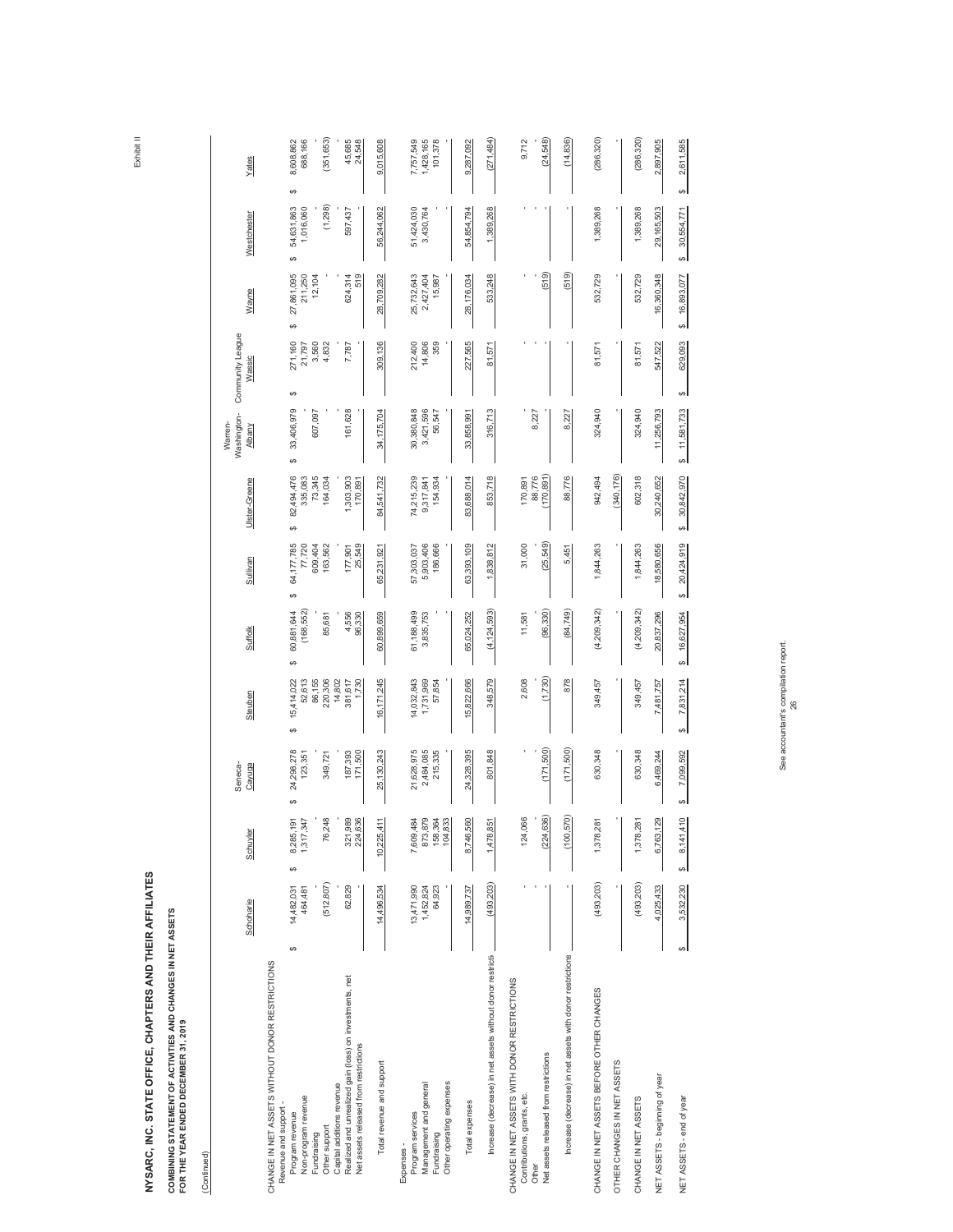# NYSARC, INC. STATE OFFICE, CHAPTERS AND THEIR AFFILIATES

## COMBINING STATEMENT OF ACTIVITIES AND CHANGES IN NET ASSETS
## FOR THE YEAR ENDED DECEMBER 31, 2019

(Continued)

| | Schoharie | Schuyler | Seneca-Cayuga | Steuben | Suffolk | Sullivan | Ulster-Greene | Warren-Washington-Albany | Community League Wassic | Wayne | Westchester | Yates |
|---|---|---|---|---|---|---|---|---|---|---|---|---|
| CHANGE IN NET ASSETS WITHOUT DONOR RESTRICTIONS | | | | | | | | | | | | |
| Revenue and support - | | | | | | | | | | | | |
| Program revenue | $ 14,482,031 | $ 8,285,191 | $ 24,298,278 | $ 15,414,022 | $ 60,881,644 | $ 64,177,785 | $ 82,494,476 | $ 33,406,979 | $ 271,160 | $ 27,861,095 | $ 54,631,863 | $ 8,608,862 |
| Non-program revenue | 464,481 | 1,317,347 | 123,351 | 52,613 | (168,552) | 77,720 | 335,083 | - | 21,797 | 211,250 | 1,016,060 | 688,166 |
| Fundraising | - | - | - | 86,155 | - | 609,404 | 73,345 | 607,097 | 3,560 | 12,104 | - | - |
| Other support | (512,807) | 76,248 | 349,721 | 220,306 | 85,681 | 163,562 | 164,034 | - | 4,832 | - | (1,298) | (351,653) |
| Capital additions revenue | - | - | - | 14,802 | - | - | - | - | - | - | - | - |
| Realized and unrealized gain (loss) on investments, net | 62,829 | 321,989 | 187,393 | 381,617 | 4,556 | 177,901 | 1,303,903 | 161,628 | 7,787 | 624,314 | 597,437 | 45,685 |
| Net assets released from restrictions | - | 224,636 | 171,500 | 1,730 | 96,330 | 25,549 | 170,891 | - | - | 519 | - | 24,548 |
| Total revenue and support | 14,496,534 | 10,225,411 | 25,130,243 | 16,171,245 | 60,899,659 | 65,231,921 | 84,541,732 | 34,175,704 | 309,136 | 28,709,282 | 56,244,062 | 9,015,608 |
| Expenses - | | | | | | | | | | | | |
| Program services | 13,471,990 | 7,609,484 | 21,628,975 | 14,032,843 | 61,188,499 | 57,303,037 | 74,215,239 | 30,380,848 | 212,400 | 25,732,643 | 51,424,030 | 7,757,549 |
| Management and general | 1,452,824 | 873,879 | 2,484,085 | 1,731,969 | 3,835,753 | 5,903,406 | 9,317,841 | 3,421,596 | 14,806 | 2,427,404 | 3,430,764 | 1,428,165 |
| Fundraising | 64,923 | 158,364 | 215,335 | 57,854 | - | 186,666 | 154,934 | 56,547 | 359 | 15,987 | - | 101,378 |
| Other operating expenses | - | 104,833 | - | - | - | - | - | - | - | - | - | - |
| Total expenses | 14,989,737 | 8,746,560 | 24,328,395 | 15,822,666 | 65,024,252 | 63,393,109 | 83,688,014 | 33,858,991 | 227,565 | 28,176,034 | 54,854,794 | 9,287,092 |
| Increase (decrease) in net assets without donor restrictions | (493,203) | 1,478,851 | 801,848 | 348,579 | (4,124,593) | 1,838,812 | 853,718 | 316,713 | 81,571 | 533,248 | 1,389,268 | (271,484) |
| CHANGE IN NET ASSETS WITH DONOR RESTRICTIONS | | | | | | | | | | | | |
| Contributions, grants, etc. | - | 124,066 | - | 2,608 | 11,581 | 31,000 | 170,891 | - | - | - | - | 9,712 |
| Other | - | - | - | - | - | - | 88,776 | 8,227 | - | - | - | - |
| Net assets released from restrictions | - | (224,636) | (171,500) | (1,730) | (96,330) | (25,549) | (170,891) | - | - | (519) | - | (24,548) |
| Increase (decrease) in net assets with donor restrictions | - | (100,570) | (171,500) | 878 | (84,749) | 5,451 | 88,776 | 8,227 | - | (519) | - | (14,836) |
| CHANGE IN NET ASSETS BEFORE OTHER CHANGES | (493,203) | 1,378,281 | 630,348 | 349,457 | (4,209,342) | 1,844,263 | 942,494 | 324,940 | 81,571 | 532,729 | 1,389,268 | (286,320) |
| OTHER CHANGES IN NET ASSETS | - | - | - | - | - | - | (340,176) | - | - | - | - | - |
| CHANGE IN NET ASSETS | (493,203) | 1,378,281 | 630,348 | 349,457 | (4,209,342) | 1,844,263 | 602,318 | 324,940 | 81,571 | 532,729 | 1,389,268 | (286,320) |
| NET ASSETS - beginning of year | 4,025,433 | 6,763,129 | 6,469,244 | 7,481,757 | 20,837,296 | 18,580,656 | 30,240,652 | 11,256,793 | 547,522 | 16,360,348 | 29,165,503 | 2,897,905 |
| NET ASSETS - end of year | $ 3,532,230 | $ 8,141,410 | $ 7,099,592 | $ 7,831,214 | $ 16,627,954 | $ 20,424,919 | $ 30,842,970 | $ 11,581,733 | $ 629,093 | $ 16,893,077 | $ 30,554,771 | $ 2,611,585 |

See accountant's compilation report.

Exhibit II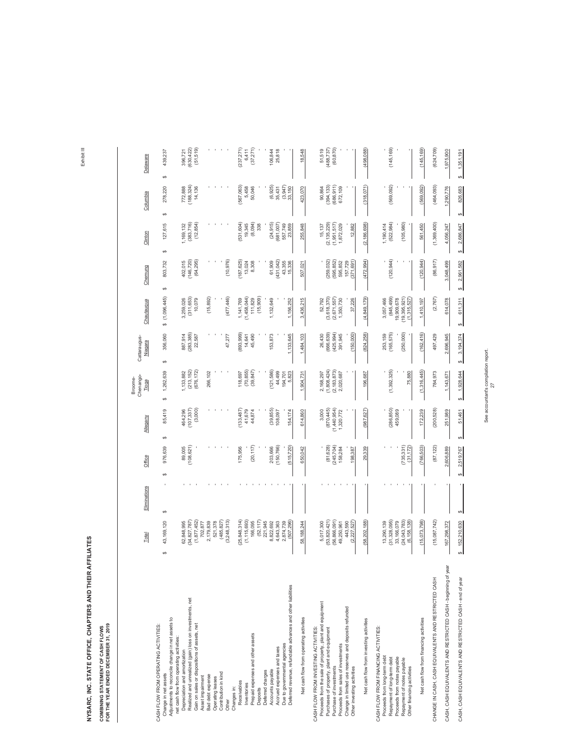# NYSARC, INC. STATE OFFICE, CHAPTERS AND THEIR AFFILIATES

**COMBINING STATEMENT OF CASH FLOWS**
**FOR THE YEAR ENDED DECEMBER 31, 2019**

Exhibit III

| | Total | Eliminations | Office | Allegany | Broome-Chenango-Tioga | Cattaraugus-Niagara | Chautauqua | Chemung | Clinton | Columbia | Delaware |
|---|---|---|---|---|---|---|---|---|---|---|---|
| CASH FLOW FROM OPERATING ACTIVITIES: | | | | | | | | | | | |
| Change in net assets | $ 43,169,120 | $ - | $ 976,639 | $ 85,419 | $ 1,262,639 | $ 356,060 | $ (1,096,445) | $ 803,732 | $ 127,615 | $ 278,220 | $ 439,237 |
| Adjustments to reconcile change in net assets to net cash flow from operating activities: | | | | | | | | | | | |
| Depreciation and amortization | 62,848,995 | - | 89,005 | 464,296 | 1,133,882 | 887,914 | 3,259,026 | 402,015 | 1,169,132 | 772,888 | 396,721 |
| Realized and unrealized (gain) loss on investments, net | (34,827,787) | - | (108,621) | (107,337) | (213,152) | (283,385) | (311,653) | (146,720) | (383,716) | (188,324) | (630,422) |
| Gain on sales or dispositions of assets, net | (1,877,452) | - | - | (3,000) | (676,172) | 22,587 | 10,079 | (64,295) | (12,854) | 14,136 | (51,519) |
| Asset impairment | 702,877 | - | - | - | - | - | - | - | - | - | - |
| Bad debt expense | 2,179,839 | - | - | - | 266,102 | - | (15,892) | - | - | - | - |
| Operating leases | 521,378 | - | - | - | - | - | - | - | - | - | - |
| Contribution in kind | (485,827) | - | - | - | - | - | - | - | - | - | - |
| Other | (3,248,313) | - | - | - | - | 47,277 | (477,446) | (10,976) | - | - | - |
| Changes in: | | | | | | | | | | | |
| Receivables | (25,848,314) | - | 175,956 | (133,487) | 118,697 | (893,999) | 1,141,769 | (187,625) | (531,604) | (567,063) | (237,271) |
| Inventories | (1,115,693) | - | - | 41,679 | (70,855) | 14,641 | (1,458,044) | 13,024 | 19,345 | 5,458 | 6,411 |
| Prepaid expenses and other assets | 166,095 | - | (20,117) | 44,874 | (39,847) | 45,490 | 111,829 | 8,308 | (8,094) | 50,046 | (37,271) |
| Deposits | (52,117) | - | - | - | - | - | (15,909) | - | 338 | - | - |
| Deferred charges | 221,945 | - | - | - | - | - | - | - | - | - | - |
| Accounts payable | 8,822,692 | - | 203,666 | (39,855) | (121,586) | 153,873 | 1,132,649 | 61,909 | (24,915) | (6,925) | 106,844 |
| Accrued expenses and taxes | 4,643,363 | - | (150,766) | 108,097 | 44,499 | - | - | (431,042) | (681,007) | 35,431 | 25,818 |
| Due to governmental agencies | 2,874,739 | - | - | - | 194,701 | - | - | 43,355 | 557,749 | (3,947) | - |
| Deferred revenue, refundable advances and other liabilities | (507,296) | - | (515,720) | 154,174 | 5,823 | 1,133,645 | 1,156,252 | 15,336 | 23,859 | 33,150 | - |
| Net cash flow from operating activities | 58,188,244 | - | 650,042 | 614,860 | 1,904,731 | 1,484,103 | 3,436,215 | 507,021 | 255,848 | 423,070 | 18,548 |
| CASH FLOW FROM INVESTING ACTIVITIES: | | | | | | | | | | | |
| Proceeds from the sale of property, plant and equipment | 5,017,300 | - | - | 3,000 | 2,168,297 | 26,430 | 52,792 | - | 15,137 | 90,864 | 51,519 |
| Purchases of property, plant and equipment | (53,820,421) | - | (81,628) | (870,445) | (1,808,424) | (666,639) | (3,618,370) | (259,032) | (2,135,229) | (394,133) | (488,737) |
| Purchase of investments | (56,866,091) | - | (245,704) | (1,440,954) | (2,183,873) | (425,994) | (2,671,557) | (595,852) | (1,951,517) | (686,911) | (60,870) |
| Proceeds from sales of investments | 49,250,961 | - | 158,284 | 1,320,772 | 2,020,687 | 391,945 | 1,350,730 | 598,852 | 1,872,029 | 672,109 | - |
| Change in limited use reserves and deposits refunded | 443,590 | - | - | - | - | - | - | 157,729 | - | - | - |
| Other investing activities | (2,227,527) | - | 198,387 | - | - | (150,000) | 37,226 | (371,691) | 12,882 | - | - |
| Net cash flow from investing activities | (58,202,188) | - | 29,339 | (987,627) | 196,687 | (824,258) | (4,849,179) | (472,994) | (2,186,698) | (318,071) | (498,088) |
| CASH FLOW FROM FINANCING ACTIVITIES: | | | | | | | | | | | |
| Proceeds from long-term debt | 13,290,139 | - | - | - | - | 253,159 | 3,057,466 | - | 1,190,414 | - | - |
| Repayment of long-term debt | (31,328,095) | - | - | (286,850) | (1,392,325) | (165,575) | (845,499) | (120,944) | (522,984) | (569,092) | (145,169) |
| Proceeds from notes payable | 33,166,079 | - | - | 459,089 | - | - | 19,909,678 | - | - | - | - |
| Repayment of notes payable | (24,043,783) | - | (735,331) | - | - | (250,000) | (19,395,921) | - | (105,980) | - | - |
| Other financing activities | (6,158,138) | - | (31,172) | - | 75,880 | - | (1,315,527) | - | - | - | - |
| Net cash flow from financing activities | (15,073,798) | - | (766,503) | 172,239 | (1,316,445) | (162,416) | 1,410,197 | (120,944) | 561,450 | (569,092) | (145,169) |
| CHANGE IN CASH, CASH EQUIVALENTS AND RESTRICTED CASH | (15,087,742) | - | (87,122) | (200,528) | 784,973 | 497,429 | (2,767) | (86,917) | (1,369,400) | (464,093) | (624,709) |
| CASH, CASH EQUIVALENTS AND RESTRICTED CASH - beginning of year | 167,298,372 | - | 2,606,889 | 251,989 | 1,143,671 | 2,696,945 | 614,078 | 3,048,499 | 4,056,247 | 1,290,776 | 1,975,900 |
| CASH, CASH EQUIVALENTS AND RESTRICTED CASH - end of year | $ 152,210,630 | $ - | $ 2,519,767 | $ 51,461 | $ 1,928,644 | $ 3,194,374 | $ 611,311 | $ 2,961,582 | $ 2,686,847 | $ 826,683 | $ 1,351,191 |

See accountant's compilation report.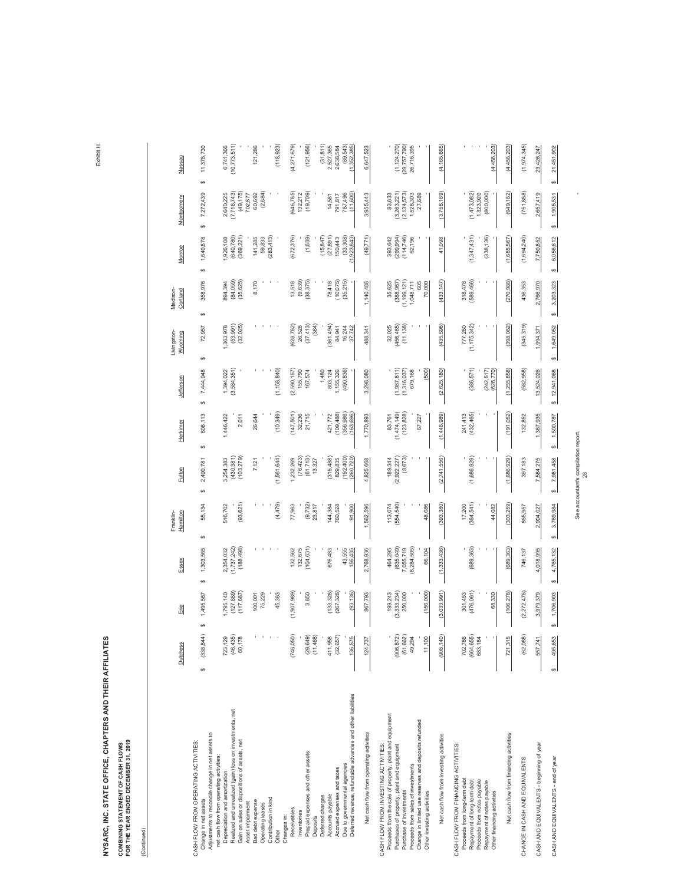Exhibit III

# NYSARC, INC. STATE OFFICE, CHAPTERS AND THEIR AFFILIATES

**COMBINING STATEMENT OF CASH FLOWS**
**FOR THE YEAR ENDED DECEMBER 31, 2019**

(Continued)

| | Dutchess | Erie | Essex | Franklin-Hamilton | Fulton | Herkimer | Jefferson | Livingston-Wyoming | Madison-Cortland | Monroe | Montgomery | Nassau |
|---|---|---|---|---|---|---|---|---|---|---|---|---|
| CASH FLOW FROM OPERATING ACTIVITIES: | | | | | | | | | | | | |
| Change in net assets | $ (338,844) | $ 1,495,567 | $ 1,303,565 | $ 55,134 | $ 2,490,781 | $ 608,113 | $ 7,444,948 | $ 72,957 | $ 358,976 | $ 1,640,878 | $ 7,272,439 | $ 11,378,730 |
| Adjustments to reconcile change in net assets to net cash flow from operating activities: | | | | | | | | | | | | |
| Depreciation and amortization | 723,129 | 1,795,140 | 2,354,032 | 516,702 | 3,254,383 | 1,446,422 | 1,394,022 | 1,363,978 | 894,394 | 1,926,108 | 2,640,225 | 6,741,366 |
| Realized and unrealized (gain) loss on investments, net | (46,435) | (127,889) | (1,737,242) | - | (430,381) | - | (3,584,351) | (53,991) | (84,059) | (640,780) | (7,716,743) | (10,773,511) |
| Gain on sales or dispositions of assets, net | 60,178 | (117,687) | (188,498) | (93,621) | (103,279) | 2,011 | - | (32,025) | (35,625) | (369,221) | (49,175) | - |
| Asset impairment | - | - | - | - | - | - | - | - | - | - | 702,877 | - |
| Bad debt expense | - | 100,001 | - | - | 7,121 | 26,644 | - | - | 8,170 | 141,285 | 60,692 | 121,286 |
| Operating leases | - | 75,229 | - | - | - | - | - | - | - | 59,833 | (2,884) | - |
| Contribution in kind | - | - | - | - | - | - | - | - | - | (283,413) | - | - |
| Other | - | 45,363 | - | (4,479) | (1,561,644) | (10,349) | (1,158,840) | - | - | - | - | (118,923) |
| Changes in: | | | | | | | | | | | | |
| Receivables | (748,050) | (1,907,989) | 132,562 | 77,963 | 1,232,269 | (147,501) | (2,590,157) | (628,762) | 13,518 | (672,376) | (646,785) | (4,271,679) |
| Inventories | - | - | 132,675 | - | (76,423) | 32,236 | 155,790 | 26,528 | (9,639) | - | 132,212 | - |
| Prepaid expenses and other assets | (29,649) | 3,850 | (104,631) | (9,732) | (61,713) | 21,715 | 167,574 | (37,413) | (38,375) | (1,639) | (19,709) | (121,956) |
| Deposits | (11,468) | - | - | 23,817 | 13,327 | - | - | (364) | - | - | - | - |
| Deferred charges | - | - | - | - | - | - | 1,480 | - | - | (15,847) | - | (31,811) |
| Accounts payable | 411,958 | (133,328) | 676,483 | 144,384 | (315,488) | 421,772 | 803,124 | (361,494) | 78,418 | (27,891) | 14,581 | 2,527,365 |
| Accrued expenses and taxes | (32,657) | (267,328) | - | 760,528 | 829,835 | (109,488) | 1,155,326 | 84,941 | (10,075) | 150,443 | 791,817 | 2,638,584 |
| Due to governmental agencies | - | - | 43,555 | - | (192,400) | (356,986) | (490,836) | 16,244 | (35,215) | (33,308) | 787,496 | (89,543) |
| Deferred revenue, refundable advances and other liabilities | 136,575 | (93,136) | 156,435 | 91,900 | (260,720) | (163,696) | - | 37,742 | - | (1,923,843) | (11,600) | (1,352,385) |
| Net cash flow from operating activities | 124,737 | 867,793 | 2,768,936 | 1,562,596 | 4,825,668 | 1,770,893 | 3,298,080 | 488,341 | 1,140,488 | (49,771) | 3,955,443 | 6,647,523 |
| CASH FLOW FROM INVESTING ACTIVITIES: | | | | | | | | | | | | |
| Proceeds from the sale of property, plant and equipment | - | 199,243 | 464,295 | 113,074 | 189,344 | 83,761 | - | 32,025 | 35,625 | 393,642 | 83,633 | - |
| Purchases of property, plant and equipment | (906,672) | (3,333,234) | (635,049) | (554,540) | (2,922,227) | (1,474,149) | (1,987,811) | (456,485) | (388,967) | (299,994) | (3,263,221) | (1,124,270) |
| Purchases of investments | (61,862) | 250,000 | 7,055,719 | - | (8,673) | (123,828) | (1,316,037) | (11,138) | (1,199,121) | (114,746) | (2,134,273) | (29,757,790) |
| Proceeds from sales of investments | 49,294 | - | (8,284,505) | - | - | - | 679,168 | - | 1,048,711 | 62,196 | 1,528,303 | 26,716,395 |
| Change in limited use reserves and deposits refunded | - | - | - | - | - | 67,227 | - | - | 605 | - | 27,689 | - |
| Other investing activities | 11,100 | (150,000) | 66,104 | 48,086 | - | - | (500) | - | 70,000 | - | - | - |
| Net cash flow from investing activities | (908,140) | (3,033,991) | (1,333,436) | (393,380) | (2,741,556) | (1,446,989) | (2,625,180) | (435,598) | (433,147) | 41,098 | (3,758,169) | (4,165,665) |
| CASH FLOW FROM FINANCING ACTIVITIES: | | | | | | | | | | | | |
| Proceeds from long-term debt | 702,786 | 301,453 | - | 17,200 | - | 241,413 | - | 777,280 | 318,478 | - | - | - |
| Repayment of long-term debt | (664,655) | (476,061) | (689,363) | (364,541) | (1,686,929) | (432,465) | (386,571) | (1,175,342) | (589,466) | (1,347,431) | (1,473,082) | - |
| Proceeds from notes payable | 683,184 | - | - | - | - | - | - | - | - | - | 1,323,920 | - |
| Repayment of notes payable | - | - | - | - | - | - | (242,517) | - | - | (338,136) | (800,000) | - |
| Other financing activities | - | 68,330 | - | 44,082 | - | - | (626,770) | - | - | - | - | (4,456,203) |
| Net cash flow from financing activities | 721,315 | (106,278) | (689,363) | (303,259) | (1,686,929) | (191,052) | (1,255,858) | (398,062) | (270,988) | (1,685,567) | (949,162) | (4,456,203) |
| CHANGE IN CASH AND EQUIVALENTS | (62,088) | (2,272,476) | 746,137 | 865,957 | 397,183 | 132,852 | (582,958) | (345,319) | 436,353 | (1,694,240) | (751,888) | (1,974,345) |
| CASH AND EQUIVALENTS - beginning of year | 557,741 | 3,979,379 | 4,018,995 | 2,904,027 | 7,584,275 | 1,367,935 | 13,524,026 | 1,994,371 | 2,766,970 | 7,750,852 | 2,657,419 | 23,426,247 |
| CASH AND EQUIVALENTS - end of year | $ 495,653 | $ 1,706,903 | $ 4,765,132 | $ 3,769,984 | $ 7,981,458 | $ 1,500,787 | $ 12,941,068 | $ 1,649,052 | $ 3,203,323 | $ 6,056,612 | $ 1,905,531 | $ 21,451,902 |

See accountant's compilation report.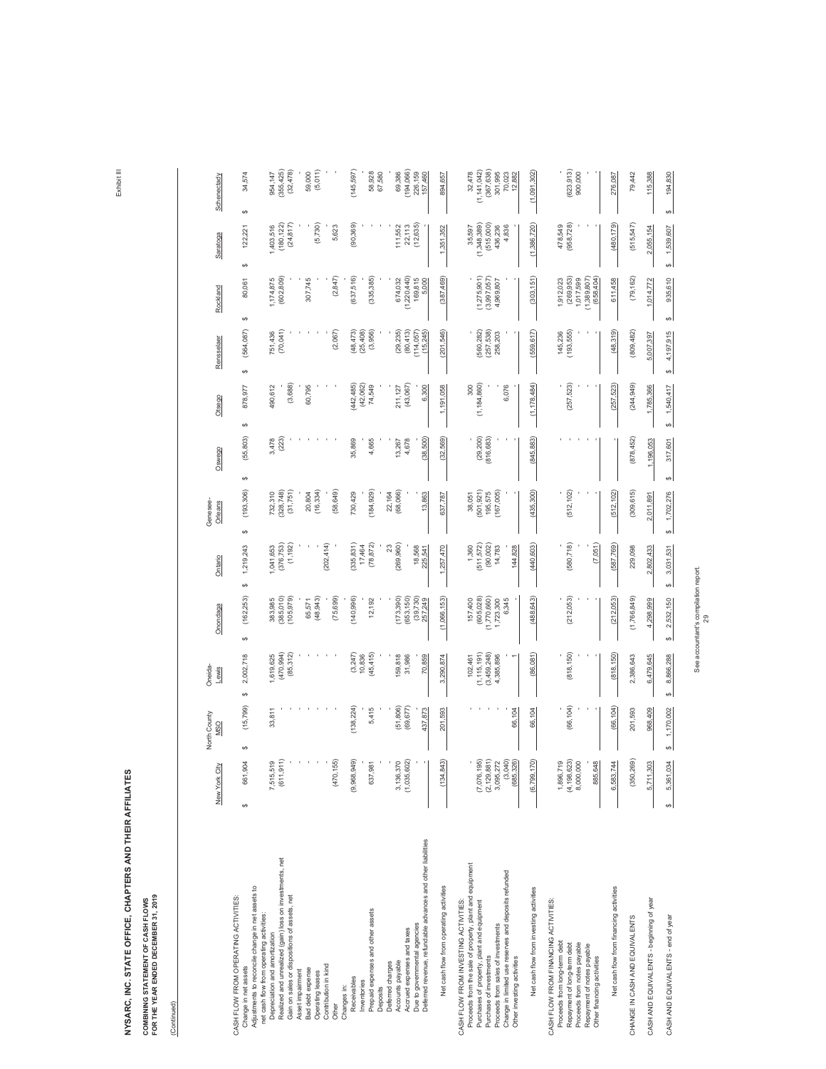Exhibit III

# NYSARC, INC. STATE OFFICE, CHAPTERS AND THEIR AFFILIATES

**COMBINING STATEMENT OF CASH FLOWS**
**FOR THE YEAR ENDED DECEMBER 31, 2019**

(Continued)

| | New York City | North County MSO | Oneida-Lewis | Onondaga | Ontario | Genesee-Orleans | Oswego | Otsego | Rensselaer | Rockland | Saratoga | Schenectady |
|---|---|---|---|---|---|---|---|---|---|---|---|---|
| CASH FLOW FROM OPERATING ACTIVITIES: | | | | | | | | | | | | |
| Change in net assets | $ 661,904 | $ (15,799) | $ 2,002,718 | $ (162,253) | $ 1,219,243 | $ (193,306) | $ (55,803) | $ 878,977 | $ (564,087) | $ 80,061 | $ 122,221 | $ 34,574 |
| Adjustments to reconcile change in net assets to net cash flow from operating activities: | | | | | | | | | | | | |
| Depreciation and amortization | 7,515,519 | 33,811 | 1,619,625 | 383,985 | 1,041,653 | 732,310 | 3,478 | 490,612 | 751,436 | 1,174,875 | 1,403,516 | 954,147 |
| Realized and unrealized (gain) loss on investments, net | (611,911) | - | (470,994) | (385,010) | (376,753) | (328,748) | (223) | - | (70,041) | (602,809) | (180,122) | (355,425) |
| Gain on sales or dispositions of assets, net | - | - | (85,312) | (105,979) | (1,192) | (31,751) | - | (3,688) | - | - | (24,817) | (32,478) |
| Asset impairment | - | - | - | - | - | - | - | - | - | - | - | - |
| Bad debt expense | - | - | - | 65,571 | - | 20,804 | - | 60,795 | - | 307,745 | - | 59,000 |
| Operating leases | - | - | - | (48,943) | - | (16,334) | - | - | - | - | (5,730) | (5,011) |
| Contribution in kind | - | - | - | - | (202,414) | - | - | - | - | - | - | - |
| Other | (470,155) | - | - | (75,699) | - | (58,649) | - | - | (2,067) | (2,847) | 5,623 | - |
| Changes in: | | | | | | | | | | | | |
| Receivables | (9,968,949) | (138,224) | (3,247) | (140,996) | (335,831) | 730,429 | 35,869 | (442,485) | (48,473) | (637,516) | (90,369) | (145,597) |
| Inventories | - | - | 10,836 | - | 17,464 | - | - | (42,062) | (25,408) | - | - | - |
| Prepaid expenses and other assets | 637,981 | 5,415 | (45,415) | 12,192 | (78,872) | (184,929) | 4,665 | 74,549 | (3,956) | (335,385) | - | 58,928 |
| Deposits | - | - | - | - | - | - | - | - | - | - | - | 67,580 |
| Deferred charges | - | - | - | - | 23 | 22,164 | - | - | - | - | - | - |
| Accounts payable | 3,136,370 | (51,806) | 159,818 | (173,390) | (269,960) | (68,066) | 13,267 | 211,127 | (29,235) | 674,032 | 111,552 | 69,386 |
| Accrued expenses and taxes | (1,035,602) | (69,677) | 31,986 | (653,150) | - | - | 4,678 | (43,067) | (80,413) | (1,220,440) | 22,113 | (194,066) |
| Due to governmental agencies | - | - | - | (39,730) | 18,568 | - | - | - | (114,057) | 169,815 | (12,635) | 226,159 |
| Deferred revenue, refundable advances and other liabilities | - | 437,873 | 70,859 | 257,249 | 225,541 | 13,863 | (38,500) | 6,300 | (15,245) | 5,000 | - | 157,460 |
| Net cash flow from operating activities | (134,843) | 201,593 | 3,290,874 | (1,066,153) | 1,257,470 | 637,787 | (32,569) | 1,191,058 | (201,546) | (387,469) | 1,351,352 | 894,657 |
| CASH FLOW FROM INVESTING ACTIVITIES: | | | | | | | | | | | | |
| Proceeds from the sale of property, plant and equipment | - | - | 102,461 | 157,400 | 1,360 | 38,051 | - | 300 | - | - | 35,597 | 32,478 |
| Purchases of property, plant and equipment | (7,076,195) | - | (1,115,191) | (605,028) | (511,572) | (501,921) | (29,200) | (1,184,860) | (560,282) | (1,275,901) | (1,348,389) | (1,141,042) |
| Purchases of investments | (2,129,881) | - | (3,459,248) | (1,770,660) | (90,002) | 195,575 | (816,683) | - | (257,538) | (3,997,057) | (515,000) | (367,630) |
| Proceeds from sales of investments | 3,095,272 | - | 4,385,896 | 1,723,300 | 14,783 | (167,005) | - | - | 258,203 | 4,969,807 | 436,236 | 301,995 |
| Change in limited use reserves and deposits refunded | (3,040) | - | - | 6,345 | - | - | - | 6,076 | - | - | 4,836 | 70,023 |
| Other investing activities | (685,326) | 66,104 | 1 | - | 144,828 | - | - | - | - | - | - | 12,882 |
| Net cash flow from investing activities | (6,799,170) | 66,104 | (86,081) | (488,643) | (440,603) | (435,300) | (845,883) | (1,178,484) | (559,617) | (303,151) | (1,386,720) | (1,091,302) |
| CASH FLOW FROM FINANCING ACTIVITIES: | | | | | | | | | | | | |
| Proceeds from long-term debt | 1,896,719 | - | - | - | - | - | - | - | 145,236 | 1,912,023 | 478,549 | - |
| Repayment of long-term debt | (4,198,623) | (66,104) | (818,150) | (212,053) | (580,718) | (512,102) | - | (257,523) | (193,555) | (269,953) | (958,728) | (623,913) |
| Proceeds from notes payable | 8,000,000 | - | - | - | - | - | - | - | - | 1,017,599 | - | 900,000 |
| Repayment of notes payable | - | - | - | - | (7,051) | - | - | - | - | (1,389,807) | - | - |
| Other financing activities | 885,648 | - | - | - | - | - | - | - | - | (658,404) | - | - |
| Net cash flow from financing activities | 6,583,744 | (66,104) | (818,150) | (212,053) | (587,769) | (512,102) | - | (257,523) | (48,319) | 611,458 | (480,179) | 276,087 |
| CHANGE IN CASH AND EQUIVALENTS | (350,269) | 201,593 | 2,386,643 | (1,766,849) | 229,098 | (309,615) | (878,452) | (244,949) | (809,482) | (79,162) | (515,547) | 79,442 |
| CASH AND EQUIVALENTS - beginning of year | 5,711,303 | 968,409 | 6,479,645 | 4,298,999 | 2,802,433 | 2,011,891 | 1,196,053 | 1,785,366 | 5,007,397 | 1,014,772 | 2,055,154 | 115,388 |
| CASH AND EQUIVALENTS - end of year | $ 5,361,034 | $ 1,170,002 | $ 8,866,288 | $ 2,532,150 | $ 3,031,531 | $ 1,702,276 | $ 317,601 | $ 1,540,417 | $ 4,197,915 | $ 935,610 | $ 1,539,607 | $ 194,830 |

See accountant's compilation report.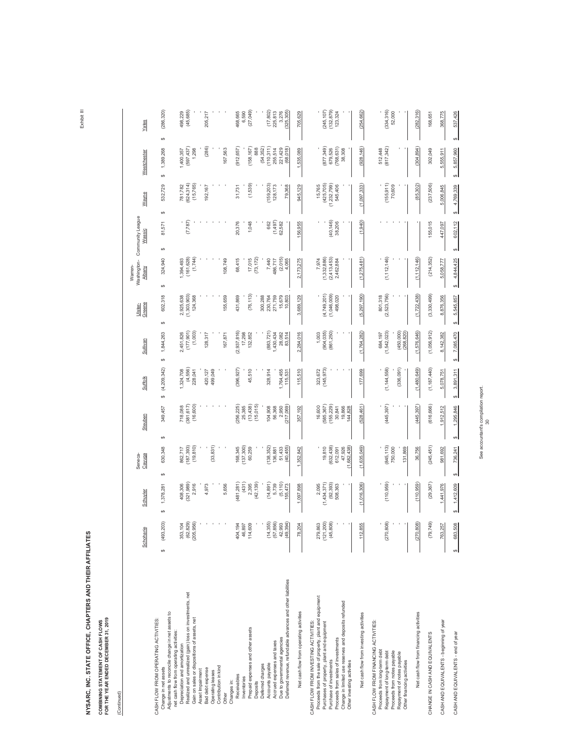Exhibit III

# NYSARC, INC. STATE OFFICE, CHAPTERS AND THEIR AFFILIATES

**COMBINING STATEMENT OF CASH FLOWS**
**FOR THE YEAR ENDED DECEMBER 31, 2019**

(Continued)

| | Schoharie | Schuyler | Seneca-Cayuga | Steuben | Suffolk | Sullivan | Ulster-Greene | Warren-Washington-Albany | Community League Wassaic | Wayne | Westchester | Yates |
|---|---|---|---|---|---|---|---|---|---|---|---|---|
| CASH FLOW FROM OPERATING ACTIVITIES: | | | | | | | | | | | | |
| Change in net assets | $ (493,203) | $ 1,378,281 | $ 630,348 | $ 349,457 | $ (4,209,342) | $ 1,844,263 | $ 602,318 | $ 324,940 | $ 81,571 | $ 532,729 | $ 1,389,268 | $ (286,320) |
| Adjustments to reconcile change in net assets to net cash flow from operating activities: | | | | | | | | | | | | |
| Depreciation and amortization | 353,104 | 408,306 | 862,717 | 718,088 | 1,324,708 | 2,451,826 | 2,925,638 | 1,394,493 | - | 781,782 | 1,400,357 | 498,229 |
| Realized and unrealized (gain) loss on investments, net | (62,829) | (321,989) | (187,393) | (381,617) | (4,556) | (177,901) | (1,303,903) | (161,628) | (7,787) | (624,314) | (597,437) | (45,685) |
| Gain on sales or dispositions of assets, net | (205,956) | 2,916 | (19,810) | (16,600) | 228,041 | (1,003) | 124,368 | (1,744) | - | (15,765) | 1,298 | - |
| Asset impairment | - | - | - | - | - | - | - | - | - | - | - | - |
| Bad debt expense | - | 4,973 | (33,831) | - | 420,127 | 128,317 | - | - | - | 192,167 | (286) | 205,217 |
| Operating leases | - | - | - | - | 499,049 | - | - | - | - | - | - | - |
| Contribution in kind | - | - | - | - | - | - | - | - | - | - | - | - |
| Other | - | 5,656 | - | - | - | 167,871 | 155,659 | 108,749 | - | - | 167,563 | - |
| Changes in: | | | | | | | | | | | | |
| Receivables | 404,194 | (481,281) | 168,345 | (256,225) | (396,927) | (2,937,816) | 431,869 | 68,415 | 20,376 | 31,731 | (912,657) | 468,665 |
| Inventories | 46,897 | (431) | (137,300) | 25,385 | - | 17,298 | - | - | - | - | - | 6,590 |
| Prepaid expenses and other assets | 114,609 | 2,395 | 60,259 | (13,438) | 45,510 | 132,852 | (76,113) | 17,015 | 1,048 | (1,539) | (158,167) | (27,049) |
| Deposits | - | (42,139) | - | (15,015) | - | - | - | (73,172) | - | - | 888 | - |
| Deferred charges | - | - | - | - | - | - | 300,288 | - | - | - | (54,352) | - |
| Accounts payable | (14,355) | (14,891) | (138,352) | 104,908 | 328,914 | (883,721) | 230,764 | 7,440 | 662 | (159,203) | (110,311) | (17,802) |
| Accrued expenses and taxes | (57,856) | 5,739 | 136,881 | 56,368 | - | 1,430,434 | 271,759 | 486,717 | (1,497) | 128,173 | 259,514 | 225,813 |
| Due to governmental agencies | 42,993 | (5,110) | 51,433 | 2,950 | 1,764,455 | 28,082 | 15,679 | (2,015) | 62,582 | - | 221,429 | 3,276 |
| Deferred revenue, refundable advances and other liabilities | (49,394) | 155,473 | (40,455) | (217,069) | 115,531 | 83,514 | 10,803 | 4,065 | - | 79,368 | (68,018) | (325,305) |
| Net cash flow from operating activities | 78,204 | 1,097,898 | 1,352,842 | 357,192 | 115,510 | 2,284,016 | 3,689,129 | 2,173,275 | 156,955 | 945,129 | 1,535,089 | 705,629 |
| CASH FLOW FROM INVESTING ACTIVITIES: | | | | | | | | | | | | |
| Proceeds from the sale of property, plant and equipment | 279,863 | 2,095 | 19,810 | 16,600 | 323,672 | 1,003 | - | 7,974 | - | 15,765 | - | - |
| Purchases of property, plant and equipment | (121,200) | (1,434,371) | (632,438) | (585,367) | (145,973) | (904,035) | (4,749,201) | (1,332,886) | - | (425,705) | (877,349) | (245,107) |
| Purchase of investments | (45,808) | (92,393) | - | (155,229) | - | (861,250) | (1,046,009) | (2,413,453) | (40,146) | (1,232,799) | 679,526 | (132,879) |
| Proceeds from sales of investments | - | 508,363 | 612,091 | 30,941 | - | - | 498,020 | 2,462,884 | 38,206 | 545,406 | (768,631) | 123,324 |
| Change in limited use reserves and deposits refunded | - | - | 47,926 | 19,866 | - | - | - | - | - | - | 38,308 | - |
| Other investing activities | - | - | (1,682,438) | 144,828 | - | - | - | - | - | - | - | - |
| Net cash flow from investing activities | 112,855 | (1,016,306) | (1,635,049) | (528,461) | 177,699 | (1,764,282) | (5,297,190) | (1,275,481) | (1,940) | (1,097,333) | (928,146) | (254,662) |
| CASH FLOW FROM FINANCING ACTIVITIES: | | | | | | | | | | | | |
| Proceeds from long-term debt | - | - | - | - | - | 684,197 | 801,318 | - | - | - | 512,448 | - |
| Repayment of long-term debt | (270,808) | (110,959) | (845,113) | (445,397) | (1,144,558) | (1,542,023) | (2,523,756) | (1,112,146) | - | (155,911) | (817,342) | (334,316) |
| Proceeds from notes payable | - | - | 750,000 | - | - | - | - | - | - | 70,609 | - | 52,000 |
| Repayment of notes payable | - | - | - | - | (336,091) | (450,000) | - | - | - | - | - | - |
| Other financing activities | - | - | 131,869 | - | - | (268,820) | - | - | - | - | - | - |
| Net cash flow from financing activities | (270,808) | (110,959) | 36,756 | (445,397) | (1,480,649) | (1,576,646) | (1,722,438) | (1,112,146) | - | (85,302) | (304,894) | (282,316) |
| CHANGE IN CASH AND EQUIVALENTS | (79,749) | (29,367) | (245,451) | (616,666) | (1,187,440) | (1,056,912) | (3,330,499) | (214,352) | 155,015 | (237,506) | 302,049 | 168,651 |
| CASH AND EQUIVALENTS - beginning of year | 763,257 | 1,441,976 | 981,692 | 1,912,512 | 5,078,751 | 8,142,382 | 8,876,356 | 5,058,777 | 447,097 | 5,006,845 | 5,555,911 | 368,775 |
| CASH AND EQUIVALENTS - end of year | $ 683,508 | $ 1,412,609 | $ 736,241 | $ 1,295,846 | $ 3,891,311 | $ 7,085,470 | $ 5,545,857 | $ 4,844,425 | $ 602,112 | $ 4,769,339 | $ 5,857,960 | $ 537,426 |

See accountant's compilation report.